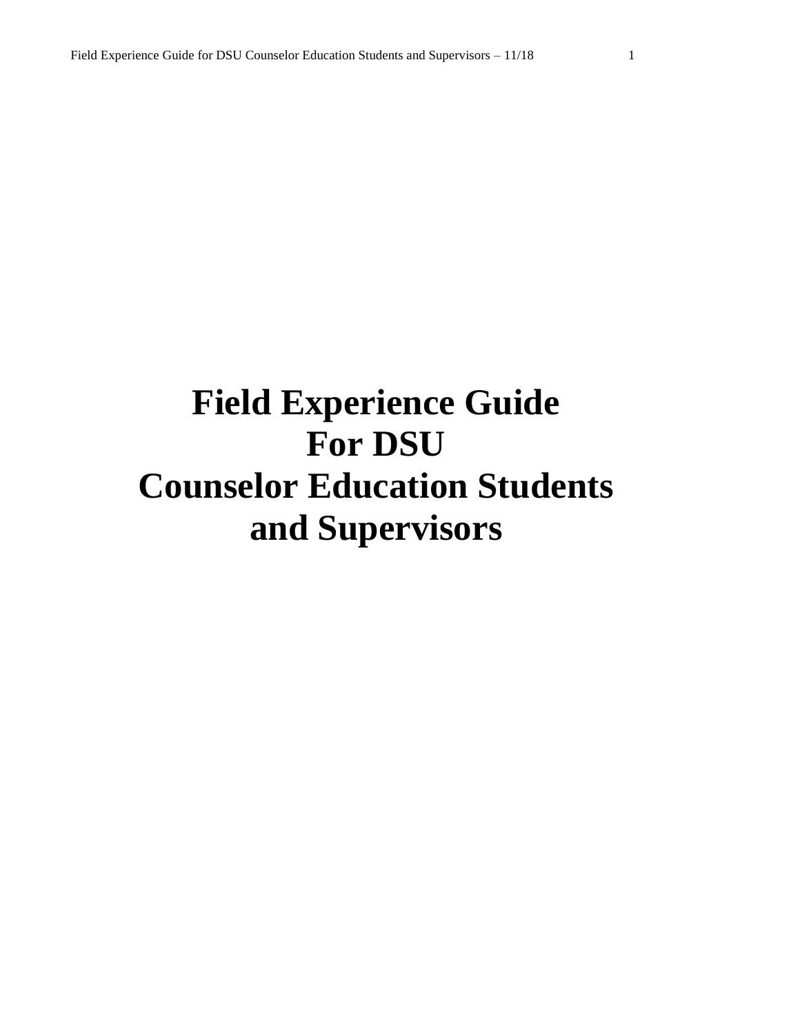# Field Experience Guide For DSU Counselor Education Students and Supervisors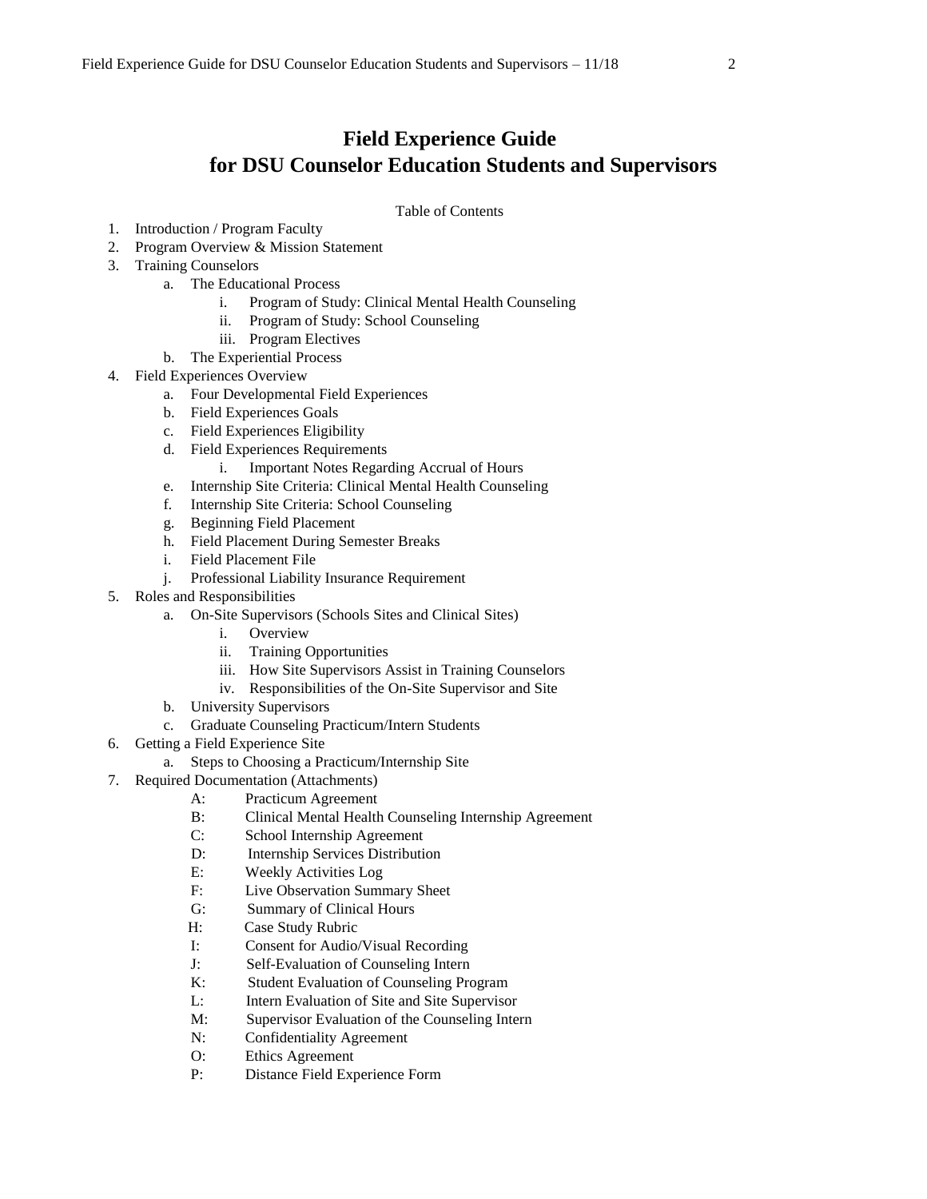# Field Experience Guide for DSU Counselor Education Students and Supervisors

Table of Contents

1. Introduction / Program Faculty
2. Program Overview & Mission Statement
3. Training Counselors
    a. The Educational Process
        i. Program of Study: Clinical Mental Health Counseling
        ii. Program of Study: School Counseling
        iii. Program Electives
    b. The Experiential Process
4. Field Experiences Overview
    a. Four Developmental Field Experiences
    b. Field Experiences Goals
    c. Field Experiences Eligibility
    d. Field Experiences Requirements
        i. Important Notes Regarding Accrual of Hours
    e. Internship Site Criteria: Clinical Mental Health Counseling
    f. Internship Site Criteria: School Counseling
    g. Beginning Field Placement
    h. Field Placement During Semester Breaks
    i. Field Placement File
    j. Professional Liability Insurance Requirement
5. Roles and Responsibilities
    a. On-Site Supervisors (Schools Sites and Clinical Sites)
        i. Overview
        ii. Training Opportunities
        iii. How Site Supervisors Assist in Training Counselors
        iv. Responsibilities of the On-Site Supervisor and Site
    b. University Supervisors
    c. Graduate Counseling Practicum/Intern Students
6. Getting a Field Experience Site
    a. Steps to Choosing a Practicum/Internship Site
7. Required Documentation (Attachments)
    - A: Practicum Agreement
    - B: Clinical Mental Health Counseling Internship Agreement
    - C: School Internship Agreement
    - D: Internship Services Distribution
    - E: Weekly Activities Log
    - F: Live Observation Summary Sheet
    - G: Summary of Clinical Hours
    - H: Case Study Rubric
    - I: Consent for Audio/Visual Recording
    - J: Self-Evaluation of Counseling Intern
    - K: Student Evaluation of Counseling Program
    - L: Intern Evaluation of Site and Site Supervisor
    - M: Supervisor Evaluation of the Counseling Intern
    - N: Confidentiality Agreement
    - O: Ethics Agreement
    - P: Distance Field Experience Form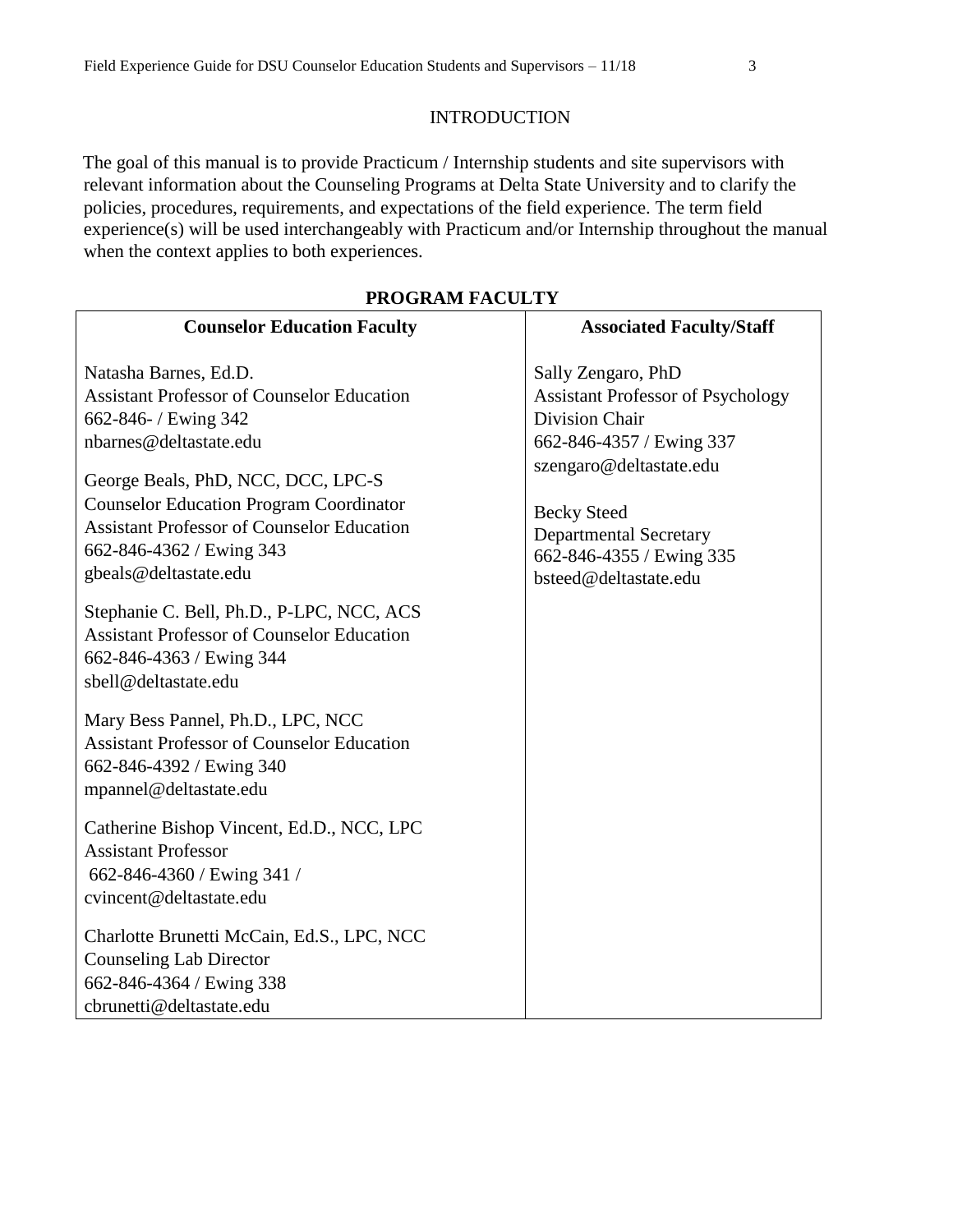## INTRODUCTION

The goal of this manual is to provide Practicum / Internship students and site supervisors with relevant information about the Counseling Programs at Delta State University and to clarify the policies, procedures, requirements, and expectations of the field experience. The term field experience(s) will be used interchangeably with Practicum and/or Internship throughout the manual when the context applies to both experiences.

## PROGRAM FACULTY

| Counselor Education Faculty | Associated Faculty/Staff |
|---|---|
| Natasha Barnes, Ed.D.<br>Assistant Professor of Counselor Education<br>662-846- / Ewing 342<br>nbarnes@deltastate.edu<br><br>George Beals, PhD, NCC, DCC, LPC-S<br>Counselor Education Program Coordinator<br>Assistant Professor of Counselor Education<br>662-846-4362 / Ewing 343<br>gbeals@deltastate.edu<br><br>Stephanie C. Bell, Ph.D., P-LPC, NCC, ACS<br>Assistant Professor of Counselor Education<br>662-846-4363 / Ewing 344<br>sbell@deltastate.edu<br><br>Mary Bess Pannel, Ph.D., LPC, NCC<br>Assistant Professor of Counselor Education<br>662-846-4392 / Ewing 340<br>mpannel@deltastate.edu<br><br>Catherine Bishop Vincent, Ed.D., NCC, LPC<br>Assistant Professor<br>662-846-4360 / Ewing 341 /<br>cvincent@deltastate.edu<br><br>Charlotte Brunetti McCain, Ed.S., LPC, NCC<br>Counseling Lab Director<br>662-846-4364 / Ewing 338<br>cbrunetti@deltastate.edu | Sally Zengaro, PhD<br>Assistant Professor of Psychology<br>Division Chair<br>662-846-4357 / Ewing 337<br>szengaro@deltastate.edu<br><br>Becky Steed<br>Departmental Secretary<br>662-846-4355 / Ewing 335<br>bsteed@deltastate.edu |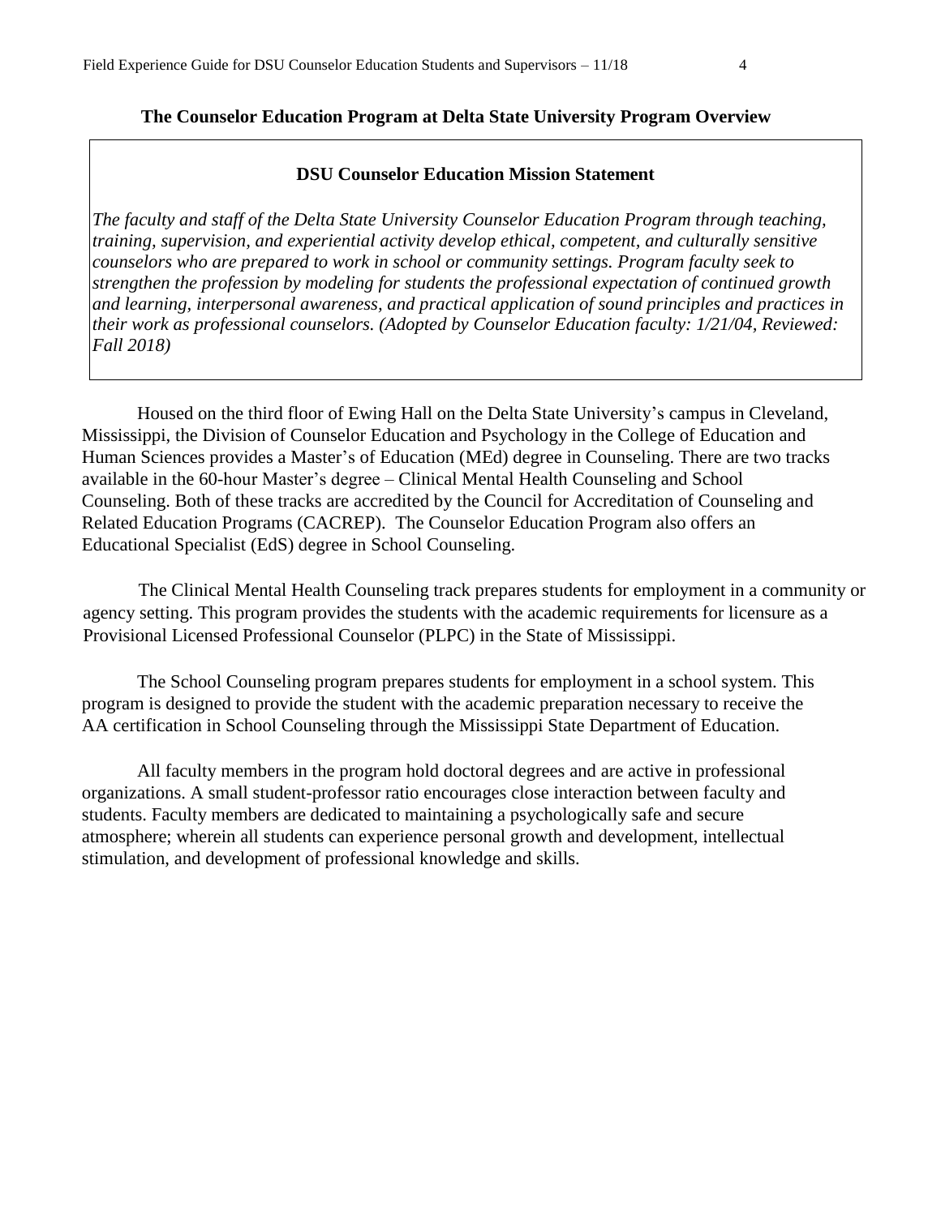## The Counselor Education Program at Delta State University Program Overview

### DSU Counselor Education Mission Statement

*The faculty and staff of the Delta State University Counselor Education Program through teaching, training, supervision, and experiential activity develop ethical, competent, and culturally sensitive counselors who are prepared to work in school or community settings. Program faculty seek to strengthen the profession by modeling for students the professional expectation of continued growth and learning, interpersonal awareness, and practical application of sound principles and practices in their work as professional counselors. (Adopted by Counselor Education faculty: 1/21/04, Reviewed: Fall 2018)*

Housed on the third floor of Ewing Hall on the Delta State University's campus in Cleveland, Mississippi, the Division of Counselor Education and Psychology in the College of Education and Human Sciences provides a Master's of Education (MEd) degree in Counseling. There are two tracks available in the 60-hour Master's degree – Clinical Mental Health Counseling and School Counseling. Both of these tracks are accredited by the Council for Accreditation of Counseling and Related Education Programs (CACREP). The Counselor Education Program also offers an Educational Specialist (EdS) degree in School Counseling.

The Clinical Mental Health Counseling track prepares students for employment in a community or agency setting. This program provides the students with the academic requirements for licensure as a Provisional Licensed Professional Counselor (PLPC) in the State of Mississippi.

The School Counseling program prepares students for employment in a school system. This program is designed to provide the student with the academic preparation necessary to receive the AA certification in School Counseling through the Mississippi State Department of Education.

All faculty members in the program hold doctoral degrees and are active in professional organizations. A small student-professor ratio encourages close interaction between faculty and students. Faculty members are dedicated to maintaining a psychologically safe and secure atmosphere; wherein all students can experience personal growth and development, intellectual stimulation, and development of professional knowledge and skills.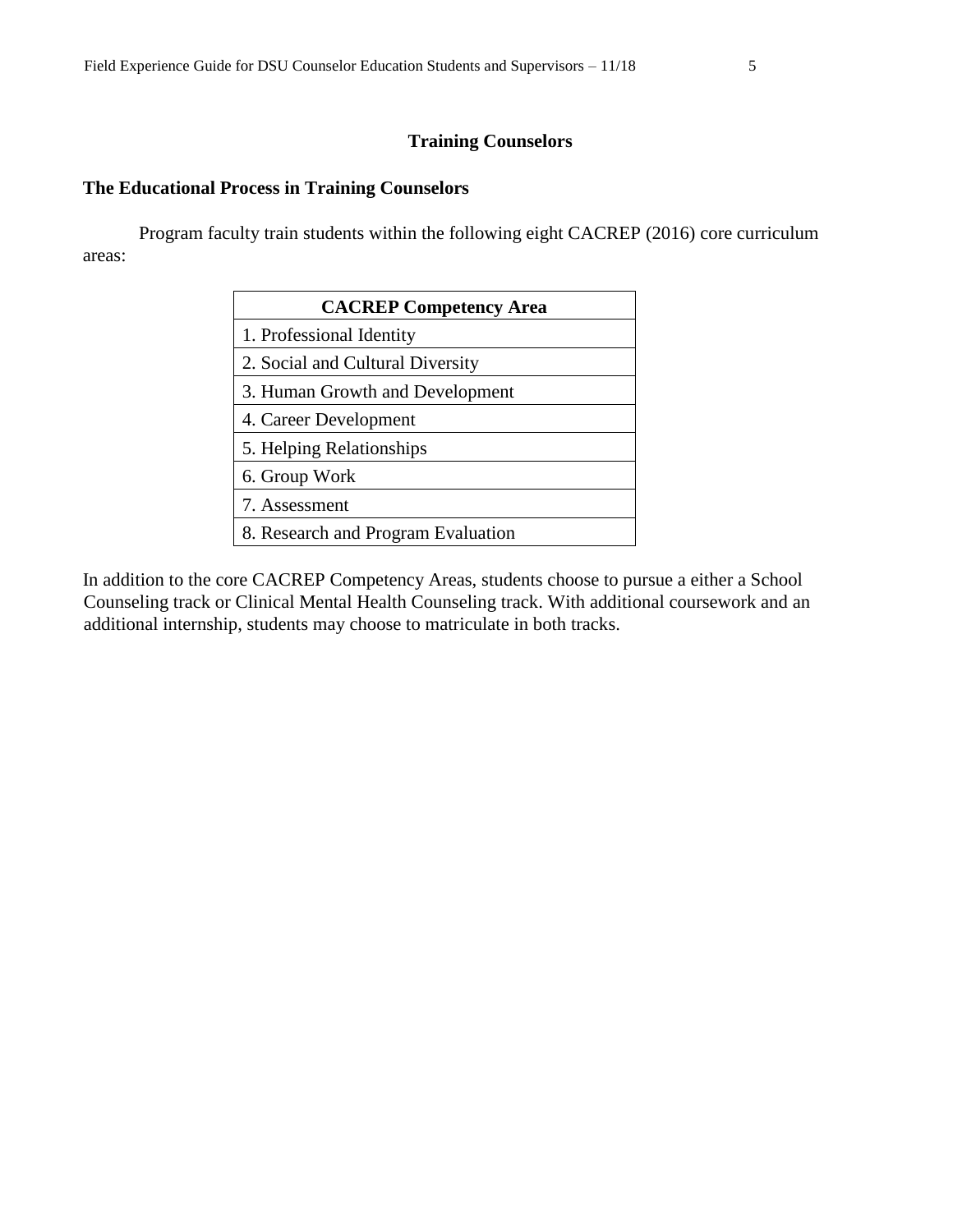# Training Counselors

## The Educational Process in Training Counselors

Program faculty train students within the following eight CACREP (2016) core curriculum areas:

| CACREP Competency Area |
|---|
| 1. Professional Identity |
| 2. Social and Cultural Diversity |
| 3. Human Growth and Development |
| 4. Career Development |
| 5. Helping Relationships |
| 6. Group Work |
| 7. Assessment |
| 8. Research and Program Evaluation |

In addition to the core CACREP Competency Areas, students choose to pursue a either a School Counseling track or Clinical Mental Health Counseling track. With additional coursework and an additional internship, students may choose to matriculate in both tracks.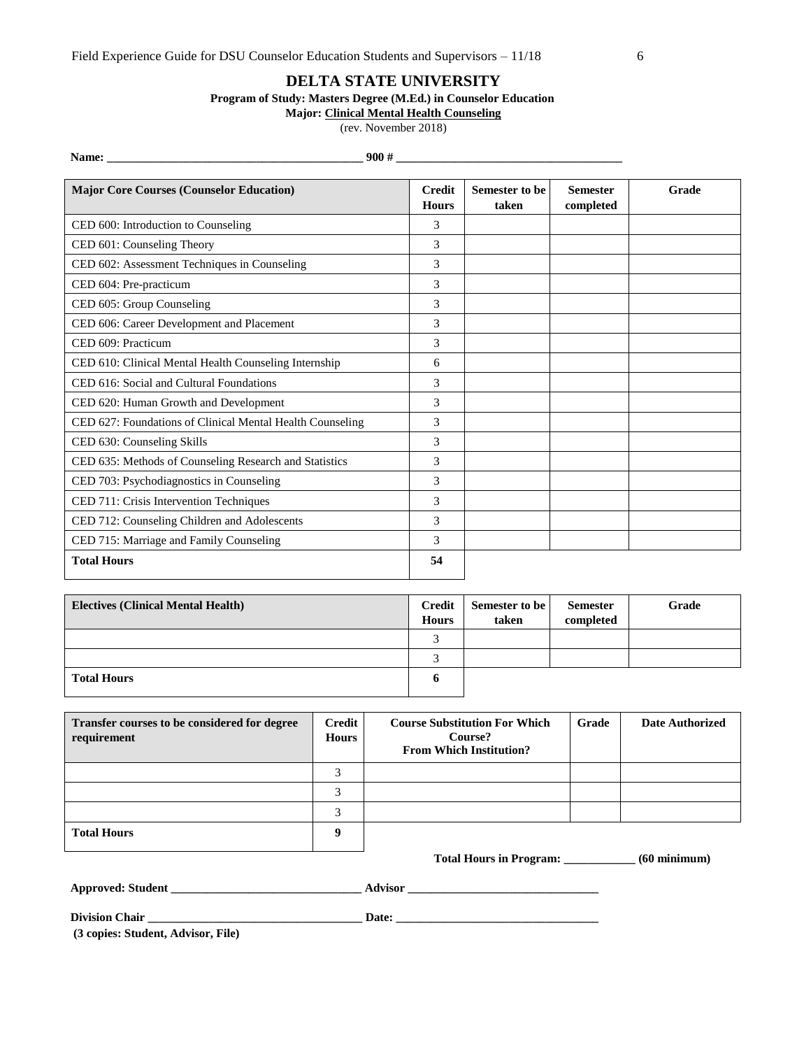# DELTA STATE UNIVERSITY

**Program of Study: Masters Degree (M.Ed.) in Counselor Education**

**Major: Clinical Mental Health Counseling**

(rev. November 2018)

**Name:** ___________________________________________ **900 #** _____________________________________

| Major Core Courses (Counselor Education) | Credit Hours | Semester to be taken | Semester completed | Grade |
|---|---|---|---|---|
| CED 600: Introduction to Counseling | 3 | | | |
| CED 601: Counseling Theory | 3 | | | |
| CED 602: Assessment Techniques in Counseling | 3 | | | |
| CED 604: Pre-practicum | 3 | | | |
| CED 605: Group Counseling | 3 | | | |
| CED 606: Career Development and Placement | 3 | | | |
| CED 609: Practicum | 3 | | | |
| CED 610: Clinical Mental Health Counseling Internship | 6 | | | |
| CED 616: Social and Cultural Foundations | 3 | | | |
| CED 620: Human Growth and Development | 3 | | | |
| CED 627: Foundations of Clinical Mental Health Counseling | 3 | | | |
| CED 630: Counseling Skills | 3 | | | |
| CED 635: Methods of Counseling Research and Statistics | 3 | | | |
| CED 703: Psychodiagnostics in Counseling | 3 | | | |
| CED 711: Crisis Intervention Techniques | 3 | | | |
| CED 712: Counseling Children and Adolescents | 3 | | | |
| CED 715: Marriage and Family Counseling | 3 | | | |
| **Total Hours** | **54** | | | |

| Electives (Clinical Mental Health) | Credit Hours | Semester to be taken | Semester completed | Grade |
|---|---|---|---|---|
| | 3 | | | |
| | 3 | | | |
| **Total Hours** | **6** | | | |

| Transfer courses to be considered for degree requirement | Credit Hours | Course Substitution For Which Course? From Which Institution? | Grade | Date Authorized |
|---|---|---|---|---|
| | 3 | | | |
| | 3 | | | |
| | 3 | | | |
| **Total Hours** | **9** | | | |

**Total Hours in Program: ____________ (60 minimum)**

**Approved: Student** ________________________________ **Advisor** ________________________________

**Division Chair** ____________________________________ **Date:** __________________________________

**(3 copies: Student, Advisor, File)**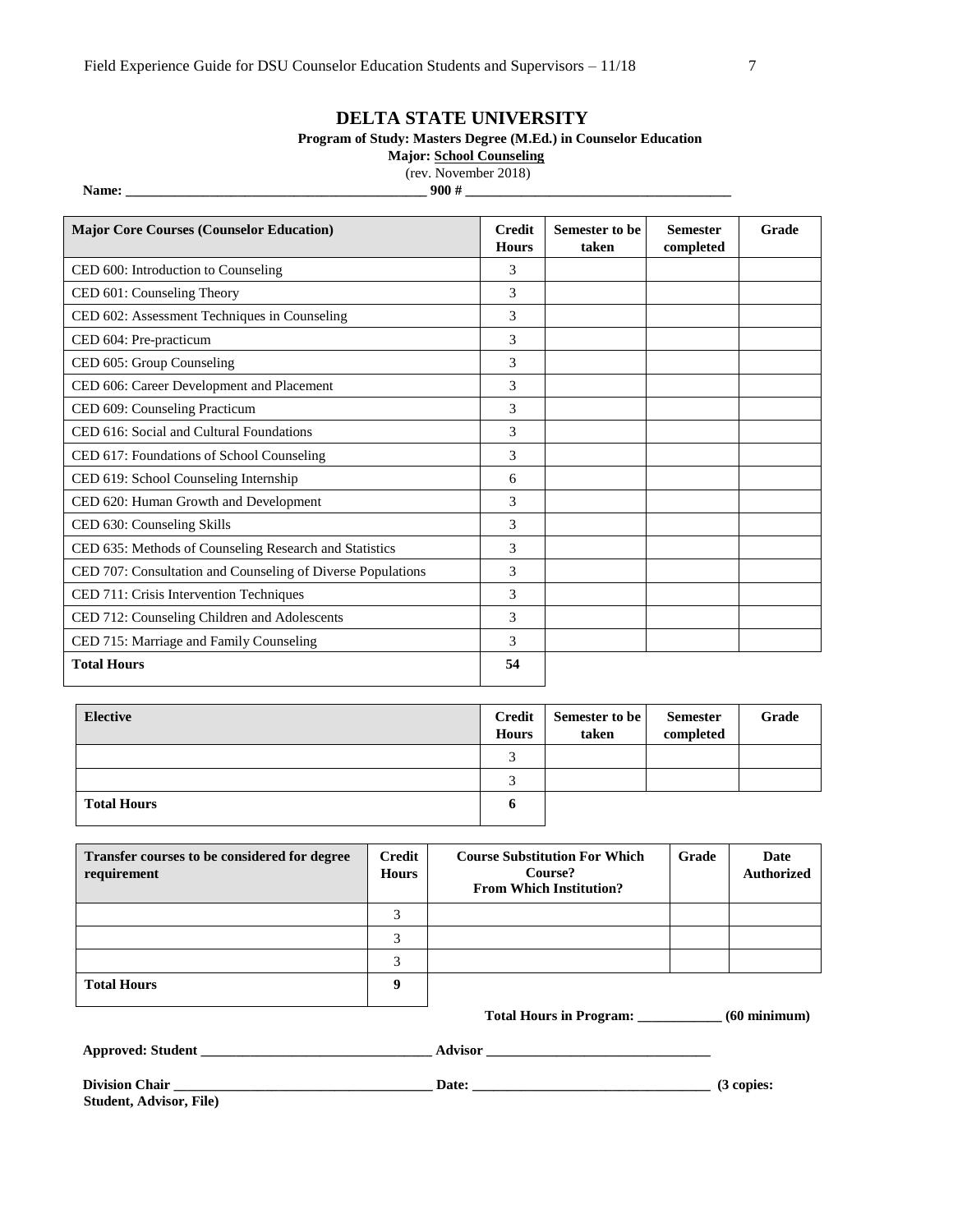# DELTA STATE UNIVERSITY

**Program of Study: Masters Degree (M.Ed.) in Counselor Education**

**Major: School Counseling**

(rev. November 2018)

**Name: ___________________________________________ 900 # ______________________________________**

| Major Core Courses (Counselor Education) | Credit Hours | Semester to be taken | Semester completed | Grade |
|---|---|---|---|---|
| CED 600: Introduction to Counseling | 3 | | | |
| CED 601: Counseling Theory | 3 | | | |
| CED 602: Assessment Techniques in Counseling | 3 | | | |
| CED 604: Pre-practicum | 3 | | | |
| CED 605: Group Counseling | 3 | | | |
| CED 606: Career Development and Placement | 3 | | | |
| CED 609: Counseling Practicum | 3 | | | |
| CED 616: Social and Cultural Foundations | 3 | | | |
| CED 617: Foundations of School Counseling | 3 | | | |
| CED 619: School Counseling Internship | 6 | | | |
| CED 620: Human Growth and Development | 3 | | | |
| CED 630: Counseling Skills | 3 | | | |
| CED 635: Methods of Counseling Research and Statistics | 3 | | | |
| CED 707: Consultation and Counseling of Diverse Populations | 3 | | | |
| CED 711: Crisis Intervention Techniques | 3 | | | |
| CED 712: Counseling Children and Adolescents | 3 | | | |
| CED 715: Marriage and Family Counseling | 3 | | | |
| **Total Hours** | **54** | | | |

| Elective | Credit Hours | Semester to be taken | Semester completed | Grade |
|---|---|---|---|---|
| | 3 | | | |
| | 3 | | | |
| **Total Hours** | **6** | | | |

| Transfer courses to be considered for degree requirement | Credit Hours | Course Substitution For Which Course? From Which Institution? | Grade | Date Authorized |
|---|---|---|---|---|
| | 3 | | | |
| | 3 | | | |
| | 3 | | | |
| **Total Hours** | **9** | | | |

**Total Hours in Program: ____________ (60 minimum)**

**Approved: Student _________________________________ Advisor ________________________________**

**Division Chair _____________________________________ Date: _________________________________ (3 copies: Student, Advisor, File)**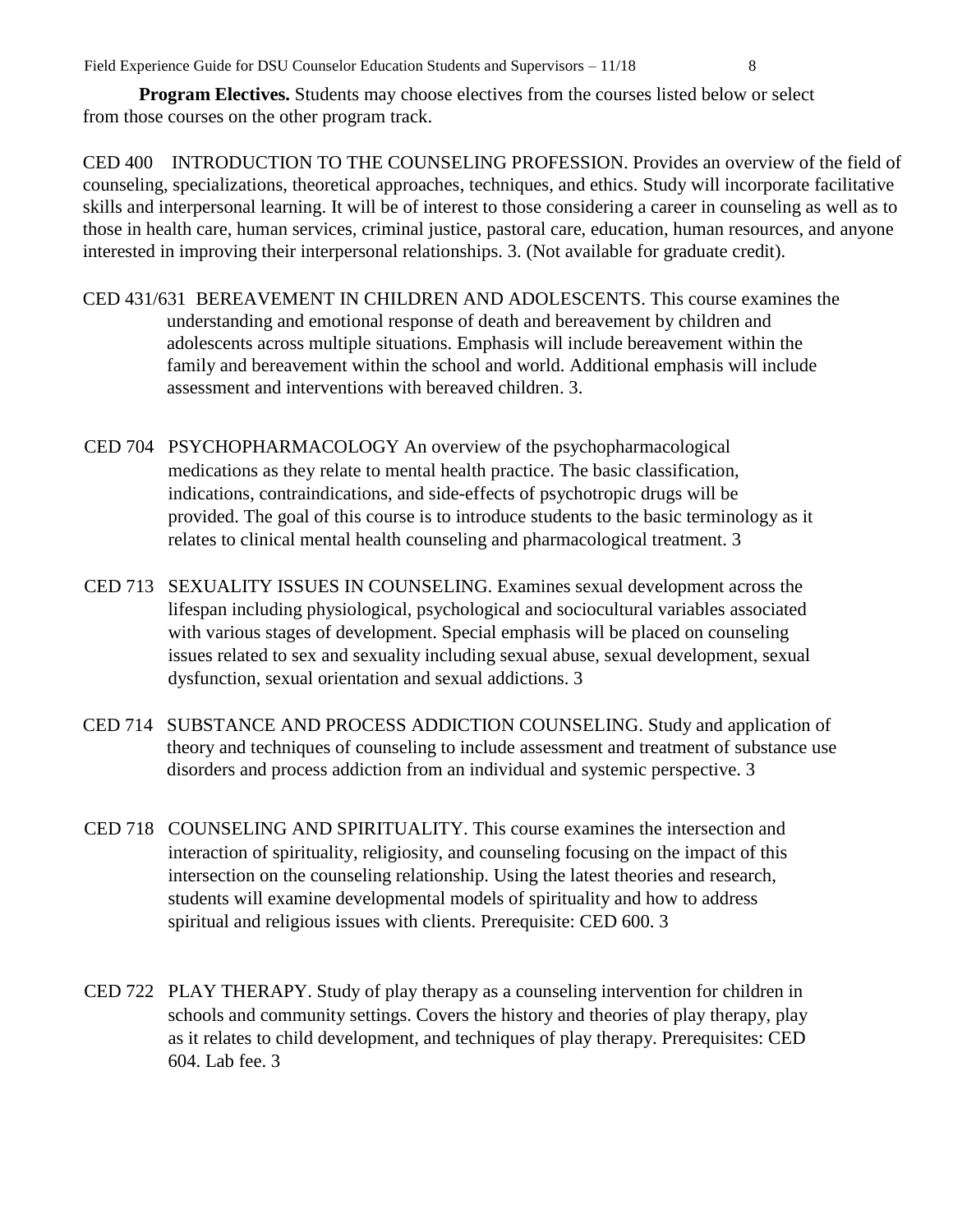**Program Electives.** Students may choose electives from the courses listed below or select from those courses on the other program track.

CED 400 INTRODUCTION TO THE COUNSELING PROFESSION. Provides an overview of the field of counseling, specializations, theoretical approaches, techniques, and ethics. Study will incorporate facilitative skills and interpersonal learning. It will be of interest to those considering a career in counseling as well as to those in health care, human services, criminal justice, pastoral care, education, human resources, and anyone interested in improving their interpersonal relationships. 3. (Not available for graduate credit).

CED 431/631 BEREAVEMENT IN CHILDREN AND ADOLESCENTS. This course examines the understanding and emotional response of death and bereavement by children and adolescents across multiple situations. Emphasis will include bereavement within the family and bereavement within the school and world. Additional emphasis will include assessment and interventions with bereaved children. 3.

CED 704 PSYCHOPHARMACOLOGY An overview of the psychopharmacological medications as they relate to mental health practice. The basic classification, indications, contraindications, and side-effects of psychotropic drugs will be provided. The goal of this course is to introduce students to the basic terminology as it relates to clinical mental health counseling and pharmacological treatment. 3

CED 713 SEXUALITY ISSUES IN COUNSELING. Examines sexual development across the lifespan including physiological, psychological and sociocultural variables associated with various stages of development. Special emphasis will be placed on counseling issues related to sex and sexuality including sexual abuse, sexual development, sexual dysfunction, sexual orientation and sexual addictions. 3

CED 714 SUBSTANCE AND PROCESS ADDICTION COUNSELING. Study and application of theory and techniques of counseling to include assessment and treatment of substance use disorders and process addiction from an individual and systemic perspective. 3

CED 718 COUNSELING AND SPIRITUALITY. This course examines the intersection and interaction of spirituality, religiosity, and counseling focusing on the impact of this intersection on the counseling relationship. Using the latest theories and research, students will examine developmental models of spirituality and how to address spiritual and religious issues with clients. Prerequisite: CED 600. 3

CED 722 PLAY THERAPY. Study of play therapy as a counseling intervention for children in schools and community settings. Covers the history and theories of play therapy, play as it relates to child development, and techniques of play therapy. Prerequisites: CED 604. Lab fee. 3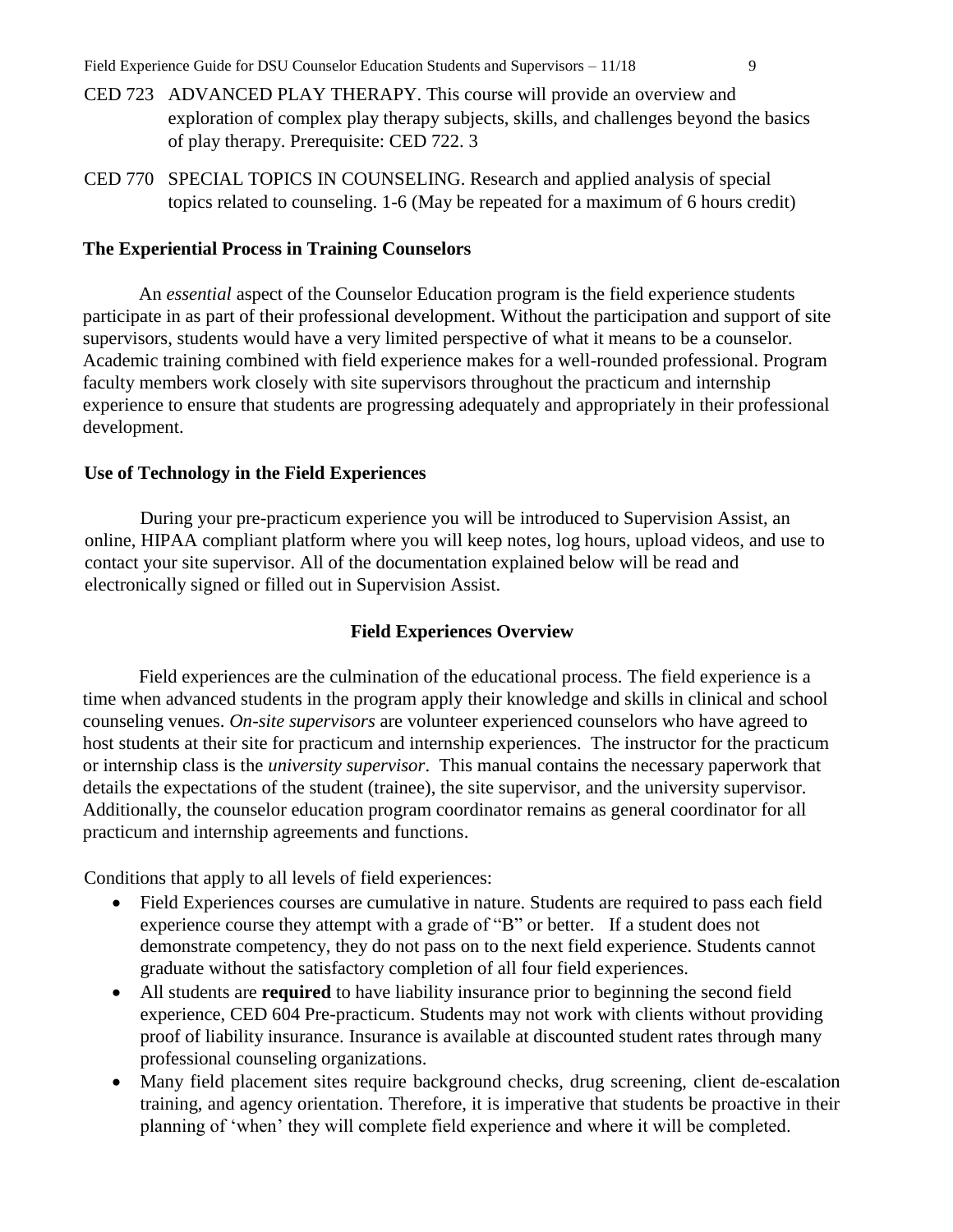CED 723 ADVANCED PLAY THERAPY. This course will provide an overview and exploration of complex play therapy subjects, skills, and challenges beyond the basics of play therapy. Prerequisite: CED 722. 3

CED 770 SPECIAL TOPICS IN COUNSELING. Research and applied analysis of special topics related to counseling. 1-6 (May be repeated for a maximum of 6 hours credit)

**The Experiential Process in Training Counselors**

An *essential* aspect of the Counselor Education program is the field experience students participate in as part of their professional development. Without the participation and support of site supervisors, students would have a very limited perspective of what it means to be a counselor. Academic training combined with field experience makes for a well-rounded professional. Program faculty members work closely with site supervisors throughout the practicum and internship experience to ensure that students are progressing adequately and appropriately in their professional development.

**Use of Technology in the Field Experiences**

During your pre-practicum experience you will be introduced to Supervision Assist, an online, HIPAA compliant platform where you will keep notes, log hours, upload videos, and use to contact your site supervisor. All of the documentation explained below will be read and electronically signed or filled out in Supervision Assist.

## Field Experiences Overview

Field experiences are the culmination of the educational process. The field experience is a time when advanced students in the program apply their knowledge and skills in clinical and school counseling venues. *On-site supervisors* are volunteer experienced counselors who have agreed to host students at their site for practicum and internship experiences. The instructor for the practicum or internship class is the *university supervisor*. This manual contains the necessary paperwork that details the expectations of the student (trainee), the site supervisor, and the university supervisor. Additionally, the counselor education program coordinator remains as general coordinator for all practicum and internship agreements and functions.

Conditions that apply to all levels of field experiences:

- Field Experiences courses are cumulative in nature. Students are required to pass each field experience course they attempt with a grade of "B" or better. If a student does not demonstrate competency, they do not pass on to the next field experience. Students cannot graduate without the satisfactory completion of all four field experiences.
- All students are **required** to have liability insurance prior to beginning the second field experience, CED 604 Pre-practicum. Students may not work with clients without providing proof of liability insurance. Insurance is available at discounted student rates through many professional counseling organizations.
- Many field placement sites require background checks, drug screening, client de-escalation training, and agency orientation. Therefore, it is imperative that students be proactive in their planning of 'when' they will complete field experience and where it will be completed.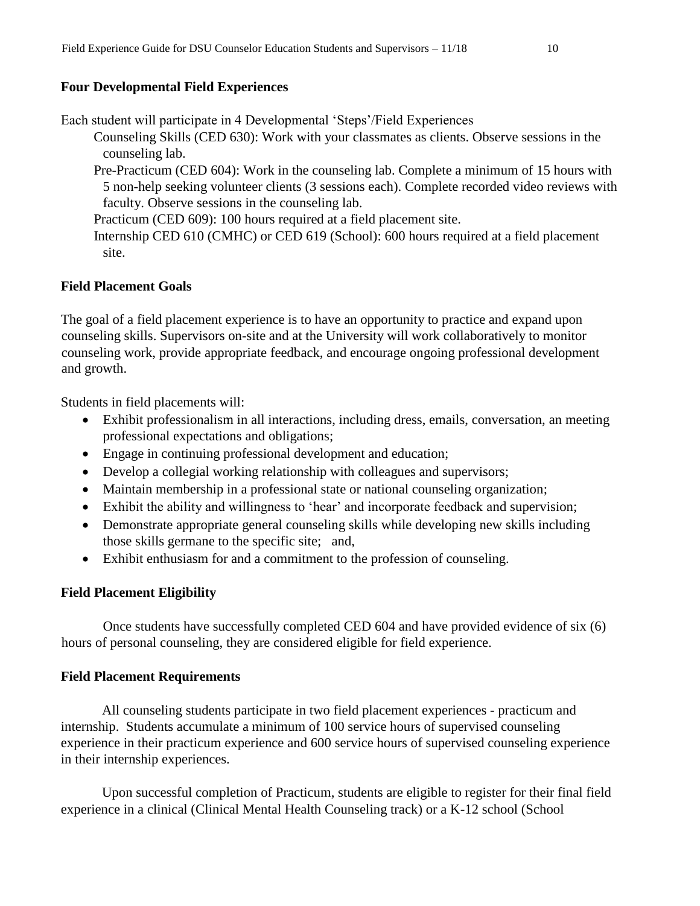**Four Developmental Field Experiences**

Each student will participate in 4 Developmental 'Steps'/Field Experiences

Counseling Skills (CED 630): Work with your classmates as clients. Observe sessions in the counseling lab.

Pre-Practicum (CED 604): Work in the counseling lab. Complete a minimum of 15 hours with 5 non-help seeking volunteer clients (3 sessions each). Complete recorded video reviews with faculty. Observe sessions in the counseling lab.

Practicum (CED 609): 100 hours required at a field placement site.

Internship CED 610 (CMHC) or CED 619 (School): 600 hours required at a field placement site.

**Field Placement Goals**

The goal of a field placement experience is to have an opportunity to practice and expand upon counseling skills. Supervisors on-site and at the University will work collaboratively to monitor counseling work, provide appropriate feedback, and encourage ongoing professional development and growth.

Students in field placements will:

- Exhibit professionalism in all interactions, including dress, emails, conversation, an meeting professional expectations and obligations;
- Engage in continuing professional development and education;
- Develop a collegial working relationship with colleagues and supervisors;
- Maintain membership in a professional state or national counseling organization;
- Exhibit the ability and willingness to 'hear' and incorporate feedback and supervision;
- Demonstrate appropriate general counseling skills while developing new skills including those skills germane to the specific site; and,
- Exhibit enthusiasm for and a commitment to the profession of counseling.

**Field Placement Eligibility**

Once students have successfully completed CED 604 and have provided evidence of six (6) hours of personal counseling, they are considered eligible for field experience.

**Field Placement Requirements**

All counseling students participate in two field placement experiences - practicum and internship. Students accumulate a minimum of 100 service hours of supervised counseling experience in their practicum experience and 600 service hours of supervised counseling experience in their internship experiences.

Upon successful completion of Practicum, students are eligible to register for their final field experience in a clinical (Clinical Mental Health Counseling track) or a K-12 school (School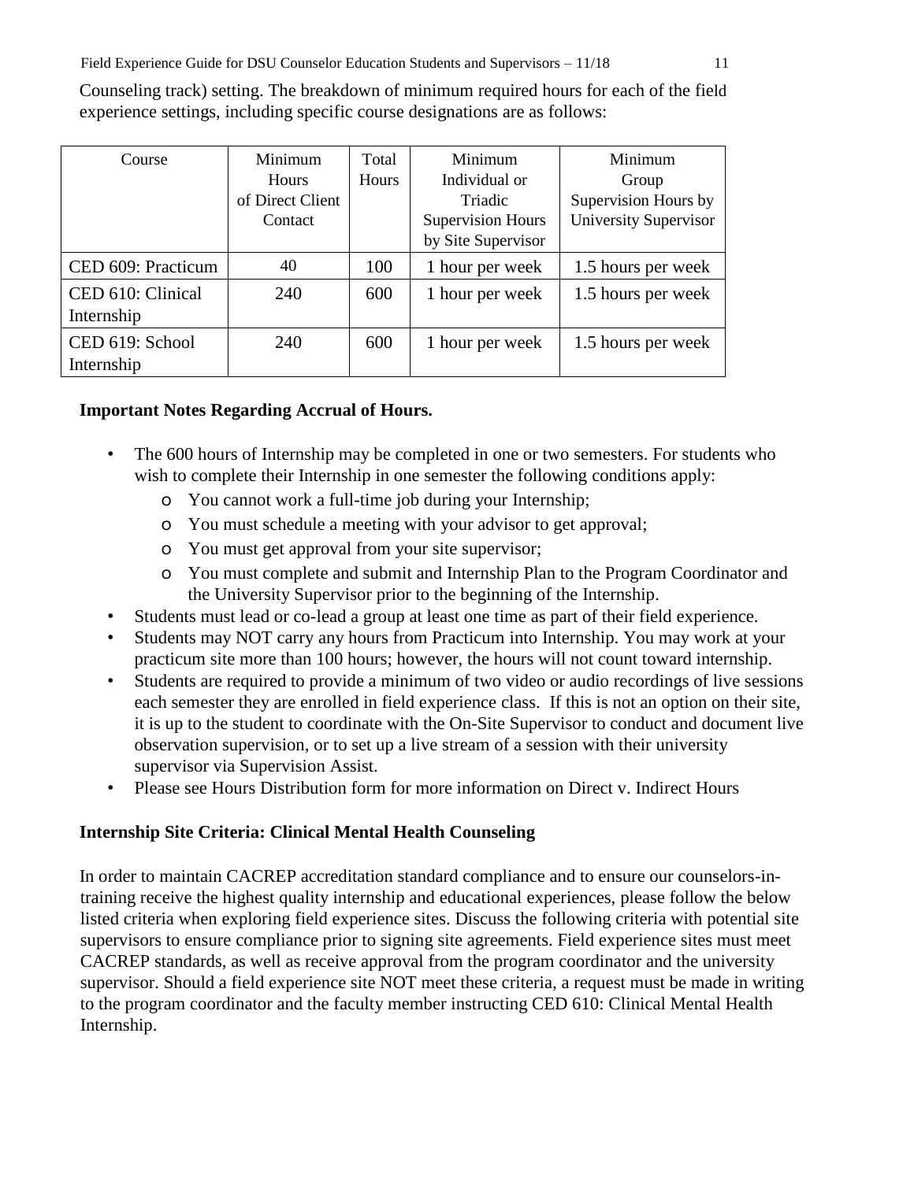Counseling track) setting. The breakdown of minimum required hours for each of the field experience settings, including specific course designations are as follows:

| Course | Minimum Hours of Direct Client Contact | Total Hours | Minimum Individual or Triadic Supervision Hours by Site Supervisor | Minimum Group Supervision Hours by University Supervisor |
|---|---|---|---|---|
| CED 609: Practicum | 40 | 100 | 1 hour per week | 1.5 hours per week |
| CED 610: Clinical Internship | 240 | 600 | 1 hour per week | 1.5 hours per week |
| CED 619: School Internship | 240 | 600 | 1 hour per week | 1.5 hours per week |

**Important Notes Regarding Accrual of Hours.**

- The 600 hours of Internship may be completed in one or two semesters. For students who wish to complete their Internship in one semester the following conditions apply:
  - You cannot work a full-time job during your Internship;
  - You must schedule a meeting with your advisor to get approval;
  - You must get approval from your site supervisor;
  - You must complete and submit and Internship Plan to the Program Coordinator and the University Supervisor prior to the beginning of the Internship.
- Students must lead or co-lead a group at least one time as part of their field experience.
- Students may NOT carry any hours from Practicum into Internship. You may work at your practicum site more than 100 hours; however, the hours will not count toward internship.
- Students are required to provide a minimum of two video or audio recordings of live sessions each semester they are enrolled in field experience class. If this is not an option on their site, it is up to the student to coordinate with the On-Site Supervisor to conduct and document live observation supervision, or to set up a live stream of a session with their university supervisor via Supervision Assist.
- Please see Hours Distribution form for more information on Direct v. Indirect Hours

**Internship Site Criteria: Clinical Mental Health Counseling**

In order to maintain CACREP accreditation standard compliance and to ensure our counselors-in-training receive the highest quality internship and educational experiences, please follow the below listed criteria when exploring field experience sites. Discuss the following criteria with potential site supervisors to ensure compliance prior to signing site agreements. Field experience sites must meet CACREP standards, as well as receive approval from the program coordinator and the university supervisor. Should a field experience site NOT meet these criteria, a request must be made in writing to the program coordinator and the faculty member instructing CED 610: Clinical Mental Health Internship.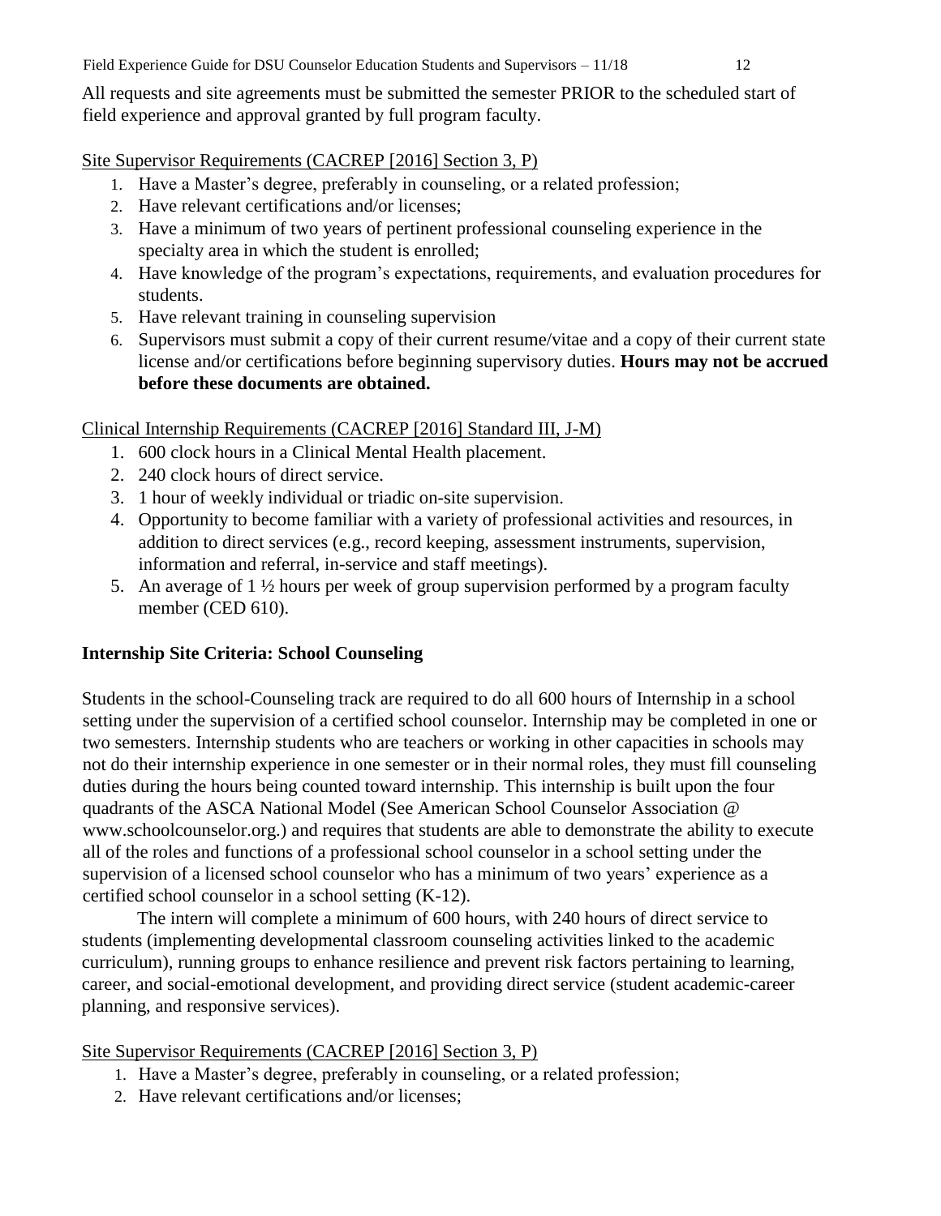All requests and site agreements must be submitted the semester PRIOR to the scheduled start of field experience and approval granted by full program faculty.

Site Supervisor Requirements (CACREP [2016] Section 3, P)

1. Have a Master's degree, preferably in counseling, or a related profession;
2. Have relevant certifications and/or licenses;
3. Have a minimum of two years of pertinent professional counseling experience in the specialty area in which the student is enrolled;
4. Have knowledge of the program's expectations, requirements, and evaluation procedures for students.
5. Have relevant training in counseling supervision
6. Supervisors must submit a copy of their current resume/vitae and a copy of their current state license and/or certifications before beginning supervisory duties. **Hours may not be accrued before these documents are obtained.**

Clinical Internship Requirements (CACREP [2016] Standard III, J-M)

1. 600 clock hours in a Clinical Mental Health placement.
2. 240 clock hours of direct service.
3. 1 hour of weekly individual or triadic on-site supervision.
4. Opportunity to become familiar with a variety of professional activities and resources, in addition to direct services (e.g., record keeping, assessment instruments, supervision, information and referral, in-service and staff meetings).
5. An average of 1 ½ hours per week of group supervision performed by a program faculty member (CED 610).

## Internship Site Criteria: School Counseling

Students in the school-Counseling track are required to do all 600 hours of Internship in a school setting under the supervision of a certified school counselor. Internship may be completed in one or two semesters. Internship students who are teachers or working in other capacities in schools may not do their internship experience in one semester or in their normal roles, they must fill counseling duties during the hours being counted toward internship. This internship is built upon the four quadrants of the ASCA National Model (See American School Counselor Association @ www.schoolcounselor.org.) and requires that students are able to demonstrate the ability to execute all of the roles and functions of a professional school counselor in a school setting under the supervision of a licensed school counselor who has a minimum of two years' experience as a certified school counselor in a school setting (K-12).

The intern will complete a minimum of 600 hours, with 240 hours of direct service to students (implementing developmental classroom counseling activities linked to the academic curriculum), running groups to enhance resilience and prevent risk factors pertaining to learning, career, and social-emotional development, and providing direct service (student academic-career planning, and responsive services).

Site Supervisor Requirements (CACREP [2016] Section 3, P)

1. Have a Master's degree, preferably in counseling, or a related profession;
2. Have relevant certifications and/or licenses;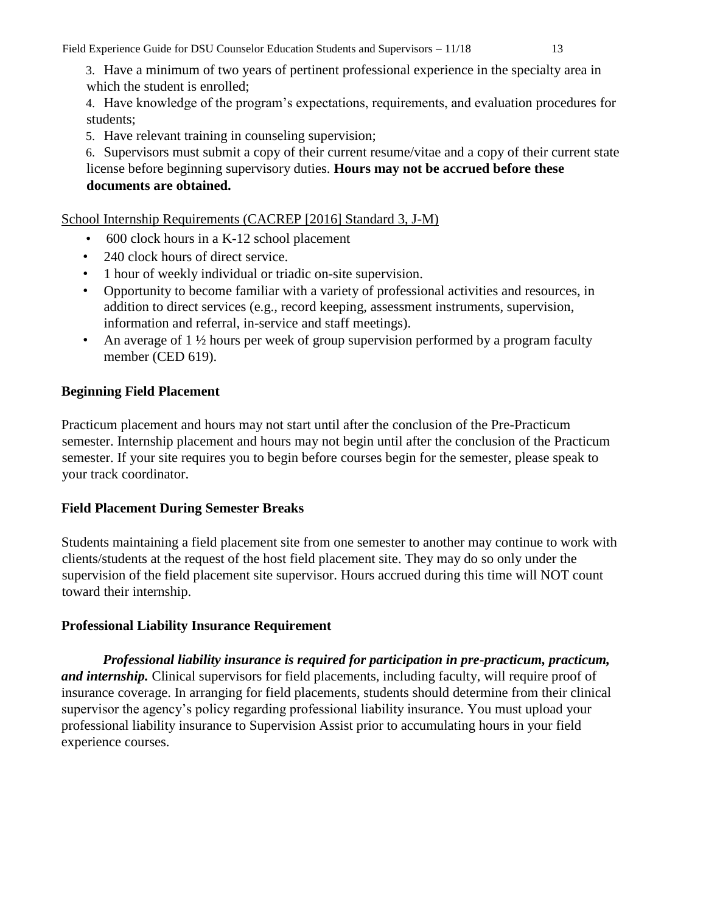3. Have a minimum of two years of pertinent professional experience in the specialty area in which the student is enrolled;
4. Have knowledge of the program's expectations, requirements, and evaluation procedures for students;
5. Have relevant training in counseling supervision;
6. Supervisors must submit a copy of their current resume/vitae and a copy of their current state license before beginning supervisory duties. **Hours may not be accrued before these documents are obtained.**

School Internship Requirements (CACREP [2016] Standard 3, J-M)

- 600 clock hours in a K-12 school placement
- 240 clock hours of direct service.
- 1 hour of weekly individual or triadic on-site supervision.
- Opportunity to become familiar with a variety of professional activities and resources, in addition to direct services (e.g., record keeping, assessment instruments, supervision, information and referral, in-service and staff meetings).
- An average of 1 ½ hours per week of group supervision performed by a program faculty member (CED 619).

**Beginning Field Placement**

Practicum placement and hours may not start until after the conclusion of the Pre-Practicum semester. Internship placement and hours may not begin until after the conclusion of the Practicum semester. If your site requires you to begin before courses begin for the semester, please speak to your track coordinator.

**Field Placement During Semester Breaks**

Students maintaining a field placement site from one semester to another may continue to work with clients/students at the request of the host field placement site. They may do so only under the supervision of the field placement site supervisor. Hours accrued during this time will NOT count toward their internship.

**Professional Liability Insurance Requirement**

***Professional liability insurance is required for participation in pre-practicum, practicum, and internship.*** Clinical supervisors for field placements, including faculty, will require proof of insurance coverage. In arranging for field placements, students should determine from their clinical supervisor the agency's policy regarding professional liability insurance. You must upload your professional liability insurance to Supervision Assist prior to accumulating hours in your field experience courses.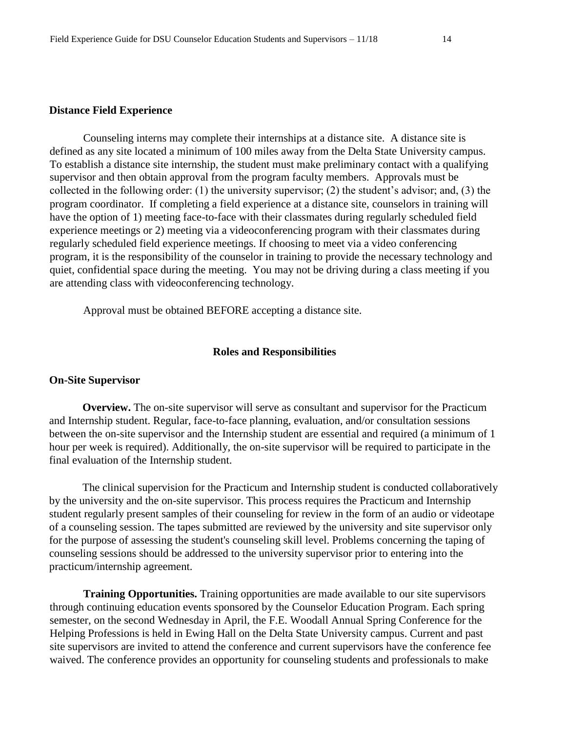**Distance Field Experience**

Counseling interns may complete their internships at a distance site. A distance site is defined as any site located a minimum of 100 miles away from the Delta State University campus. To establish a distance site internship, the student must make preliminary contact with a qualifying supervisor and then obtain approval from the program faculty members. Approvals must be collected in the following order: (1) the university supervisor; (2) the student's advisor; and, (3) the program coordinator. If completing a field experience at a distance site, counselors in training will have the option of 1) meeting face-to-face with their classmates during regularly scheduled field experience meetings or 2) meeting via a videoconferencing program with their classmates during regularly scheduled field experience meetings. If choosing to meet via a video conferencing program, it is the responsibility of the counselor in training to provide the necessary technology and quiet, confidential space during the meeting. You may not be driving during a class meeting if you are attending class with videoconferencing technology.

Approval must be obtained BEFORE accepting a distance site.

## Roles and Responsibilities

### On-Site Supervisor

**Overview.** The on-site supervisor will serve as consultant and supervisor for the Practicum and Internship student. Regular, face-to-face planning, evaluation, and/or consultation sessions between the on-site supervisor and the Internship student are essential and required (a minimum of 1 hour per week is required). Additionally, the on-site supervisor will be required to participate in the final evaluation of the Internship student.

The clinical supervision for the Practicum and Internship student is conducted collaboratively by the university and the on-site supervisor. This process requires the Practicum and Internship student regularly present samples of their counseling for review in the form of an audio or videotape of a counseling session. The tapes submitted are reviewed by the university and site supervisor only for the purpose of assessing the student's counseling skill level. Problems concerning the taping of counseling sessions should be addressed to the university supervisor prior to entering into the practicum/internship agreement.

**Training Opportunities.** Training opportunities are made available to our site supervisors through continuing education events sponsored by the Counselor Education Program. Each spring semester, on the second Wednesday in April, the F.E. Woodall Annual Spring Conference for the Helping Professions is held in Ewing Hall on the Delta State University campus. Current and past site supervisors are invited to attend the conference and current supervisors have the conference fee waived. The conference provides an opportunity for counseling students and professionals to make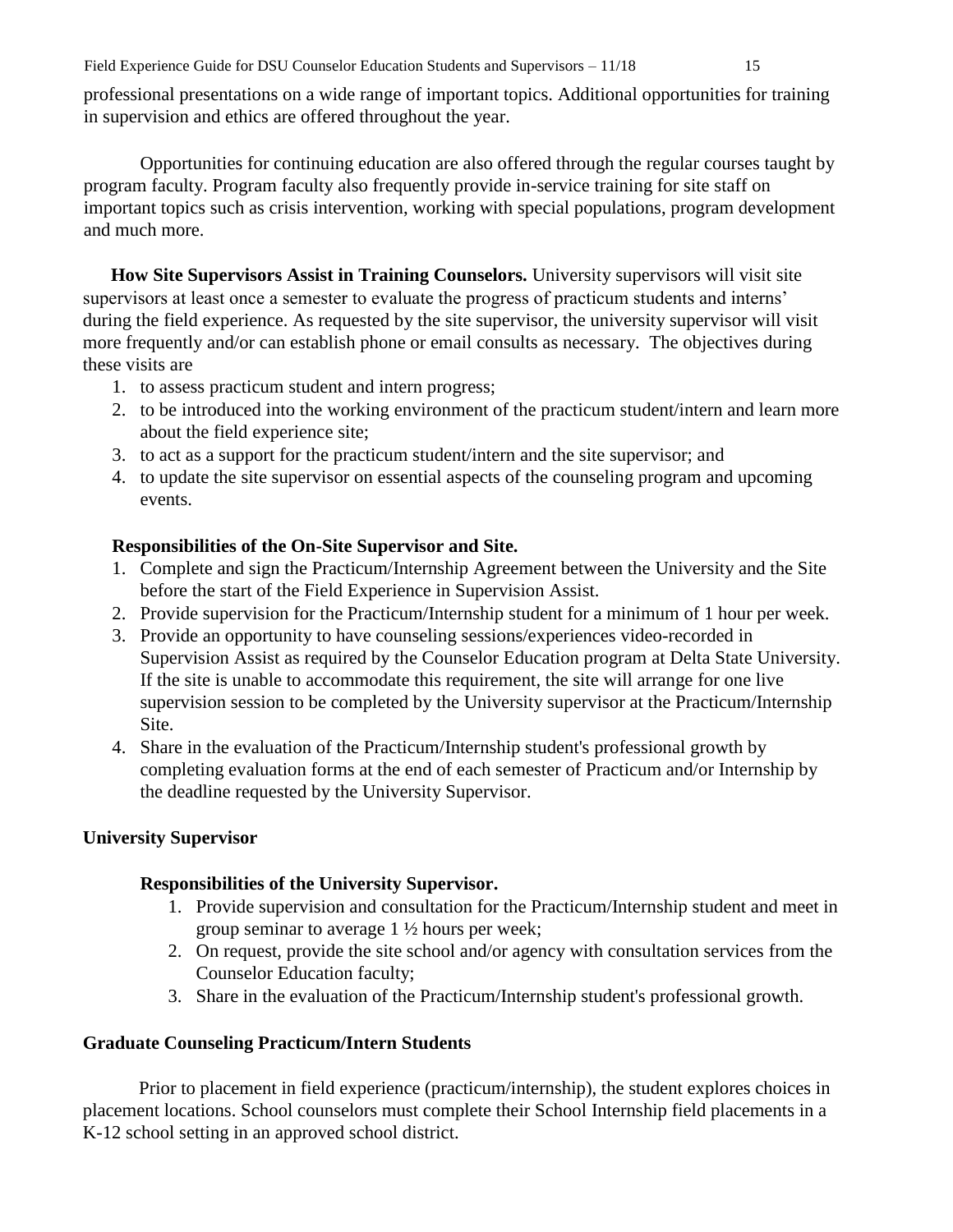professional presentations on a wide range of important topics. Additional opportunities for training in supervision and ethics are offered throughout the year.

Opportunities for continuing education are also offered through the regular courses taught by program faculty. Program faculty also frequently provide in-service training for site staff on important topics such as crisis intervention, working with special populations, program development and much more.

**How Site Supervisors Assist in Training Counselors.** University supervisors will visit site supervisors at least once a semester to evaluate the progress of practicum students and interns' during the field experience. As requested by the site supervisor, the university supervisor will visit more frequently and/or can establish phone or email consults as necessary. The objectives during these visits are

1. to assess practicum student and intern progress;
2. to be introduced into the working environment of the practicum student/intern and learn more about the field experience site;
3. to act as a support for the practicum student/intern and the site supervisor; and
4. to update the site supervisor on essential aspects of the counseling program and upcoming events.

**Responsibilities of the On-Site Supervisor and Site.**

1. Complete and sign the Practicum/Internship Agreement between the University and the Site before the start of the Field Experience in Supervision Assist.
2. Provide supervision for the Practicum/Internship student for a minimum of 1 hour per week.
3. Provide an opportunity to have counseling sessions/experiences video-recorded in Supervision Assist as required by the Counselor Education program at Delta State University. If the site is unable to accommodate this requirement, the site will arrange for one live supervision session to be completed by the University supervisor at the Practicum/Internship Site.
4. Share in the evaluation of the Practicum/Internship student's professional growth by completing evaluation forms at the end of each semester of Practicum and/or Internship by the deadline requested by the University Supervisor.

## University Supervisor

**Responsibilities of the University Supervisor.**

1. Provide supervision and consultation for the Practicum/Internship student and meet in group seminar to average 1 ½ hours per week;
2. On request, provide the site school and/or agency with consultation services from the Counselor Education faculty;
3. Share in the evaluation of the Practicum/Internship student's professional growth.

## Graduate Counseling Practicum/Intern Students

Prior to placement in field experience (practicum/internship), the student explores choices in placement locations. School counselors must complete their School Internship field placements in a K-12 school setting in an approved school district.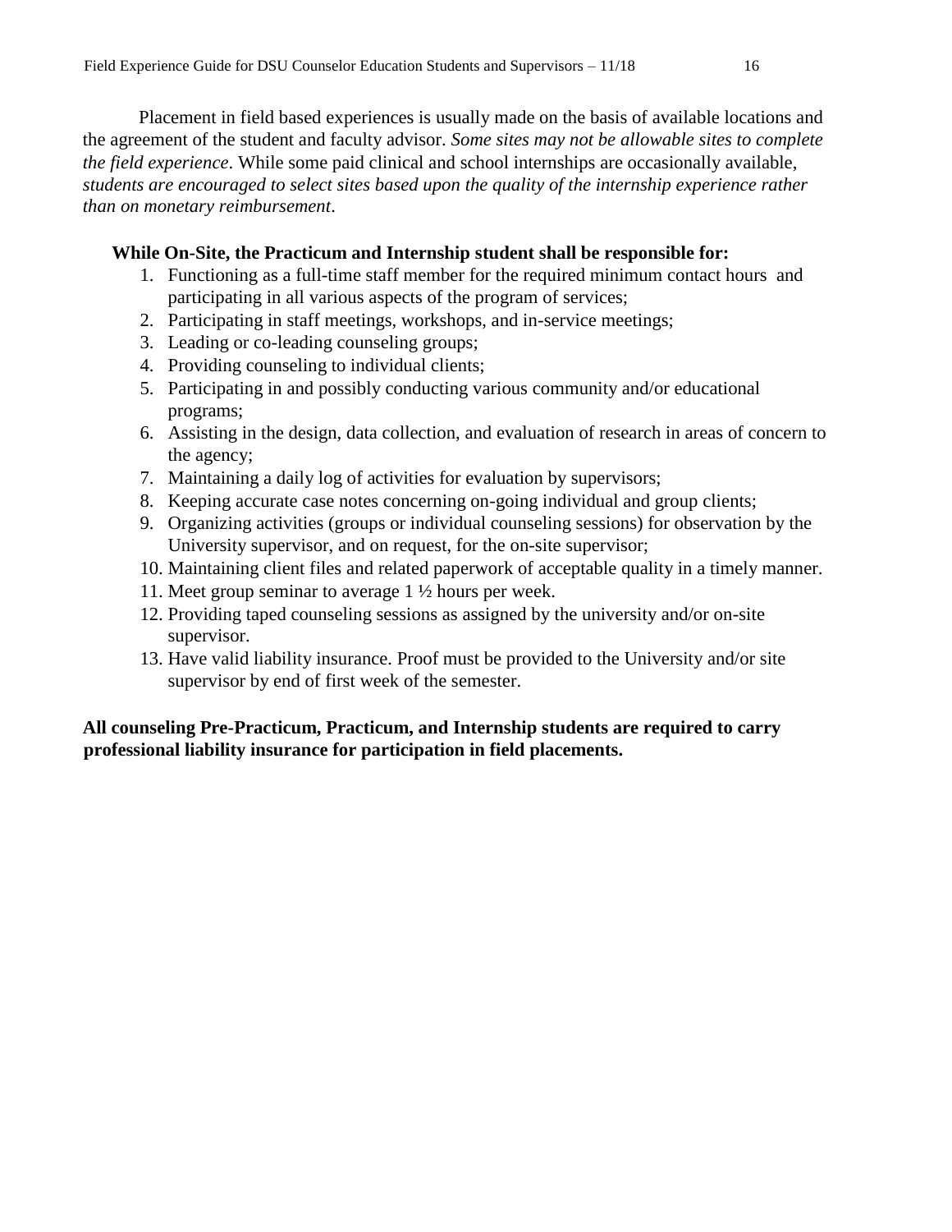Placement in field based experiences is usually made on the basis of available locations and the agreement of the student and faculty advisor. *Some sites may not be allowable sites to complete the field experience*. While some paid clinical and school internships are occasionally available, *students are encouraged to select sites based upon the quality of the internship experience rather than on monetary reimbursement*.

**While On-Site, the Practicum and Internship student shall be responsible for:**

1. Functioning as a full-time staff member for the required minimum contact hours and participating in all various aspects of the program of services;
2. Participating in staff meetings, workshops, and in-service meetings;
3. Leading or co-leading counseling groups;
4. Providing counseling to individual clients;
5. Participating in and possibly conducting various community and/or educational programs;
6. Assisting in the design, data collection, and evaluation of research in areas of concern to the agency;
7. Maintaining a daily log of activities for evaluation by supervisors;
8. Keeping accurate case notes concerning on-going individual and group clients;
9. Organizing activities (groups or individual counseling sessions) for observation by the University supervisor, and on request, for the on-site supervisor;
10. Maintaining client files and related paperwork of acceptable quality in a timely manner.
11. Meet group seminar to average 1 ½ hours per week.
12. Providing taped counseling sessions as assigned by the university and/or on-site supervisor.
13. Have valid liability insurance. Proof must be provided to the University and/or site supervisor by end of first week of the semester.

**All counseling Pre-Practicum, Practicum, and Internship students are required to carry professional liability insurance for participation in field placements.**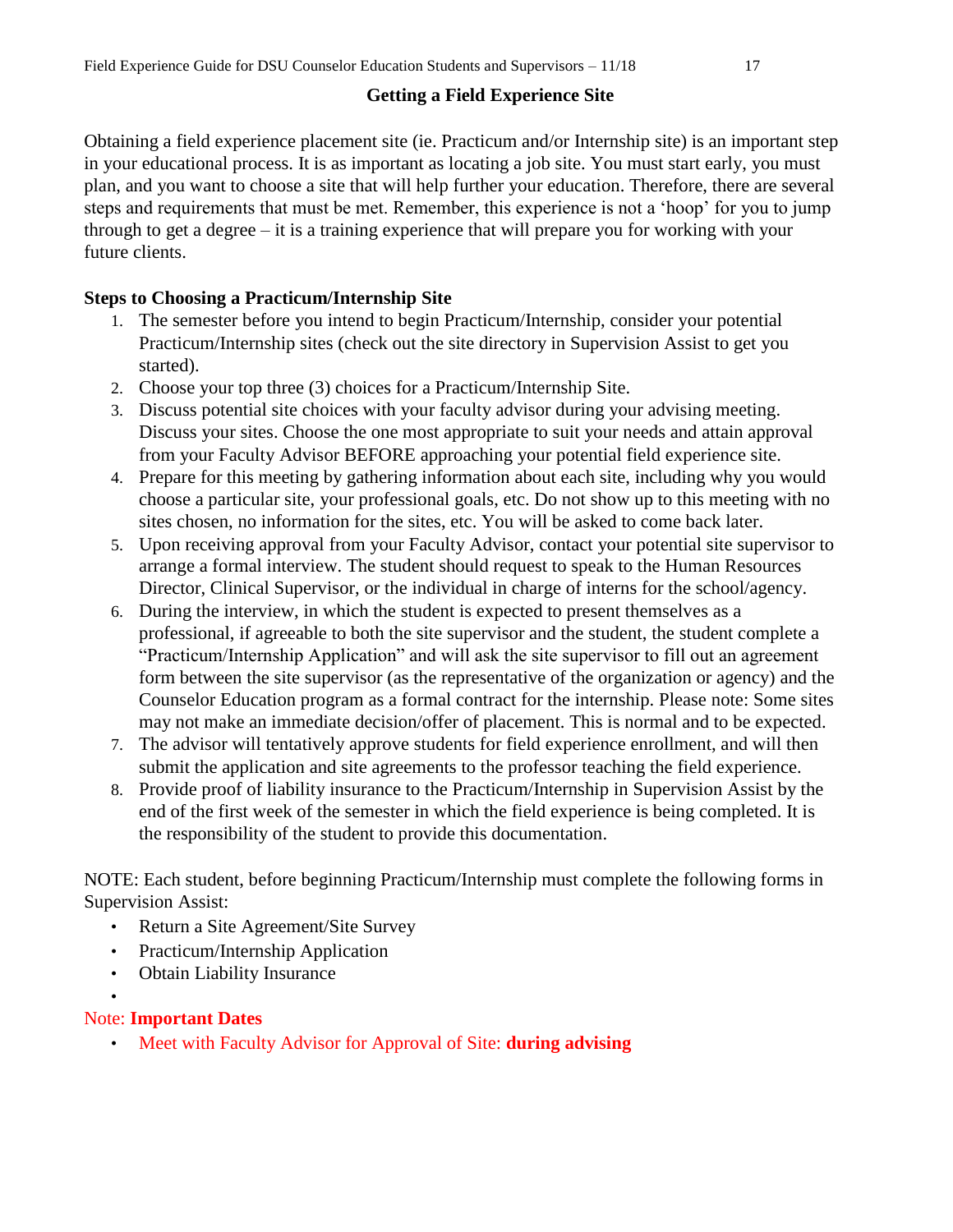## Getting a Field Experience Site

Obtaining a field experience placement site (ie. Practicum and/or Internship site) is an important step in your educational process. It is as important as locating a job site. You must start early, you must plan, and you want to choose a site that will help further your education. Therefore, there are several steps and requirements that must be met. Remember, this experience is not a 'hoop' for you to jump through to get a degree – it is a training experience that will prepare you for working with your future clients.

### Steps to Choosing a Practicum/Internship Site

1. The semester before you intend to begin Practicum/Internship, consider your potential Practicum/Internship sites (check out the site directory in Supervision Assist to get you started).
2. Choose your top three (3) choices for a Practicum/Internship Site.
3. Discuss potential site choices with your faculty advisor during your advising meeting. Discuss your sites. Choose the one most appropriate to suit your needs and attain approval from your Faculty Advisor BEFORE approaching your potential field experience site.
4. Prepare for this meeting by gathering information about each site, including why you would choose a particular site, your professional goals, etc. Do not show up to this meeting with no sites chosen, no information for the sites, etc. You will be asked to come back later.
5. Upon receiving approval from your Faculty Advisor, contact your potential site supervisor to arrange a formal interview. The student should request to speak to the Human Resources Director, Clinical Supervisor, or the individual in charge of interns for the school/agency.
6. During the interview, in which the student is expected to present themselves as a professional, if agreeable to both the site supervisor and the student, the student complete a "Practicum/Internship Application" and will ask the site supervisor to fill out an agreement form between the site supervisor (as the representative of the organization or agency) and the Counselor Education program as a formal contract for the internship. Please note: Some sites may not make an immediate decision/offer of placement. This is normal and to be expected.
7. The advisor will tentatively approve students for field experience enrollment, and will then submit the application and site agreements to the professor teaching the field experience.
8. Provide proof of liability insurance to the Practicum/Internship in Supervision Assist by the end of the first week of the semester in which the field experience is being completed. It is the responsibility of the student to provide this documentation.

NOTE: Each student, before beginning Practicum/Internship must complete the following forms in Supervision Assist:

- Return a Site Agreement/Site Survey
- Practicum/Internship Application
- Obtain Liability Insurance

Note: **Important Dates**

- Meet with Faculty Advisor for Approval of Site: **during advising**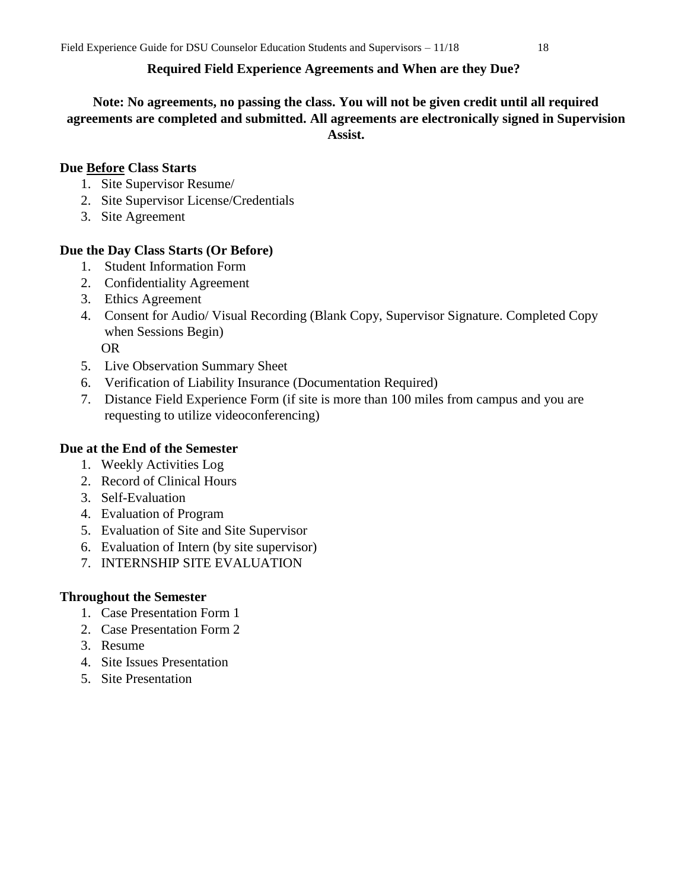## Required Field Experience Agreements and When are they Due?

**Note: No agreements, no passing the class. You will not be given credit until all required agreements are completed and submitted. All agreements are electronically signed in Supervision Assist.**

**Due <u>Before</u> Class Starts**

1. Site Supervisor Resume/
2. Site Supervisor License/Credentials
3. Site Agreement

**Due the Day Class Starts (Or Before)**

1. Student Information Form
2. Confidentiality Agreement
3. Ethics Agreement
4. Consent for Audio/ Visual Recording (Blank Copy, Supervisor Signature. Completed Copy when Sessions Begin)
   OR
5. Live Observation Summary Sheet
6. Verification of Liability Insurance (Documentation Required)
7. Distance Field Experience Form (if site is more than 100 miles from campus and you are requesting to utilize videoconferencing)

**Due at the End of the Semester**

1. Weekly Activities Log
2. Record of Clinical Hours
3. Self-Evaluation
4. Evaluation of Program
5. Evaluation of Site and Site Supervisor
6. Evaluation of Intern (by site supervisor)
7. INTERNSHIP SITE EVALUATION

**Throughout the Semester**

1. Case Presentation Form 1
2. Case Presentation Form 2
3. Resume
4. Site Issues Presentation
5. Site Presentation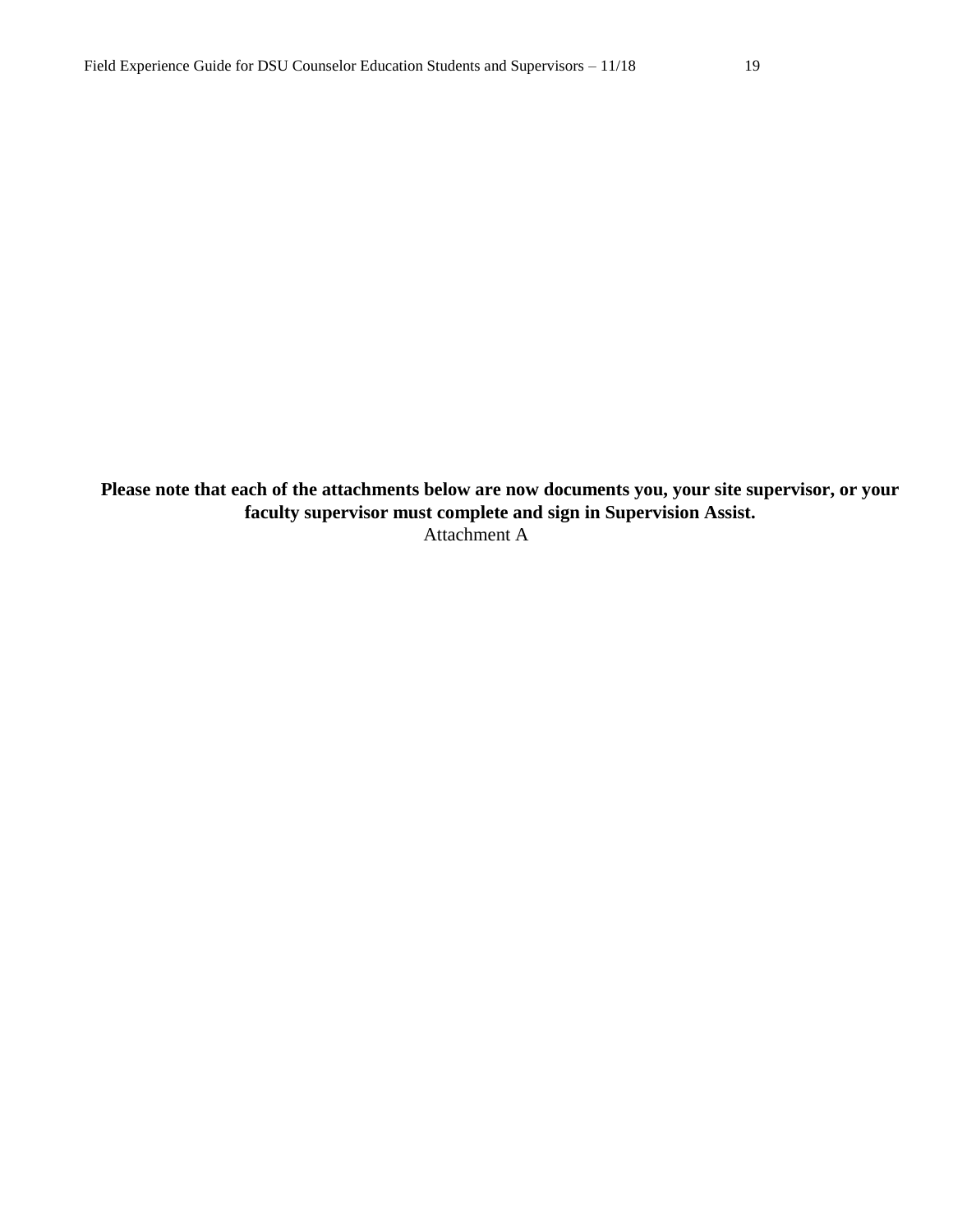**Please note that each of the attachments below are now documents you, your site supervisor, or your faculty supervisor must complete and sign in Supervision Assist.**

Attachment A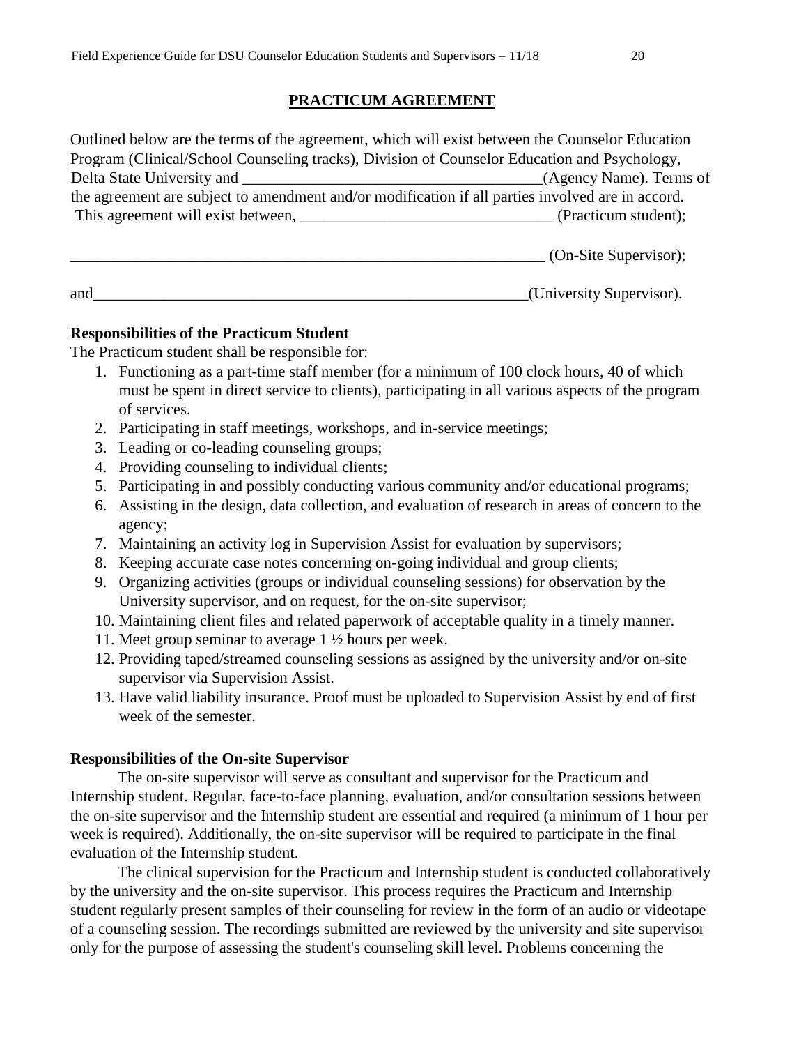## PRACTICUM AGREEMENT

Outlined below are the terms of the agreement, which will exist between the Counselor Education Program (Clinical/School Counseling tracks), Division of Counselor Education and Psychology, Delta State University and ______________________________________(Agency Name). Terms of the agreement are subject to amendment and/or modification if all parties involved are in accord. This agreement will exist between, _______________________________ (Practicum student);

_____________________________________________________________ (On-Site Supervisor);

and________________________________________________________(University Supervisor).

**Responsibilities of the Practicum Student**

The Practicum student shall be responsible for:

1. Functioning as a part-time staff member (for a minimum of 100 clock hours, 40 of which must be spent in direct service to clients), participating in all various aspects of the program of services.
2. Participating in staff meetings, workshops, and in-service meetings;
3. Leading or co-leading counseling groups;
4. Providing counseling to individual clients;
5. Participating in and possibly conducting various community and/or educational programs;
6. Assisting in the design, data collection, and evaluation of research in areas of concern to the agency;
7. Maintaining an activity log in Supervision Assist for evaluation by supervisors;
8. Keeping accurate case notes concerning on-going individual and group clients;
9. Organizing activities (groups or individual counseling sessions) for observation by the University supervisor, and on request, for the on-site supervisor;
10. Maintaining client files and related paperwork of acceptable quality in a timely manner.
11. Meet group seminar to average 1 ½ hours per week.
12. Providing taped/streamed counseling sessions as assigned by the university and/or on-site supervisor via Supervision Assist.
13. Have valid liability insurance. Proof must be uploaded to Supervision Assist by end of first week of the semester.

**Responsibilities of the On-site Supervisor**

The on-site supervisor will serve as consultant and supervisor for the Practicum and Internship student. Regular, face-to-face planning, evaluation, and/or consultation sessions between the on-site supervisor and the Internship student are essential and required (a minimum of 1 hour per week is required). Additionally, the on-site supervisor will be required to participate in the final evaluation of the Internship student.

The clinical supervision for the Practicum and Internship student is conducted collaboratively by the university and the on-site supervisor. This process requires the Practicum and Internship student regularly present samples of their counseling for review in the form of an audio or videotape of a counseling session. The recordings submitted are reviewed by the university and site supervisor only for the purpose of assessing the student's counseling skill level. Problems concerning the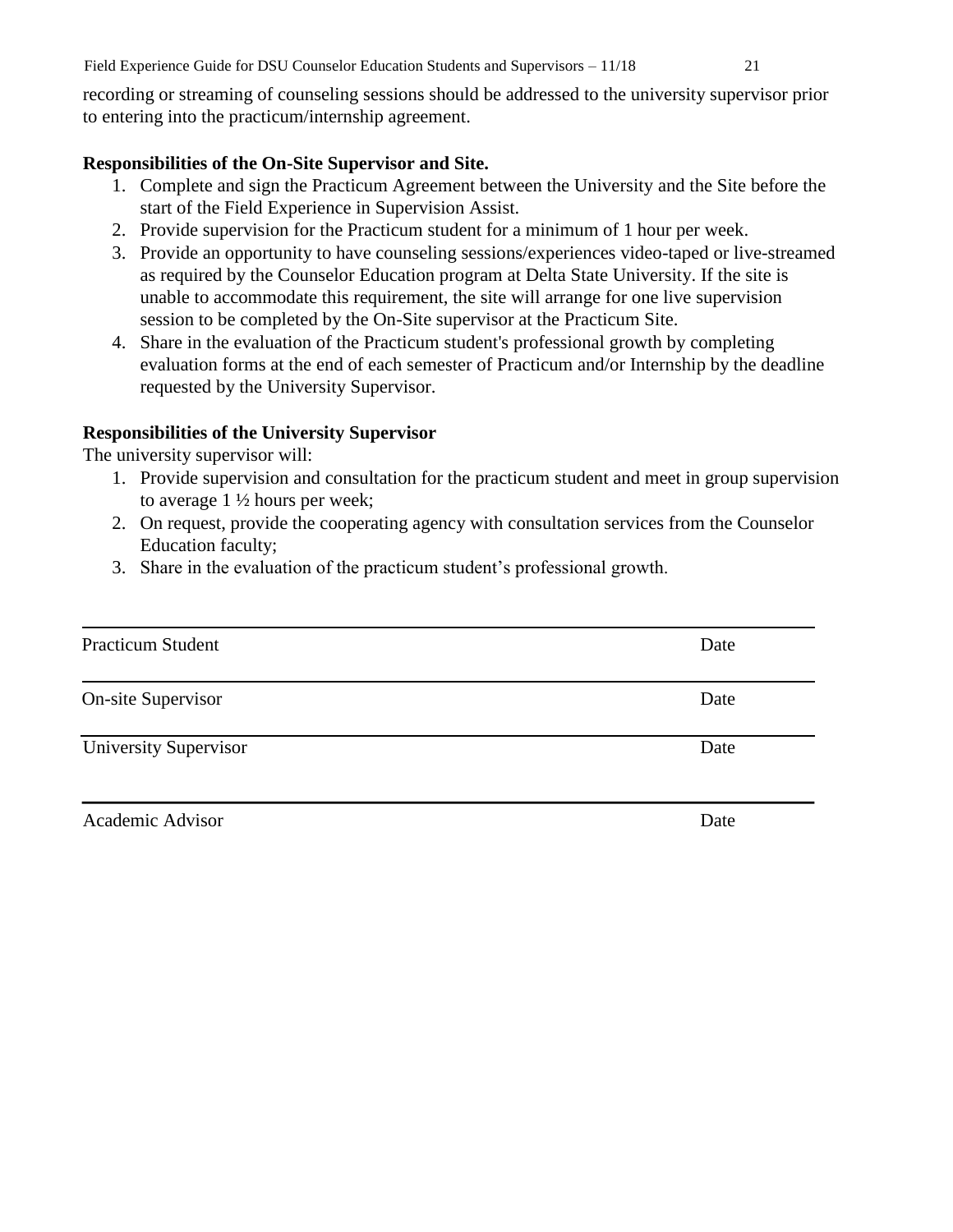recording or streaming of counseling sessions should be addressed to the university supervisor prior to entering into the practicum/internship agreement.

**Responsibilities of the On-Site Supervisor and Site.**

1. Complete and sign the Practicum Agreement between the University and the Site before the start of the Field Experience in Supervision Assist.
2. Provide supervision for the Practicum student for a minimum of 1 hour per week.
3. Provide an opportunity to have counseling sessions/experiences video-taped or live-streamed as required by the Counselor Education program at Delta State University. If the site is unable to accommodate this requirement, the site will arrange for one live supervision session to be completed by the On-Site supervisor at the Practicum Site.
4. Share in the evaluation of the Practicum student's professional growth by completing evaluation forms at the end of each semester of Practicum and/or Internship by the deadline requested by the University Supervisor.

**Responsibilities of the University Supervisor**

The university supervisor will:

1. Provide supervision and consultation for the practicum student and meet in group supervision to average 1 ½ hours per week;
2. On request, provide the cooperating agency with consultation services from the Counselor Education faculty;
3. Share in the evaluation of the practicum student's professional growth.

______________________________________________________________________
Practicum Student Date

______________________________________________________________________
On-site Supervisor Date

______________________________________________________________________
University Supervisor Date

______________________________________________________________________
Academic Advisor Date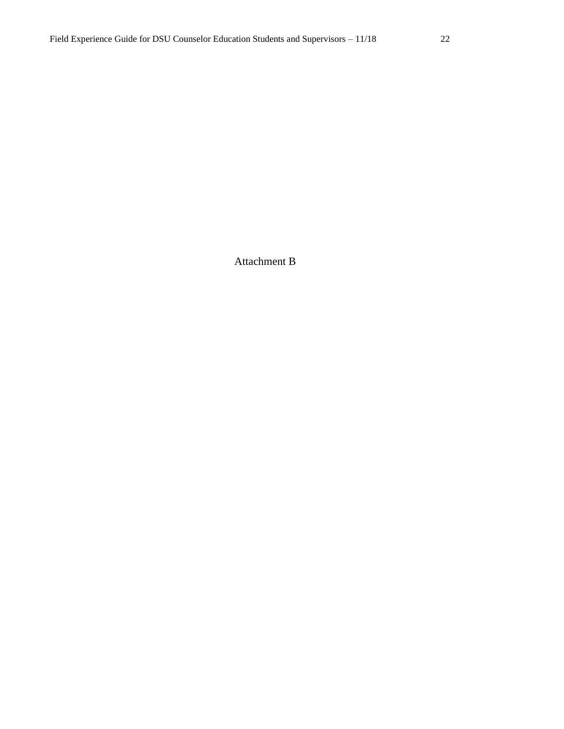Attachment B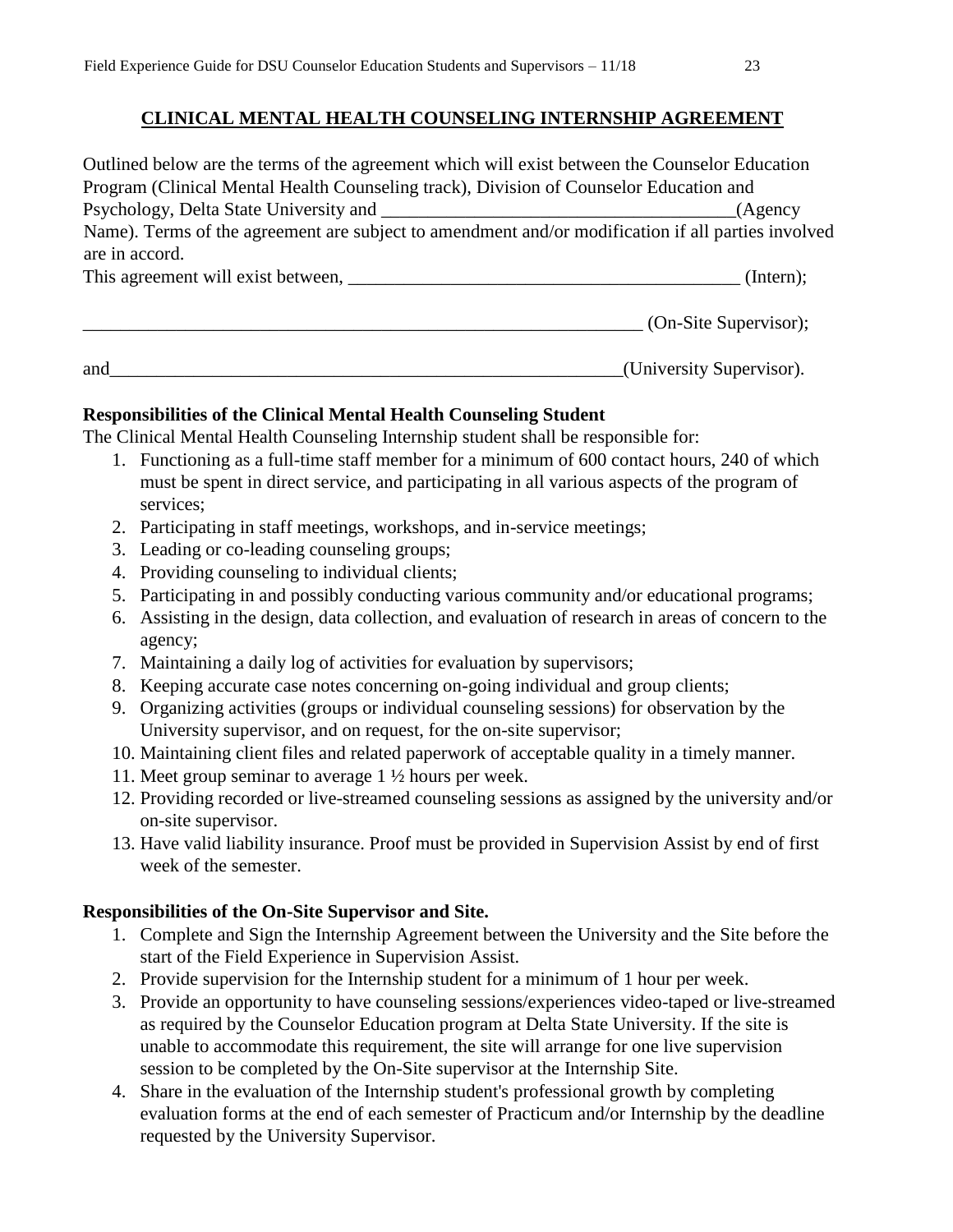## CLINICAL MENTAL HEALTH COUNSELING INTERNSHIP AGREEMENT

Outlined below are the terms of the agreement which will exist between the Counselor Education Program (Clinical Mental Health Counseling track), Division of Counselor Education and Psychology, Delta State University and ______________________________________(Agency Name). Terms of the agreement are subject to amendment and/or modification if all parties involved are in accord.

This agreement will exist between, _________________________________________ (Intern);

_____________________________________________________________ (On-Site Supervisor);

and_________________________________________________________(University Supervisor).

**Responsibilities of the Clinical Mental Health Counseling Student**

The Clinical Mental Health Counseling Internship student shall be responsible for:

1. Functioning as a full-time staff member for a minimum of 600 contact hours, 240 of which must be spent in direct service, and participating in all various aspects of the program of services;
2. Participating in staff meetings, workshops, and in-service meetings;
3. Leading or co-leading counseling groups;
4. Providing counseling to individual clients;
5. Participating in and possibly conducting various community and/or educational programs;
6. Assisting in the design, data collection, and evaluation of research in areas of concern to the agency;
7. Maintaining a daily log of activities for evaluation by supervisors;
8. Keeping accurate case notes concerning on-going individual and group clients;
9. Organizing activities (groups or individual counseling sessions) for observation by the University supervisor, and on request, for the on-site supervisor;
10. Maintaining client files and related paperwork of acceptable quality in a timely manner.
11. Meet group seminar to average 1 ½ hours per week.
12. Providing recorded or live-streamed counseling sessions as assigned by the university and/or on-site supervisor.
13. Have valid liability insurance. Proof must be provided in Supervision Assist by end of first week of the semester.

**Responsibilities of the On-Site Supervisor and Site.**

1. Complete and Sign the Internship Agreement between the University and the Site before the start of the Field Experience in Supervision Assist.
2. Provide supervision for the Internship student for a minimum of 1 hour per week.
3. Provide an opportunity to have counseling sessions/experiences video-taped or live-streamed as required by the Counselor Education program at Delta State University. If the site is unable to accommodate this requirement, the site will arrange for one live supervision session to be completed by the On-Site supervisor at the Internship Site.
4. Share in the evaluation of the Internship student's professional growth by completing evaluation forms at the end of each semester of Practicum and/or Internship by the deadline requested by the University Supervisor.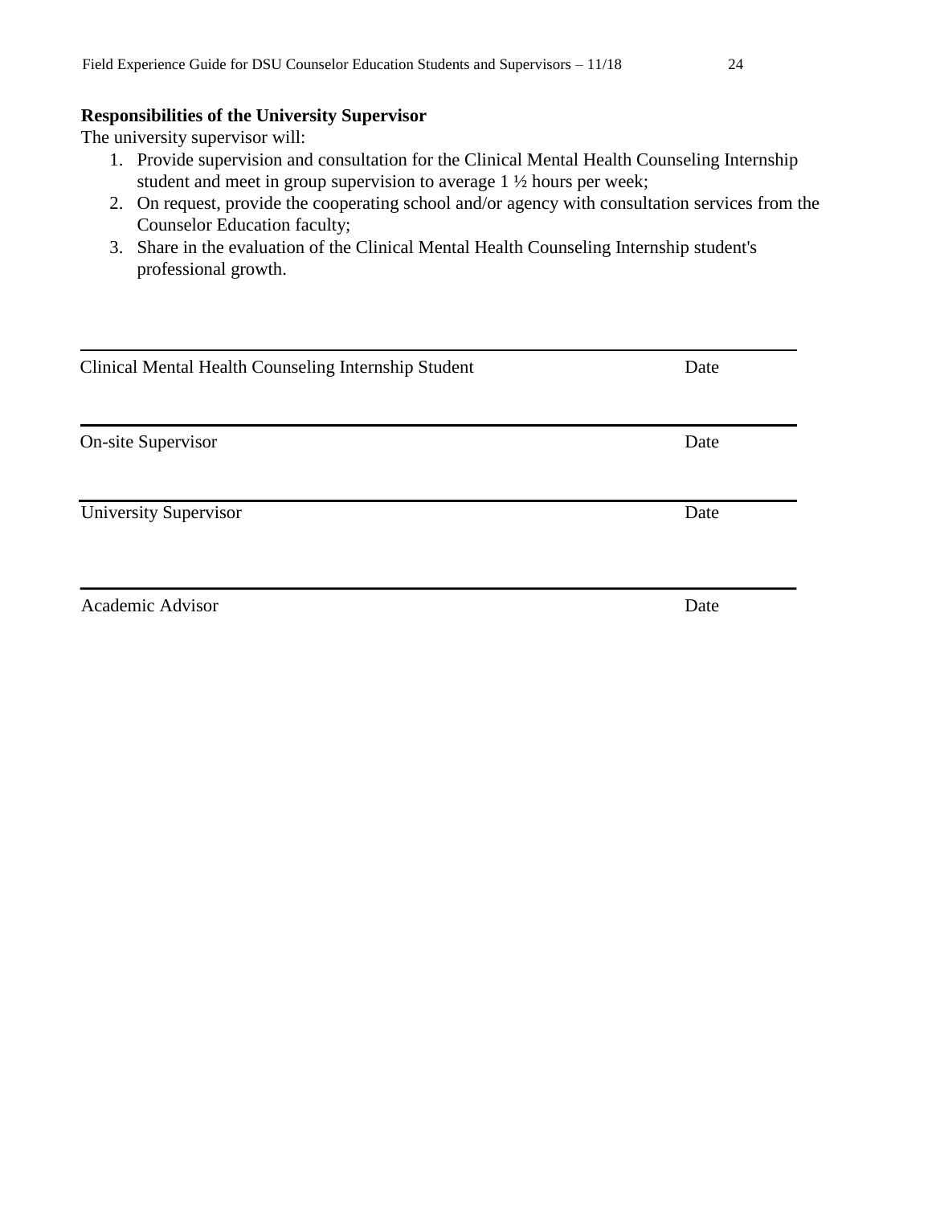**Responsibilities of the University Supervisor**

The university supervisor will:

1. Provide supervision and consultation for the Clinical Mental Health Counseling Internship student and meet in group supervision to average 1 ½ hours per week;
2. On request, provide the cooperating school and/or agency with consultation services from the Counselor Education faculty;
3. Share in the evaluation of the Clinical Mental Health Counseling Internship student's professional growth.

\_\_\_\_\_\_\_\_\_\_\_\_\_\_\_\_\_\_\_\_\_\_\_\_\_\_\_\_\_\_\_\_\_\_\_\_\_\_\_\_\_\_\_\_\_\_\_\_\_\_\_\_\_\_\_\_\_\_\_\_\_\_\_\_\_\_

Clinical Mental Health Counseling Internship Student                                        Date

\_\_\_\_\_\_\_\_\_\_\_\_\_\_\_\_\_\_\_\_\_\_\_\_\_\_\_\_\_\_\_\_\_\_\_\_\_\_\_\_\_\_\_\_\_\_\_\_\_\_\_\_\_\_\_\_\_\_\_\_\_\_\_\_\_\_

On-site Supervisor                                        Date

\_\_\_\_\_\_\_\_\_\_\_\_\_\_\_\_\_\_\_\_\_\_\_\_\_\_\_\_\_\_\_\_\_\_\_\_\_\_\_\_\_\_\_\_\_\_\_\_\_\_\_\_\_\_\_\_\_\_\_\_\_\_\_\_\_\_

University Supervisor                                        Date

\_\_\_\_\_\_\_\_\_\_\_\_\_\_\_\_\_\_\_\_\_\_\_\_\_\_\_\_\_\_\_\_\_\_\_\_\_\_\_\_\_\_\_\_\_\_\_\_\_\_\_\_\_\_\_\_\_\_\_\_\_\_\_\_\_\_

Academic Advisor                                        Date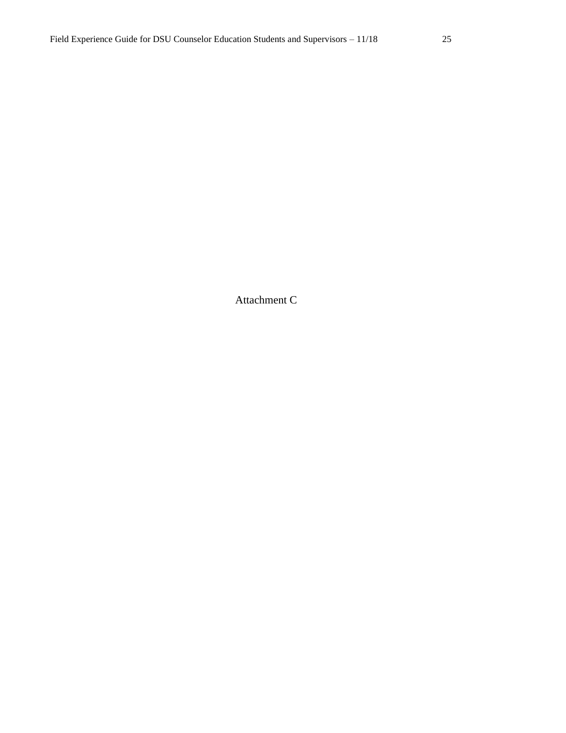# Attachment C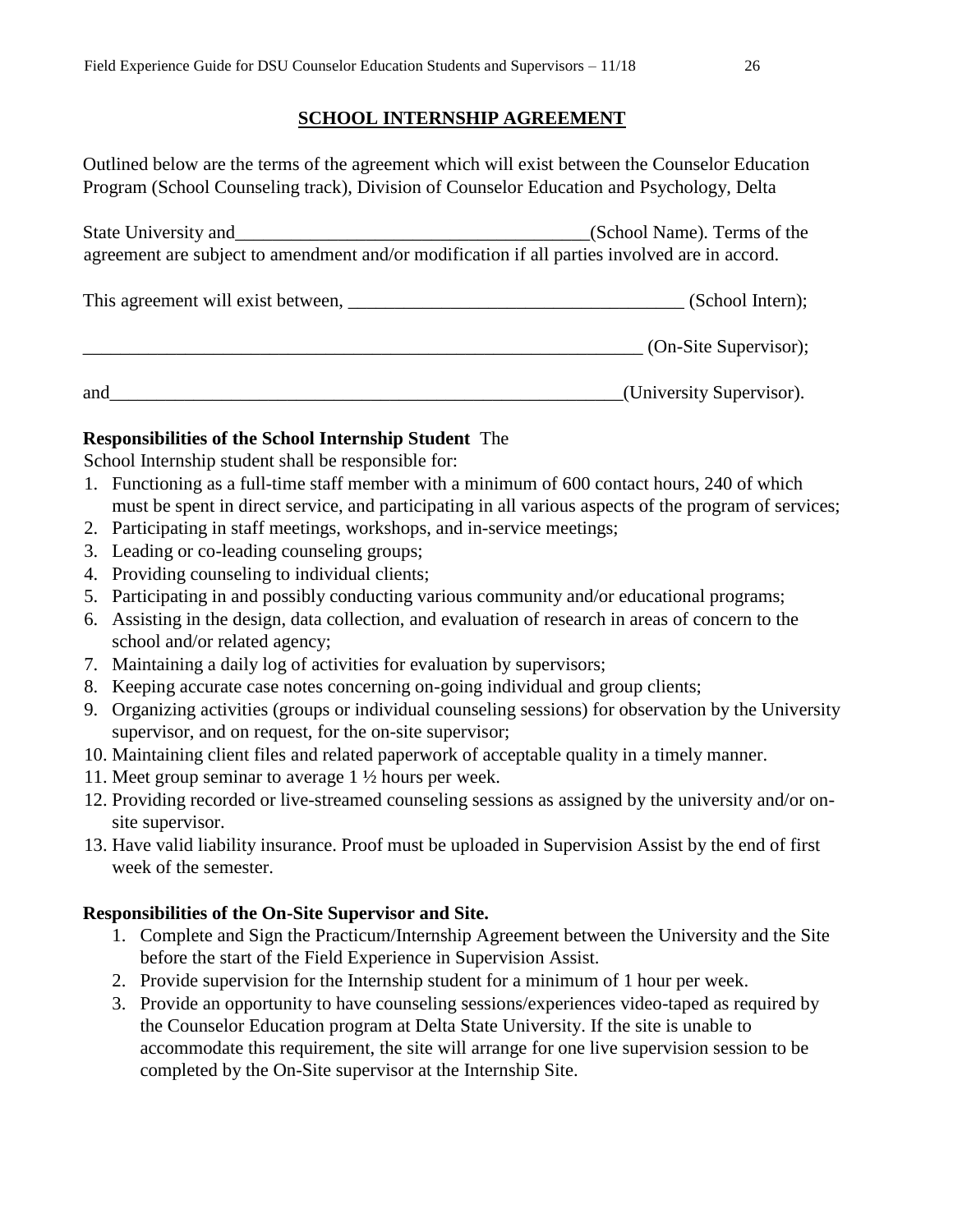## SCHOOL INTERNSHIP AGREEMENT

Outlined below are the terms of the agreement which will exist between the Counselor Education Program (School Counseling track), Division of Counselor Education and Psychology, Delta

State University and______________________________________(School Name). Terms of the agreement are subject to amendment and/or modification if all parties involved are in accord.

This agreement will exist between, ___________________________________ (School Intern);

_____________________________________________________________ (On-Site Supervisor);

and_________________________________________________________(University Supervisor).

**Responsibilities of the School Internship Student** The School Internship student shall be responsible for:

1. Functioning as a full-time staff member with a minimum of 600 contact hours, 240 of which must be spent in direct service, and participating in all various aspects of the program of services;
2. Participating in staff meetings, workshops, and in-service meetings;
3. Leading or co-leading counseling groups;
4. Providing counseling to individual clients;
5. Participating in and possibly conducting various community and/or educational programs;
6. Assisting in the design, data collection, and evaluation of research in areas of concern to the school and/or related agency;
7. Maintaining a daily log of activities for evaluation by supervisors;
8. Keeping accurate case notes concerning on-going individual and group clients;
9. Organizing activities (groups or individual counseling sessions) for observation by the University supervisor, and on request, for the on-site supervisor;
10. Maintaining client files and related paperwork of acceptable quality in a timely manner.
11. Meet group seminar to average 1 ½ hours per week.
12. Providing recorded or live-streamed counseling sessions as assigned by the university and/or on-site supervisor.
13. Have valid liability insurance. Proof must be uploaded in Supervision Assist by the end of first week of the semester.

**Responsibilities of the On-Site Supervisor and Site.**

1. Complete and Sign the Practicum/Internship Agreement between the University and the Site before the start of the Field Experience in Supervision Assist.
2. Provide supervision for the Internship student for a minimum of 1 hour per week.
3. Provide an opportunity to have counseling sessions/experiences video-taped as required by the Counselor Education program at Delta State University. If the site is unable to accommodate this requirement, the site will arrange for one live supervision session to be completed by the On-Site supervisor at the Internship Site.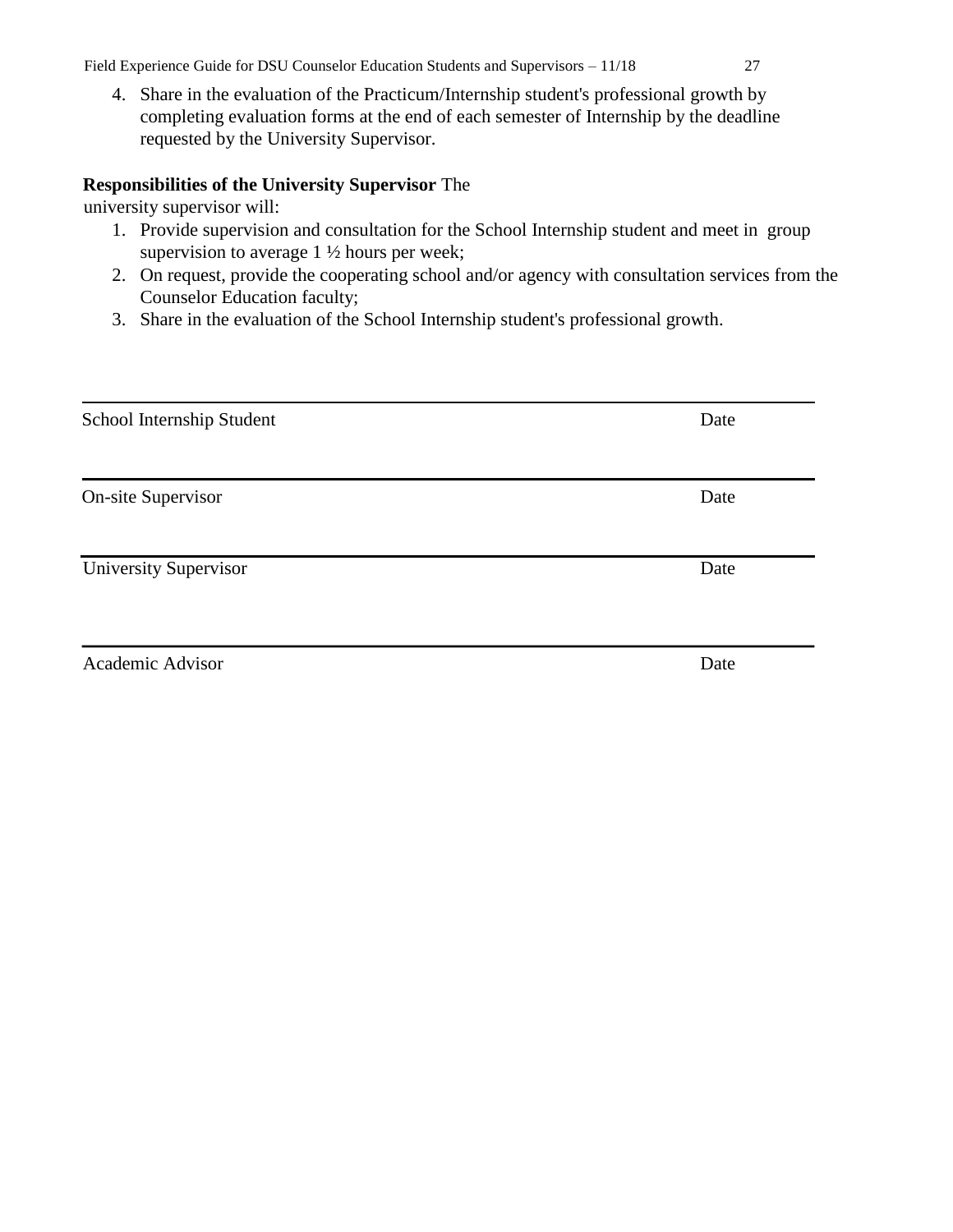4. Share in the evaluation of the Practicum/Internship student's professional growth by completing evaluation forms at the end of each semester of Internship by the deadline requested by the University Supervisor.

**Responsibilities of the University Supervisor** The university supervisor will:

1. Provide supervision and consultation for the School Internship student and meet in group supervision to average 1 ½ hours per week;
2. On request, provide the cooperating school and/or agency with consultation services from the Counselor Education faculty;
3. Share in the evaluation of the School Internship student's professional growth.

\_\_\_\_\_\_\_\_\_\_\_\_\_\_\_\_\_\_\_\_\_\_\_\_\_\_\_\_\_\_\_\_\_\_\_\_\_\_\_\_\_\_\_\_\_\_\_\_\_\_\_\_\_\_\_\_\_\_\_\_

School Internship Student Date

\_\_\_\_\_\_\_\_\_\_\_\_\_\_\_\_\_\_\_\_\_\_\_\_\_\_\_\_\_\_\_\_\_\_\_\_\_\_\_\_\_\_\_\_\_\_\_\_\_\_\_\_\_\_\_\_\_\_\_\_

On-site Supervisor Date

\_\_\_\_\_\_\_\_\_\_\_\_\_\_\_\_\_\_\_\_\_\_\_\_\_\_\_\_\_\_\_\_\_\_\_\_\_\_\_\_\_\_\_\_\_\_\_\_\_\_\_\_\_\_\_\_\_\_\_\_

University Supervisor Date

\_\_\_\_\_\_\_\_\_\_\_\_\_\_\_\_\_\_\_\_\_\_\_\_\_\_\_\_\_\_\_\_\_\_\_\_\_\_\_\_\_\_\_\_\_\_\_\_\_\_\_\_\_\_\_\_\_\_\_\_

Academic Advisor Date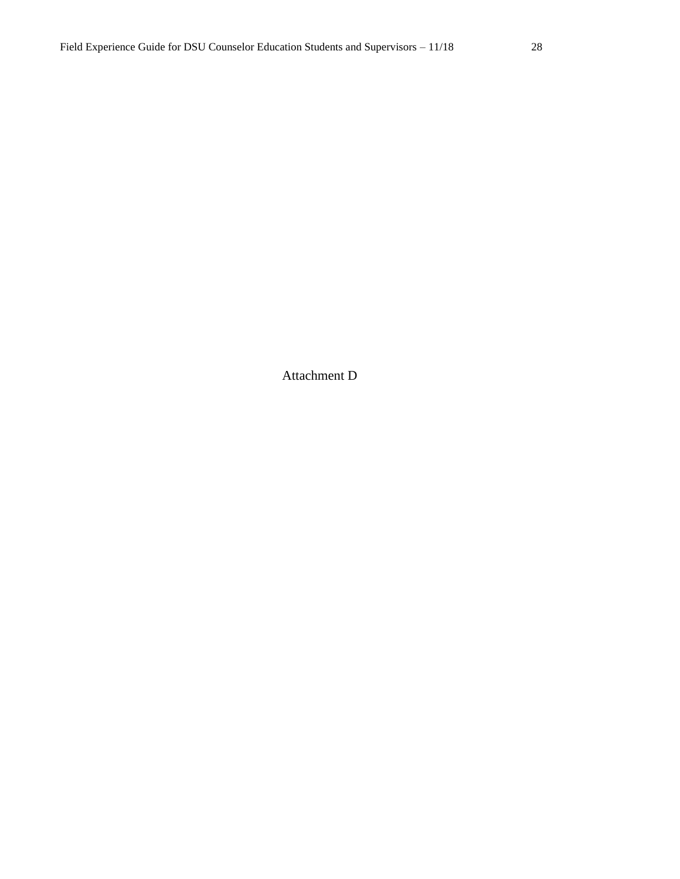Attachment D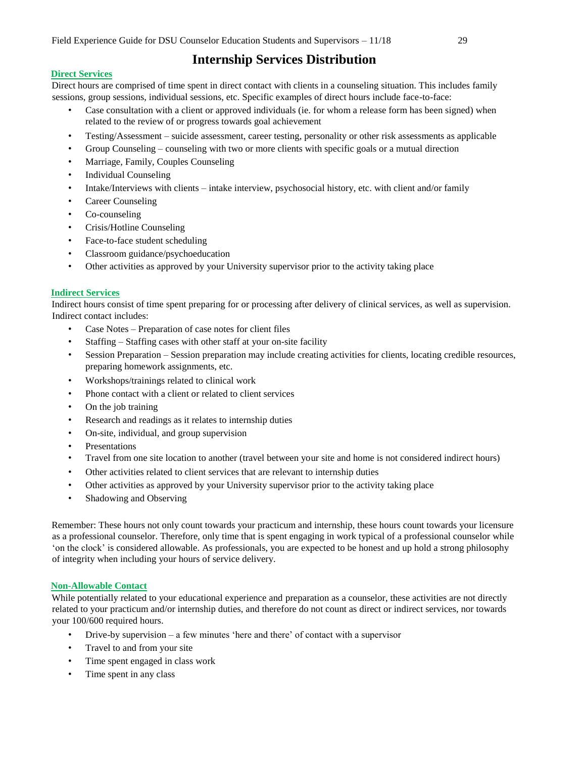# Internship Services Distribution

## Direct Services

Direct hours are comprised of time spent in direct contact with clients in a counseling situation. This includes family sessions, group sessions, individual sessions, etc. Specific examples of direct hours include face-to-face:

- Case consultation with a client or approved individuals (ie. for whom a release form has been signed) when related to the review of or progress towards goal achievement
- Testing/Assessment – suicide assessment, career testing, personality or other risk assessments as applicable
- Group Counseling – counseling with two or more clients with specific goals or a mutual direction
- Marriage, Family, Couples Counseling
- Individual Counseling
- Intake/Interviews with clients – intake interview, psychosocial history, etc. with client and/or family
- Career Counseling
- Co-counseling
- Crisis/Hotline Counseling
- Face-to-face student scheduling
- Classroom guidance/psychoeducation
- Other activities as approved by your University supervisor prior to the activity taking place

## Indirect Services

Indirect hours consist of time spent preparing for or processing after delivery of clinical services, as well as supervision. Indirect contact includes:

- Case Notes – Preparation of case notes for client files
- Staffing – Staffing cases with other staff at your on-site facility
- Session Preparation – Session preparation may include creating activities for clients, locating credible resources, preparing homework assignments, etc.
- Workshops/trainings related to clinical work
- Phone contact with a client or related to client services
- On the job training
- Research and readings as it relates to internship duties
- On-site, individual, and group supervision
- Presentations
- Travel from one site location to another (travel between your site and home is not considered indirect hours)
- Other activities related to client services that are relevant to internship duties
- Other activities as approved by your University supervisor prior to the activity taking place
- Shadowing and Observing

Remember: These hours not only count towards your practicum and internship, these hours count towards your licensure as a professional counselor. Therefore, only time that is spent engaging in work typical of a professional counselor while 'on the clock' is considered allowable. As professionals, you are expected to be honest and up hold a strong philosophy of integrity when including your hours of service delivery.

## Non-Allowable Contact

While potentially related to your educational experience and preparation as a counselor, these activities are not directly related to your practicum and/or internship duties, and therefore do not count as direct or indirect services, nor towards your 100/600 required hours.

- Drive-by supervision – a few minutes 'here and there' of contact with a supervisor
- Travel to and from your site
- Time spent engaged in class work
- Time spent in any class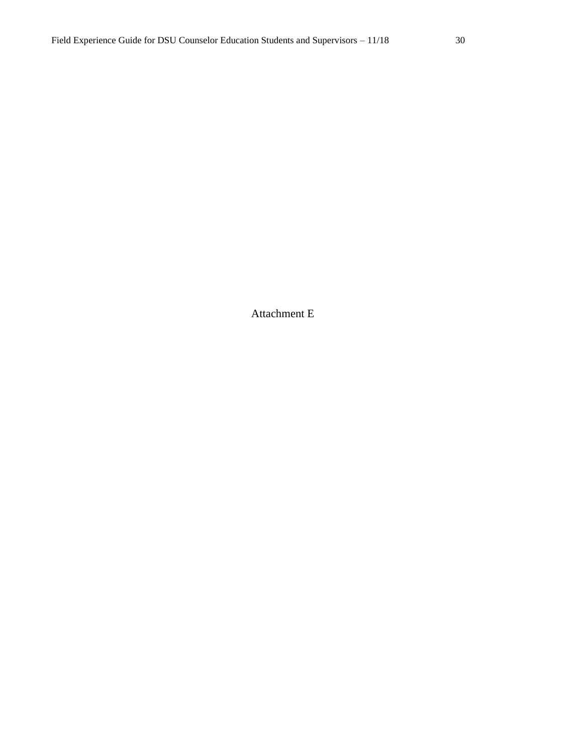Attachment E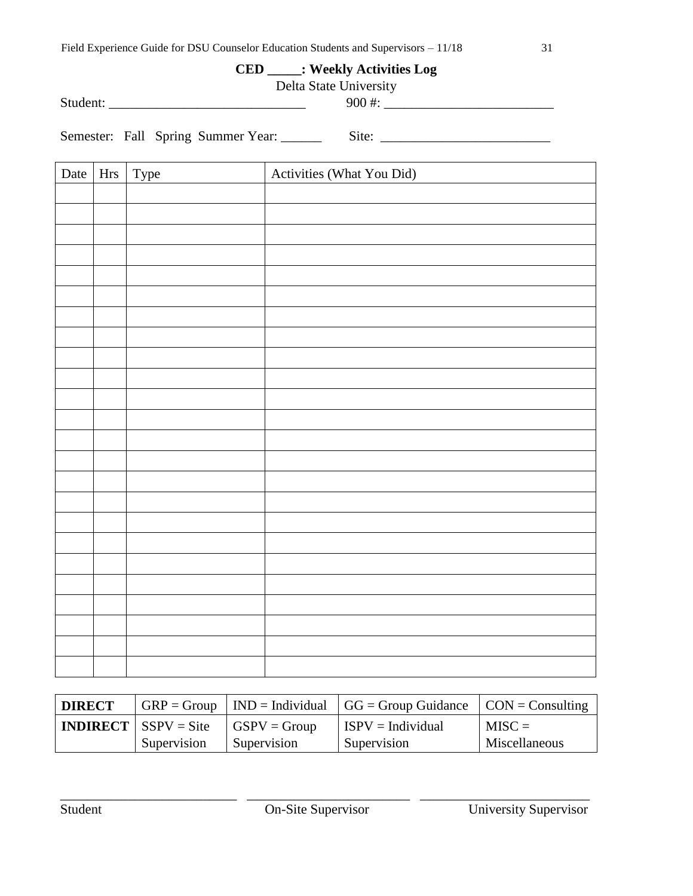**CED _____: Weekly Activities Log**

Delta State University

Student: ____________________________ 900 #: ________________________

Semester: Fall Spring Summer Year: ______ Site: ________________________

| Date | Hrs | Type | Activities (What You Did) |
|---|---|---|---|
| | | | |
| | | | |
| | | | |
| | | | |
| | | | |
| | | | |
| | | | |
| | | | |
| | | | |
| | | | |
| | | | |
| | | | |
| | | | |
| | | | |
| | | | |
| | | | |
| | | | |
| | | | |
| | | | |
| | | | |
| | | | |
| | | | |
| | | | |
| | | | |

| **DIRECT** | GRP = Group | IND = Individual | GG = Group Guidance | CON = Consulting |
|---|---|---|---|---|
| **INDIRECT** | SSPV = Site Supervision | GSPV = Group Supervision | ISPV = Individual Supervision | MISC = Miscellaneous |

__________________________ __________________________ __________________________

Student On-Site Supervisor University Supervisor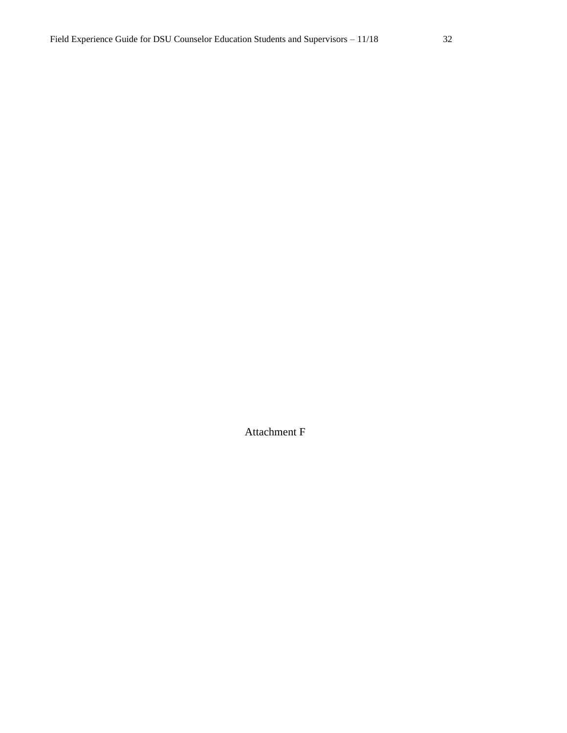Attachment F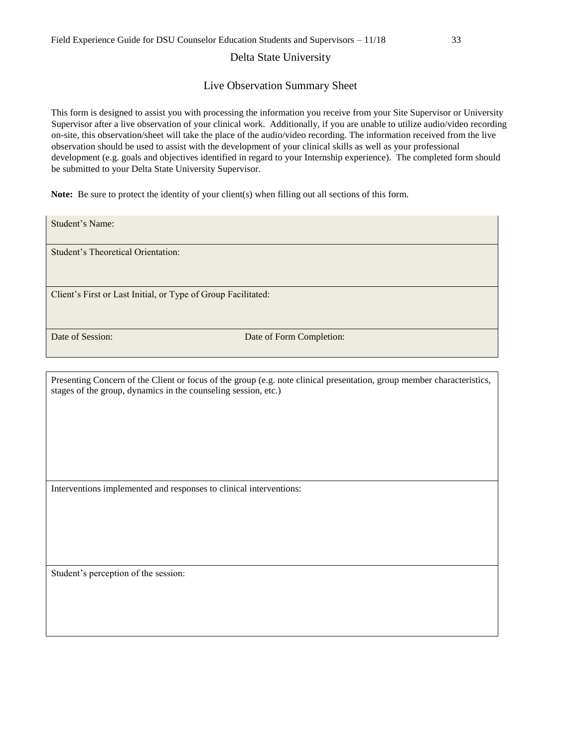## Delta State University

## Live Observation Summary Sheet

This form is designed to assist you with processing the information you receive from your Site Supervisor or University Supervisor after a live observation of your clinical work. Additionally, if you are unable to utilize audio/video recording on-site, this observation/sheet will take the place of the audio/video recording. The information received from the live observation should be used to assist with the development of your clinical skills as well as your professional development (e.g. goals and objectives identified in regard to your Internship experience). The completed form should be submitted to your Delta State University Supervisor.

**Note:** Be sure to protect the identity of your client(s) when filling out all sections of this form.

| Student's Name: | |
|---|---|
| Student's Theoretical Orientation: | |
| Client's First or Last Initial, or Type of Group Facilitated: | |
| Date of Session: | Date of Form Completion: |

| Presenting Concern of the Client or focus of the group (e.g. note clinical presentation, group member characteristics, stages of the group, dynamics in the counseling session, etc.) |
|---|
| Interventions implemented and responses to clinical interventions: |
| Student's perception of the session: |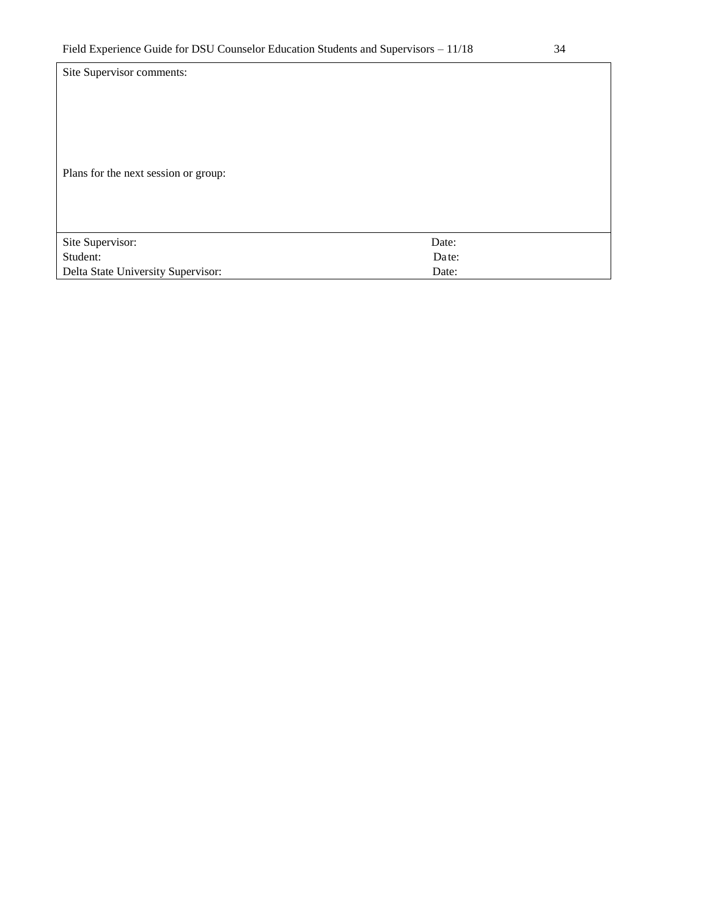| |
|---|
| Site Supervisor comments:<br><br><br><br><br>Plans for the next session or group: |

| | |
|---|---|
| Site Supervisor: | Date: |
| Student: | Date: |
| Delta State University Supervisor: | Date: |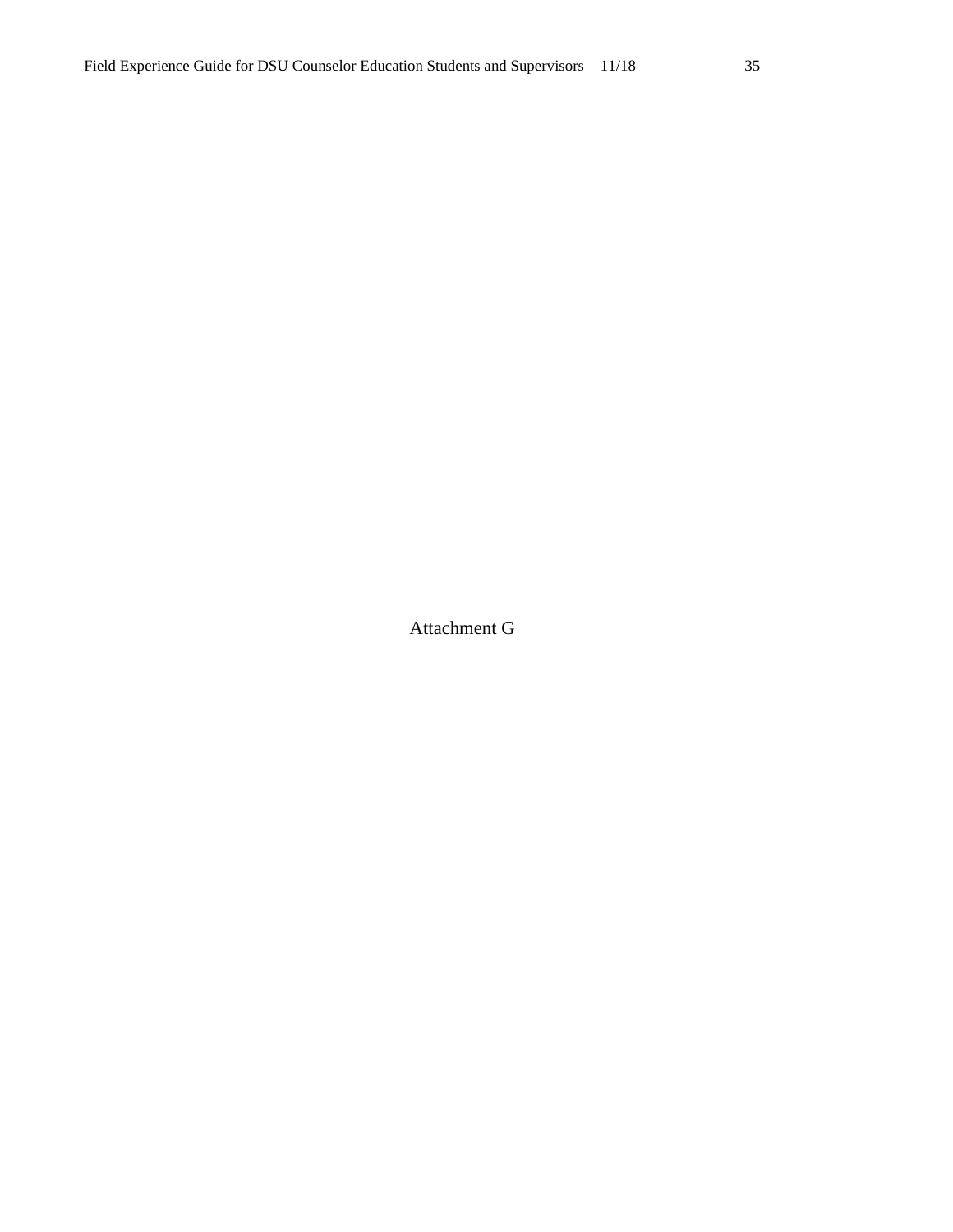Attachment G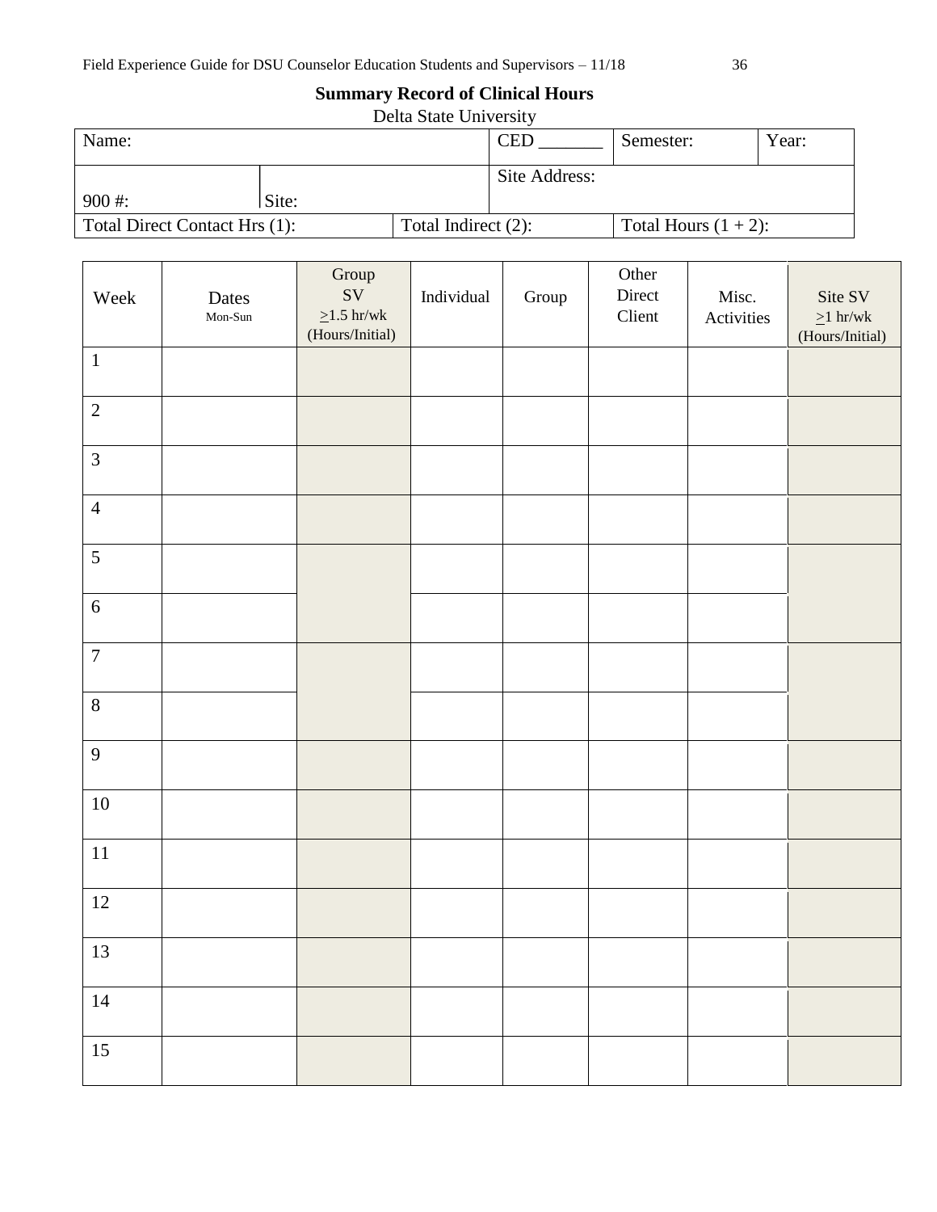**Summary Record of Clinical Hours**

Delta State University

| Name: | | CED _______ | Semester: | Year: |
|---|---|---|---|---|
| 900 #: | Site: | Site Address: | | |
| Total Direct Contact Hrs (1): | Total Indirect (2): | Total Hours (1 + 2): | | |

| Week | Dates Mon-Sun | Group SV ≥1.5 hr/wk (Hours/Initial) | Individual | Group | Other Direct Client | Misc. Activities | Site SV ≥1 hr/wk (Hours/Initial) |
|---|---|---|---|---|---|---|---|
| 1 | | | | | | | |
| 2 | | | | | | | |
| 3 | | | | | | | |
| 4 | | | | | | | |
| 5 | | | | | | | |
| 6 | | | | | | | |
| 7 | | | | | | | |
| 8 | | | | | | | |
| 9 | | | | | | | |
| 10 | | | | | | | |
| 11 | | | | | | | |
| 12 | | | | | | | |
| 13 | | | | | | | |
| 14 | | | | | | | |
| 15 | | | | | | | |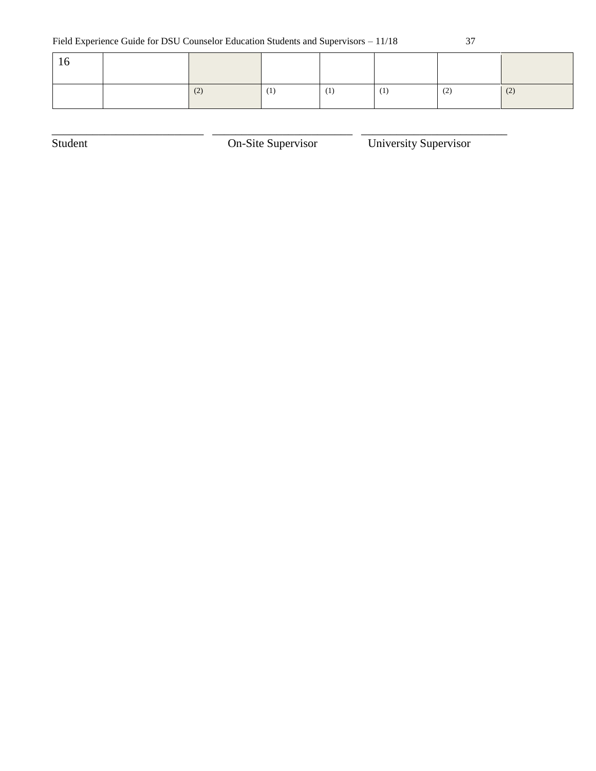| 16 | | | | | | | |
|---|---|---|---|---|---|---|---|
| | | (2) | (1) | (1) | (1) | (2) | (2) |

___________________________ ___________________________ ___________________________

Student On-Site Supervisor University Supervisor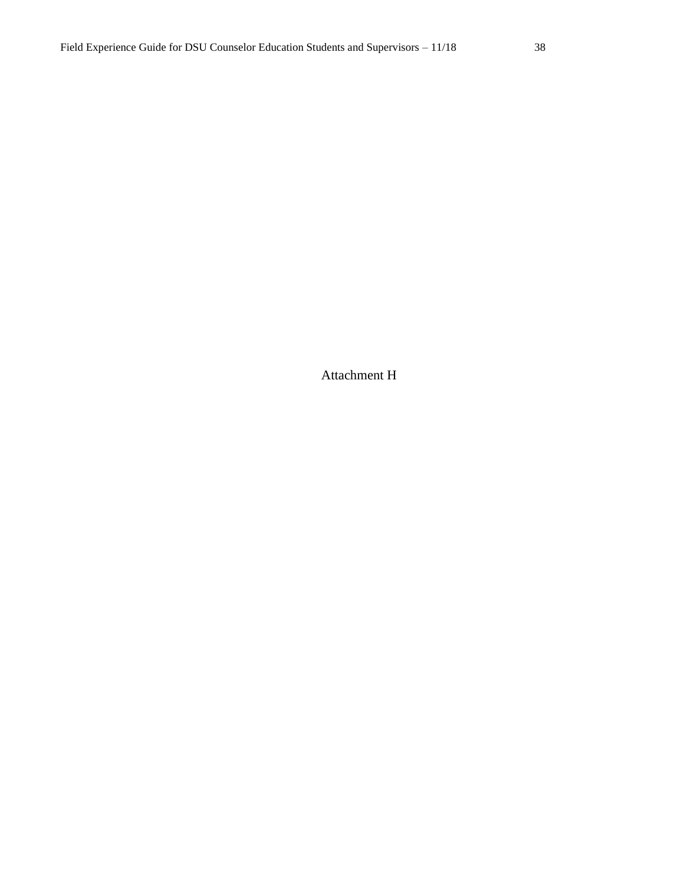Attachment H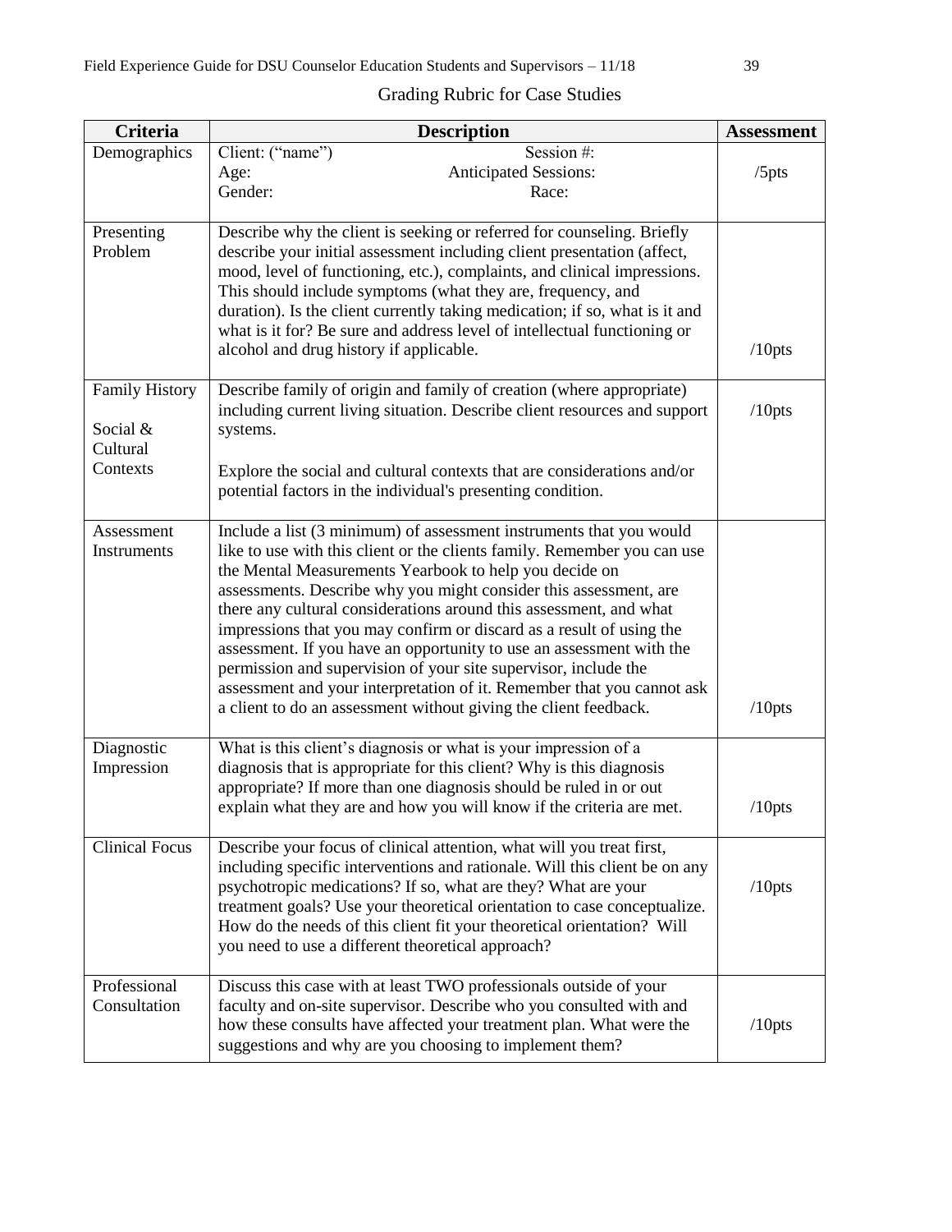## Grading Rubric for Case Studies

| Criteria | Description | Assessment |
|---|---|---|
| Demographics | Client: ("name") Session #:<br>Age: Anticipated Sessions:<br>Gender: Race: | /5pts |
| Presenting Problem | Describe why the client is seeking or referred for counseling. Briefly describe your initial assessment including client presentation (affect, mood, level of functioning, etc.), complaints, and clinical impressions. This should include symptoms (what they are, frequency, and duration). Is the client currently taking medication; if so, what is it and what is it for? Be sure and address level of intellectual functioning or alcohol and drug history if applicable. | /10pts |
| Family History<br><br>Social & Cultural Contexts | Describe family of origin and family of creation (where appropriate) including current living situation. Describe client resources and support systems.<br><br>Explore the social and cultural contexts that are considerations and/or potential factors in the individual's presenting condition. | /10pts |
| Assessment Instruments | Include a list (3 minimum) of assessment instruments that you would like to use with this client or the clients family. Remember you can use the Mental Measurements Yearbook to help you decide on assessments. Describe why you might consider this assessment, are there any cultural considerations around this assessment, and what impressions that you may confirm or discard as a result of using the assessment. If you have an opportunity to use an assessment with the permission and supervision of your site supervisor, include the assessment and your interpretation of it. Remember that you cannot ask a client to do an assessment without giving the client feedback. | /10pts |
| Diagnostic Impression | What is this client's diagnosis or what is your impression of a diagnosis that is appropriate for this client? Why is this diagnosis appropriate? If more than one diagnosis should be ruled in or out explain what they are and how you will know if the criteria are met. | /10pts |
| Clinical Focus | Describe your focus of clinical attention, what will you treat first, including specific interventions and rationale. Will this client be on any psychotropic medications? If so, what are they? What are your treatment goals? Use your theoretical orientation to case conceptualize. How do the needs of this client fit your theoretical orientation? Will you need to use a different theoretical approach? | /10pts |
| Professional Consultation | Discuss this case with at least TWO professionals outside of your faculty and on-site supervisor. Describe who you consulted with and how these consults have affected your treatment plan. What were the suggestions and why are you choosing to implement them? | /10pts |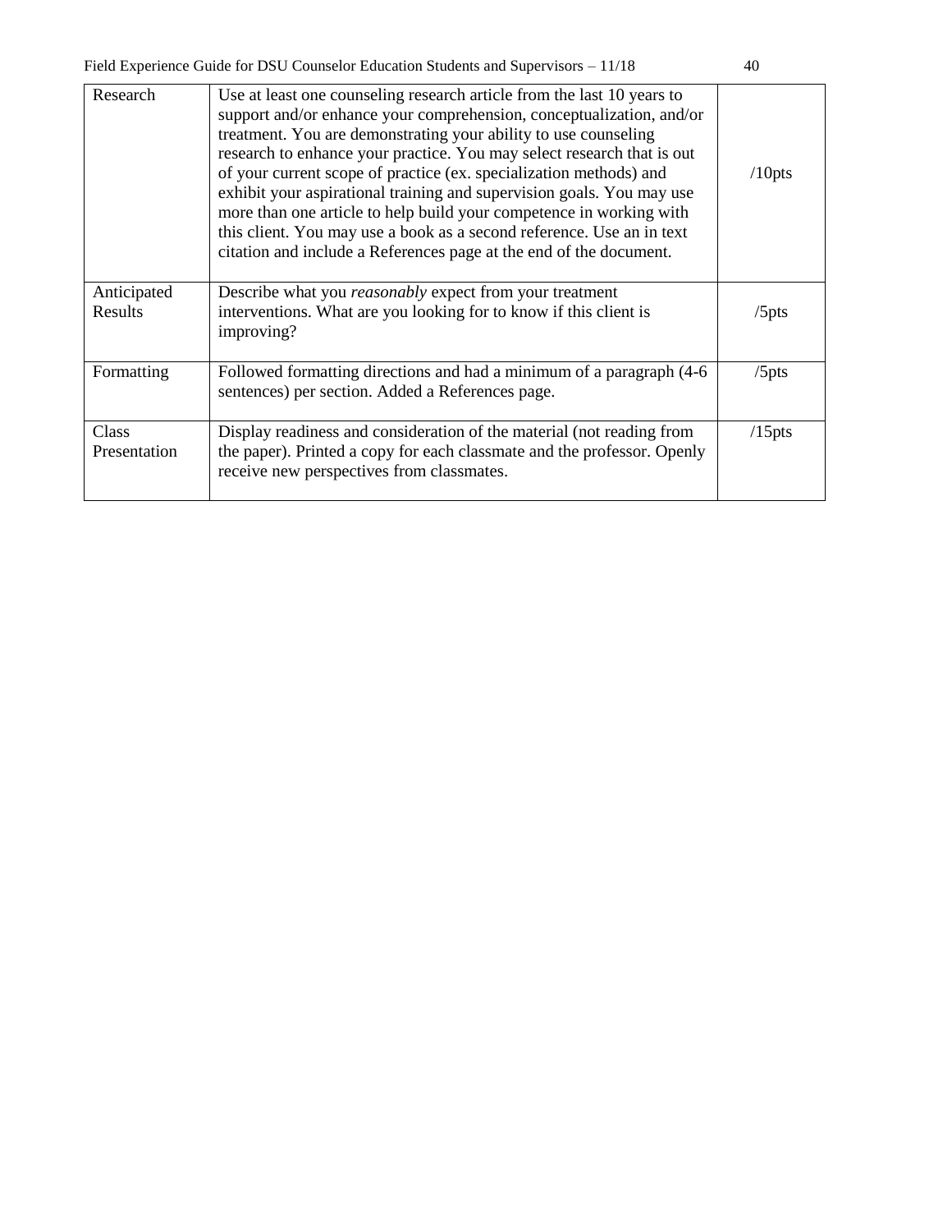| Research | Use at least one counseling research article from the last 10 years to support and/or enhance your comprehension, conceptualization, and/or treatment. You are demonstrating your ability to use counseling research to enhance your practice. You may select research that is out of your current scope of practice (ex. specialization methods) and exhibit your aspirational training and supervision goals. You may use more than one article to help build your competence in working with this client. You may use a book as a second reference. Use an in text citation and include a References page at the end of the document. | /10pts |
|---|---|---|
| Anticipated Results | Describe what you *reasonably* expect from your treatment interventions. What are you looking for to know if this client is improving? | /5pts |
| Formatting | Followed formatting directions and had a minimum of a paragraph (4-6 sentences) per section. Added a References page. | /5pts |
| Class Presentation | Display readiness and consideration of the material (not reading from the paper). Printed a copy for each classmate and the professor. Openly receive new perspectives from classmates. | /15pts |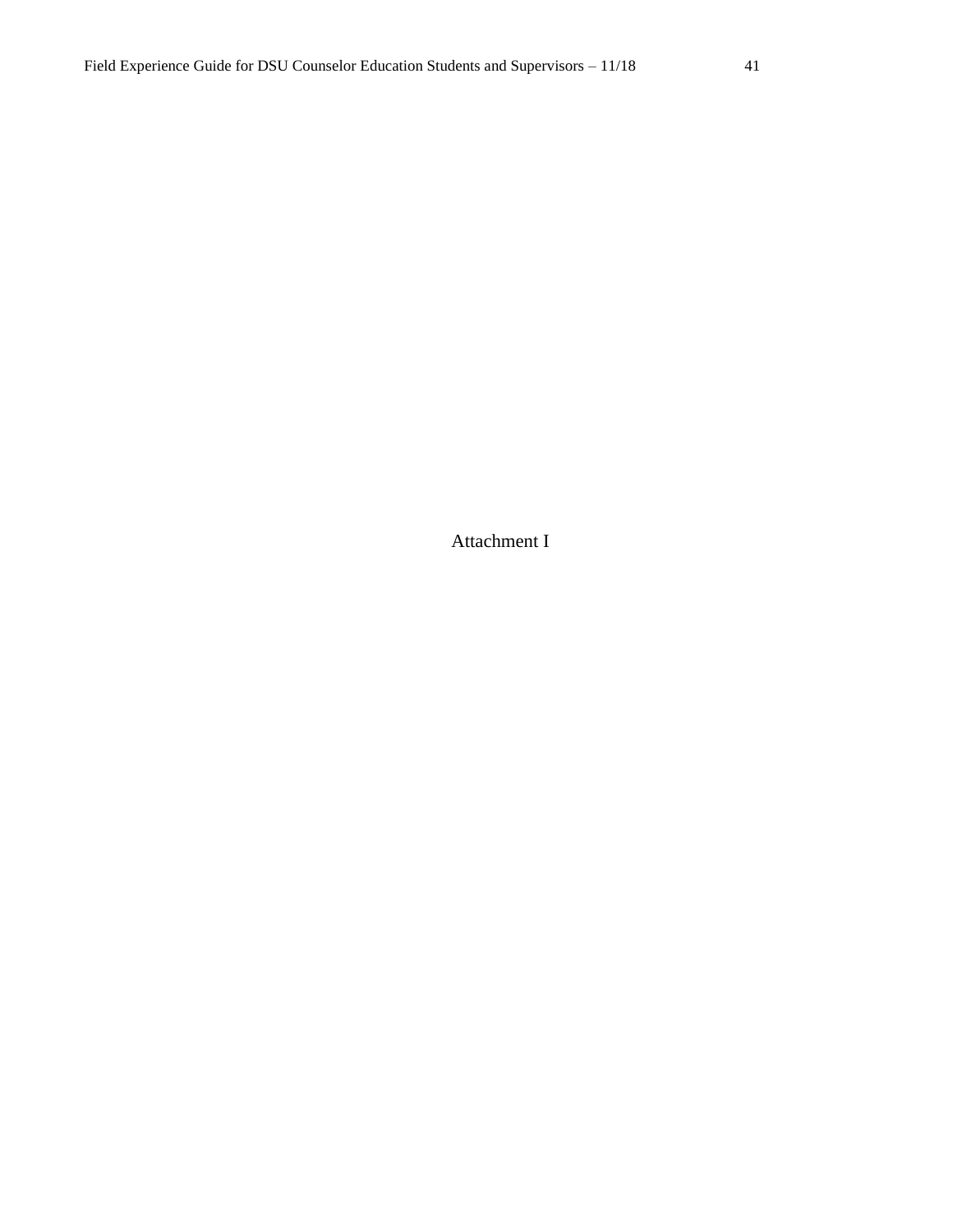Attachment I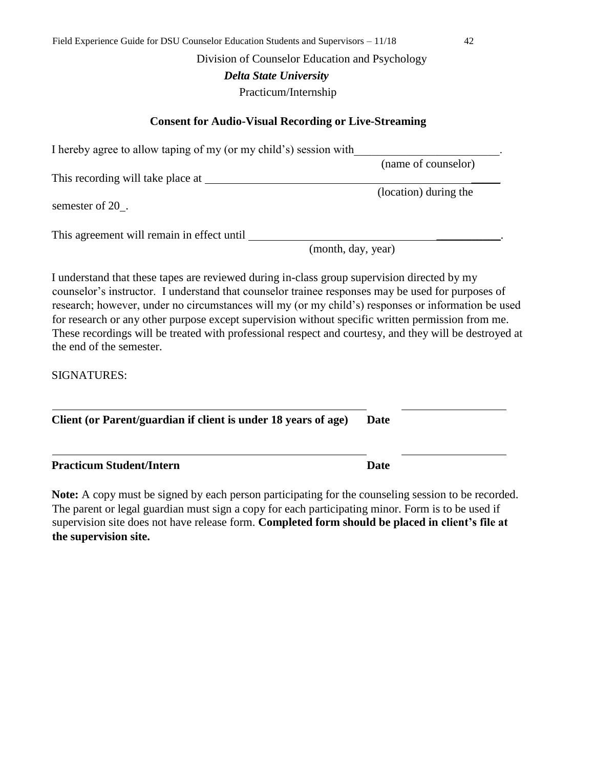Division of Counselor Education and Psychology

***Delta State University***

Practicum/Internship

**Consent for Audio-Visual Recording or Live-Streaming**

I hereby agree to allow taping of my (or my child's) session with_________________________.
(name of counselor)

This recording will take place at ______________________________________________
(location) during the

semester of 20_.

This agreement will remain in effect until ___________________________________.
(month, day, year)

I understand that these tapes are reviewed during in-class group supervision directed by my counselor's instructor. I understand that counselor trainee responses may be used for purposes of research; however, under no circumstances will my (or my child's) responses or information be used for research or any other purpose except supervision without specific written permission from me. These recordings will be treated with professional respect and courtesy, and they will be destroyed at the end of the semester.

SIGNATURES:

_______________________________________________________ ________________

**Client (or Parent/guardian if client is under 18 years of age) Date**

_______________________________________________________ ________________

**Practicum Student/Intern Date**

**Note:** A copy must be signed by each person participating for the counseling session to be recorded. The parent or legal guardian must sign a copy for each participating minor. Form is to be used if supervision site does not have release form. **Completed form should be placed in client's file at the supervision site.**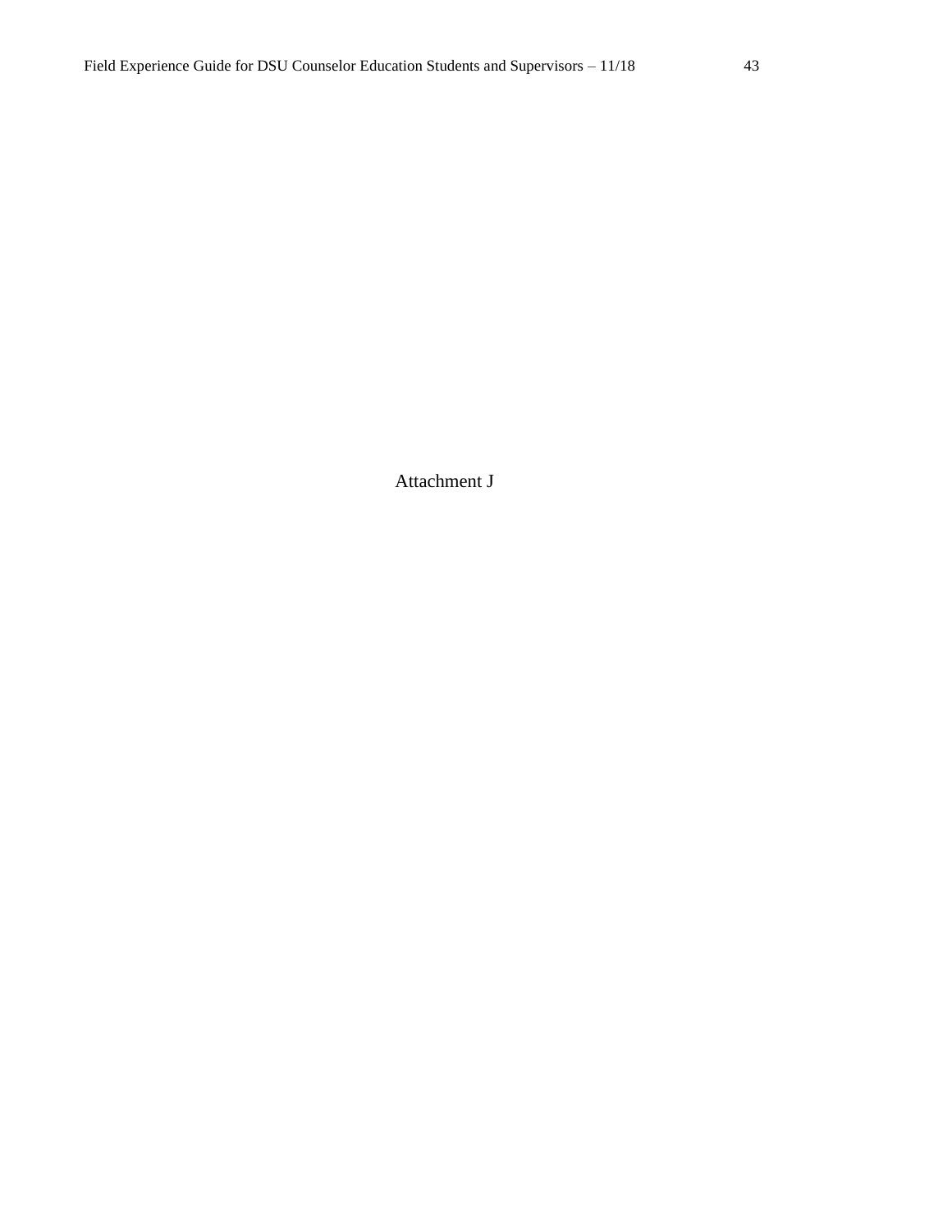Attachment J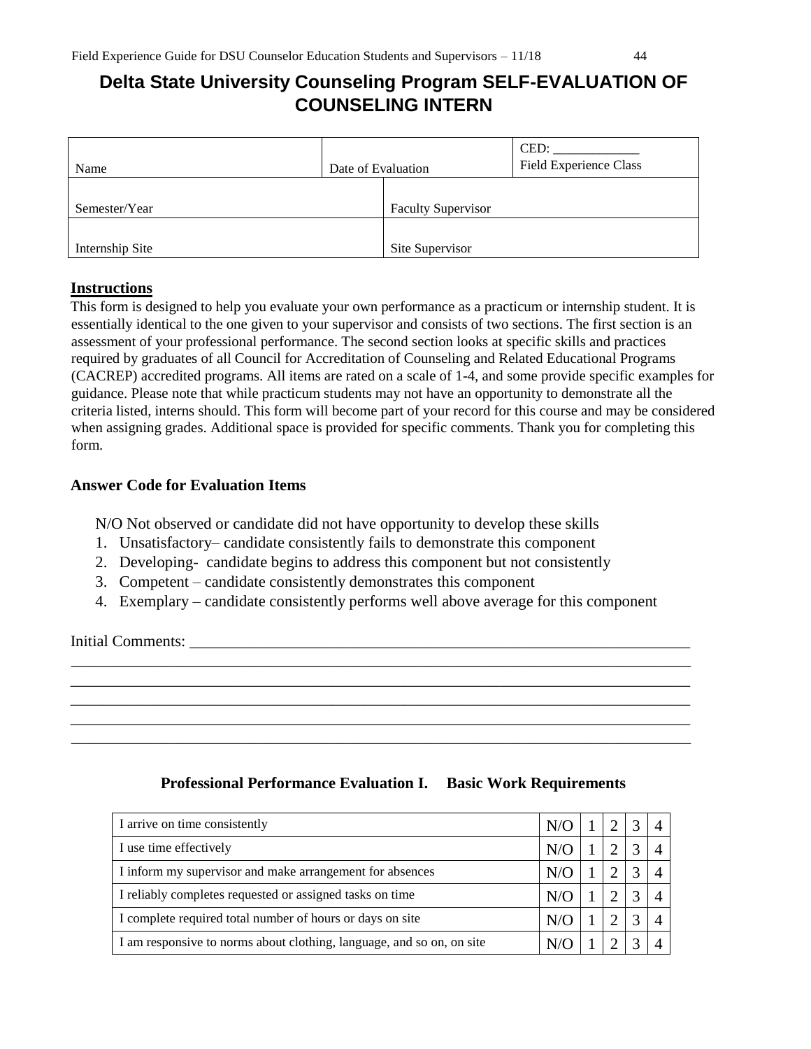# Delta State University Counseling Program SELF-EVALUATION OF COUNSELING INTERN

| Name | Date of Evaluation | CED: _____________ Field Experience Class |
|---|---|---|
| Semester/Year | Faculty Supervisor | |
| Internship Site | Site Supervisor | |

**Instructions**

This form is designed to help you evaluate your own performance as a practicum or internship student. It is essentially identical to the one given to your supervisor and consists of two sections. The first section is an assessment of your professional performance. The second section looks at specific skills and practices required by graduates of all Council for Accreditation of Counseling and Related Educational Programs (CACREP) accredited programs. All items are rated on a scale of 1-4, and some provide specific examples for guidance. Please note that while practicum students may not have an opportunity to demonstrate all the criteria listed, interns should. This form will become part of your record for this course and may be considered when assigning grades. Additional space is provided for specific comments. Thank you for completing this form.

### Answer Code for Evaluation Items

N/O Not observed or candidate did not have opportunity to develop these skills

1. Unsatisfactory– candidate consistently fails to demonstrate this component
2. Developing- candidate begins to address this component but not consistently
3. Competent – candidate consistently demonstrates this component
4. Exemplary – candidate consistently performs well above average for this component

Initial Comments: ________________________________________________________________

________________________________________________________________________________

________________________________________________________________________________

________________________________________________________________________________

________________________________________________________________________________

________________________________________________________________________________

### Professional Performance Evaluation I. Basic Work Requirements

| | | | | | |
|---|---|---|---|---|---|
| I arrive on time consistently | N/O | 1 | 2 | 3 | 4 |
| I use time effectively | N/O | 1 | 2 | 3 | 4 |
| I inform my supervisor and make arrangement for absences | N/O | 1 | 2 | 3 | 4 |
| I reliably completes requested or assigned tasks on time | N/O | 1 | 2 | 3 | 4 |
| I complete required total number of hours or days on site | N/O | 1 | 2 | 3 | 4 |
| I am responsive to norms about clothing, language, and so on, on site | N/O | 1 | 2 | 3 | 4 |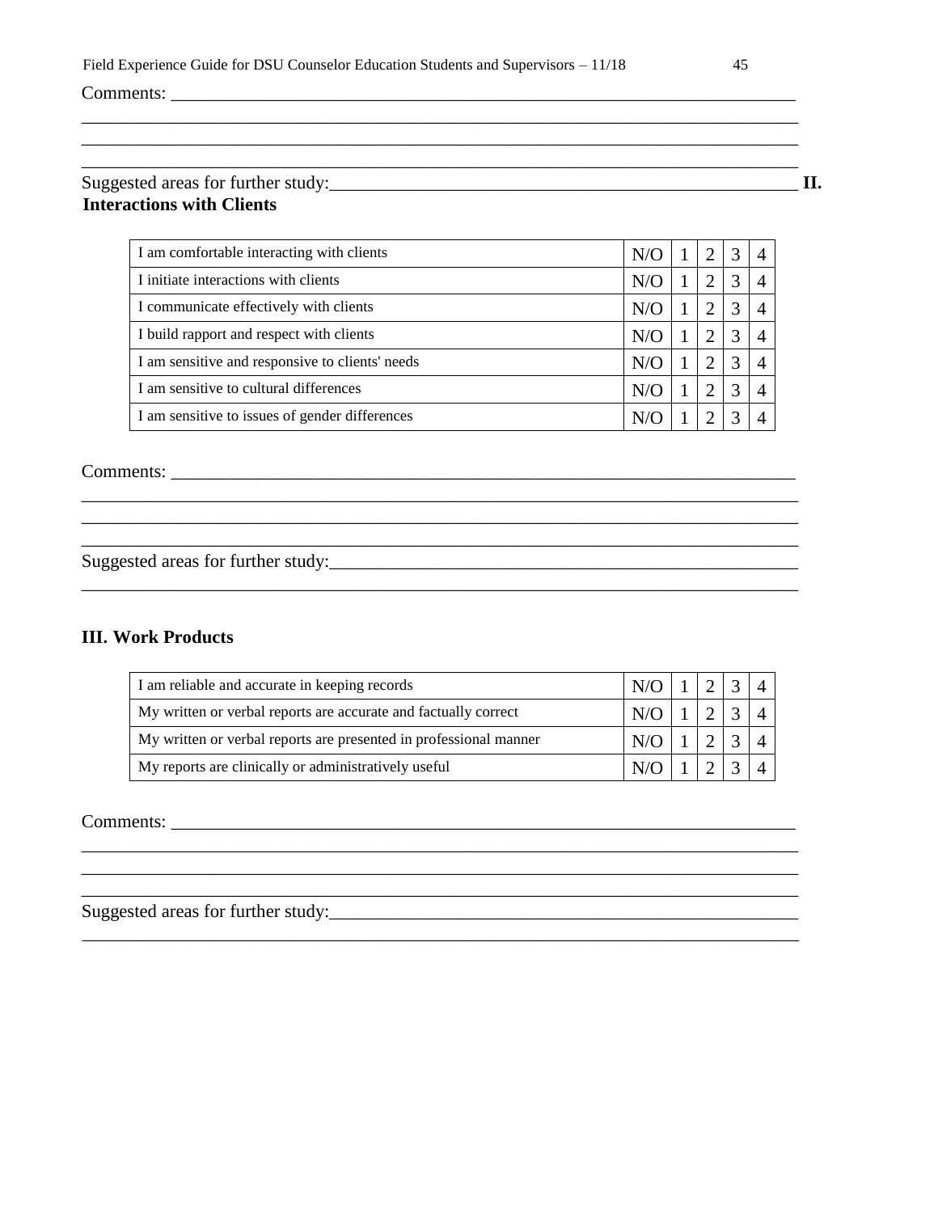Comments: ___________________________________________________________________________

_____________________________________________________________________________________

_____________________________________________________________________________________

_____________________________________________________________________________________

Suggested areas for further study:_______________________________________________________

## II. Interactions with Clients

| | | | | | |
|---|---|---|---|---|---|
| I am comfortable interacting with clients | N/O | 1 | 2 | 3 | 4 |
| I initiate interactions with clients | N/O | 1 | 2 | 3 | 4 |
| I communicate effectively with clients | N/O | 1 | 2 | 3 | 4 |
| I build rapport and respect with clients | N/O | 1 | 2 | 3 | 4 |
| I am sensitive and responsive to clients' needs | N/O | 1 | 2 | 3 | 4 |
| I am sensitive to cultural differences | N/O | 1 | 2 | 3 | 4 |
| I am sensitive to issues of gender differences | N/O | 1 | 2 | 3 | 4 |

Comments: ___________________________________________________________________________

_____________________________________________________________________________________

_____________________________________________________________________________________

_____________________________________________________________________________________

Suggested areas for further study:_______________________________________________________

_____________________________________________________________________________________

## III. Work Products

| | | | | | |
|---|---|---|---|---|---|
| I am reliable and accurate in keeping records | N/O | 1 | 2 | 3 | 4 |
| My written or verbal reports are accurate and factually correct | N/O | 1 | 2 | 3 | 4 |
| My written or verbal reports are presented in professional manner | N/O | 1 | 2 | 3 | 4 |
| My reports are clinically or administratively useful | N/O | 1 | 2 | 3 | 4 |

Comments: ___________________________________________________________________________

_____________________________________________________________________________________

_____________________________________________________________________________________

_____________________________________________________________________________________

Suggested areas for further study:_______________________________________________________

_____________________________________________________________________________________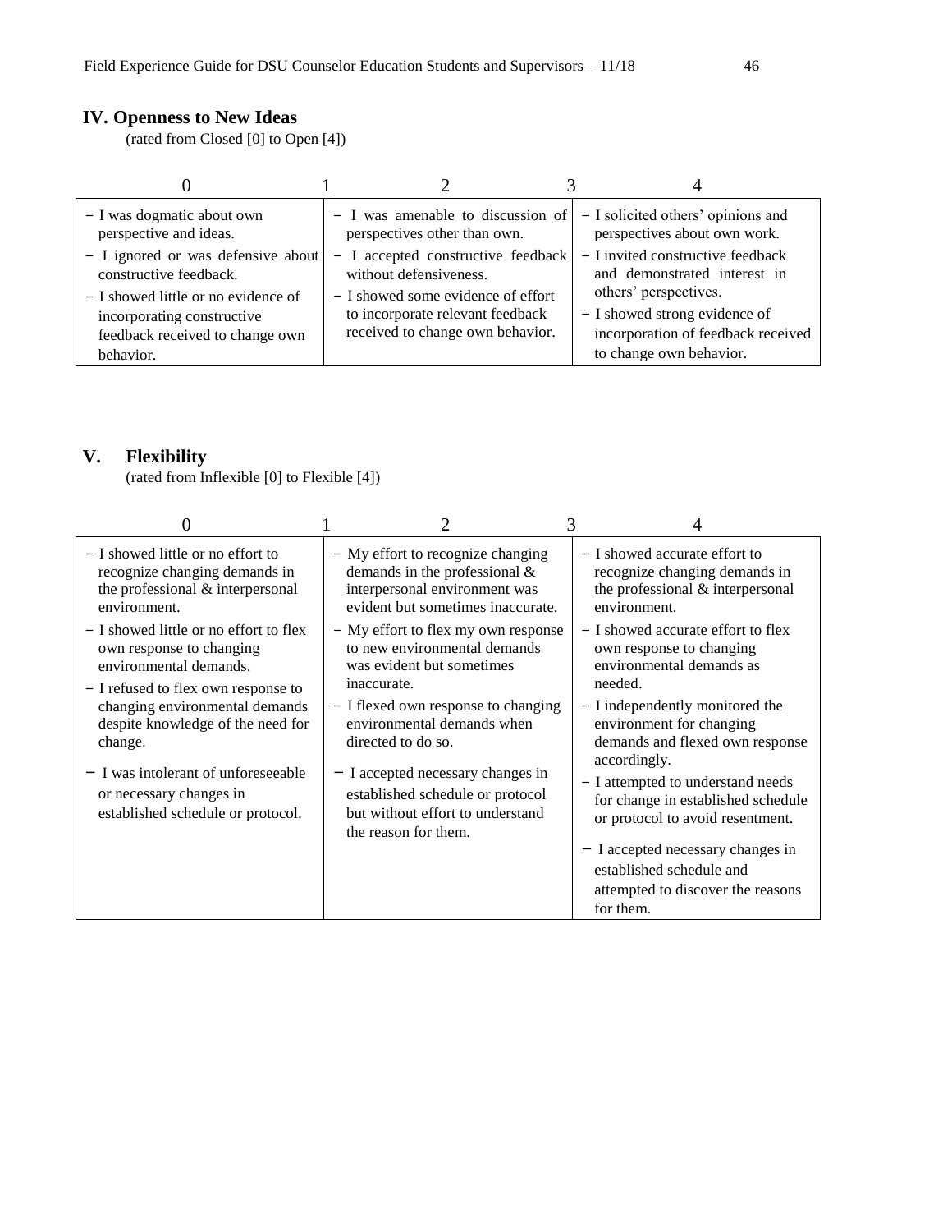## IV. Openness to New Ideas

(rated from Closed [0] to Open [4])

| 0 | 1 | 2 | 3 | 4 |
|---|---|---|---|---|
| − I was dogmatic about own perspective and ideas.<br>− I ignored or was defensive about constructive feedback.<br>− I showed little or no evidence of incorporating constructive feedback received to change own behavior. | | − I was amenable to discussion of perspectives other than own.<br>− I accepted constructive feedback without defensiveness.<br>− I showed some evidence of effort to incorporate relevant feedback received to change own behavior. | | − I solicited others' opinions and perspectives about own work.<br>− I invited constructive feedback and demonstrated interest in others' perspectives.<br>− I showed strong evidence of incorporation of feedback received to change own behavior. |

## V. Flexibility

(rated from Inflexible [0] to Flexible [4])

| 0 | 1 | 2 | 3 | 4 |
|---|---|---|---|---|
| − I showed little or no effort to recognize changing demands in the professional & interpersonal environment.<br>− I showed little or no effort to flex own response to changing environmental demands.<br>− I refused to flex own response to changing environmental demands despite knowledge of the need for change.<br>− I was intolerant of unforeseeable or necessary changes in established schedule or protocol. | | − My effort to recognize changing demands in the professional & interpersonal environment was evident but sometimes inaccurate.<br>− My effort to flex my own response to new environmental demands was evident but sometimes inaccurate.<br>− I flexed own response to changing environmental demands when directed to do so.<br>− I accepted necessary changes in established schedule or protocol but without effort to understand the reason for them. | | − I showed accurate effort to recognize changing demands in the professional & interpersonal environment.<br>− I showed accurate effort to flex own response to changing environmental demands as needed.<br>− I independently monitored the environment for changing demands and flexed own response accordingly.<br>− I attempted to understand needs for change in established schedule or protocol to avoid resentment.<br>− I accepted necessary changes in established schedule and attempted to discover the reasons for them. |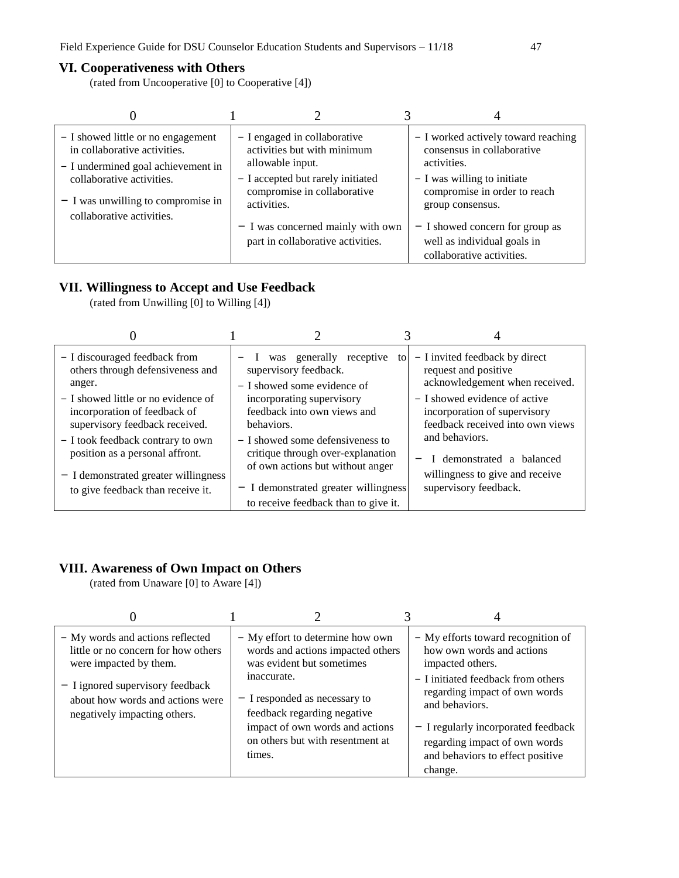## VI. Cooperativeness with Others

(rated from Uncooperative [0] to Cooperative [4])

| 0 | 1 | 2 | 3 | 4 |
|---|---|---|---|---|
| – I showed little or no engagement in collaborative activities.<br>– I undermined goal achievement in collaborative activities.<br>– I was unwilling to compromise in collaborative activities. | | – I engaged in collaborative activities but with minimum allowable input.<br>– I accepted but rarely initiated compromise in collaborative activities.<br>– I was concerned mainly with own part in collaborative activities. | | – I worked actively toward reaching consensus in collaborative activities.<br>– I was willing to initiate compromise in order to reach group consensus.<br>– I showed concern for group as well as individual goals in collaborative activities. |

## VII. Willingness to Accept and Use Feedback

(rated from Unwilling [0] to Willing [4])

| 0 | 1 | 2 | 3 | 4 |
|---|---|---|---|---|
| – I discouraged feedback from others through defensiveness and anger.<br>– I showed little or no evidence of incorporation of feedback of supervisory feedback received.<br>– I took feedback contrary to own position as a personal affront.<br>– I demonstrated greater willingness to give feedback than receive it. | | – I was generally receptive to supervisory feedback.<br>– I showed some evidence of incorporating supervisory feedback into own views and behaviors.<br>– I showed some defensiveness to critique through over-explanation of own actions but without anger<br>– I demonstrated greater willingness to receive feedback than to give it. | | – I invited feedback by direct request and positive acknowledgement when received.<br>– I showed evidence of active incorporation of supervisory feedback received into own views and behaviors.<br>– I demonstrated a balanced willingness to give and receive supervisory feedback. |

## VIII. Awareness of Own Impact on Others

(rated from Unaware [0] to Aware [4])

| 0 | 1 | 2 | 3 | 4 |
|---|---|---|---|---|
| – My words and actions reflected little or no concern for how others were impacted by them.<br>– I ignored supervisory feedback about how words and actions were negatively impacting others. | | – My effort to determine how own words and actions impacted others was evident but sometimes inaccurate.<br>– I responded as necessary to feedback regarding negative impact of own words and actions on others but with resentment at times. | | – My efforts toward recognition of how own words and actions impacted others.<br>– I initiated feedback from others regarding impact of own words and behaviors.<br>– I regularly incorporated feedback regarding impact of own words and behaviors to effect positive change. |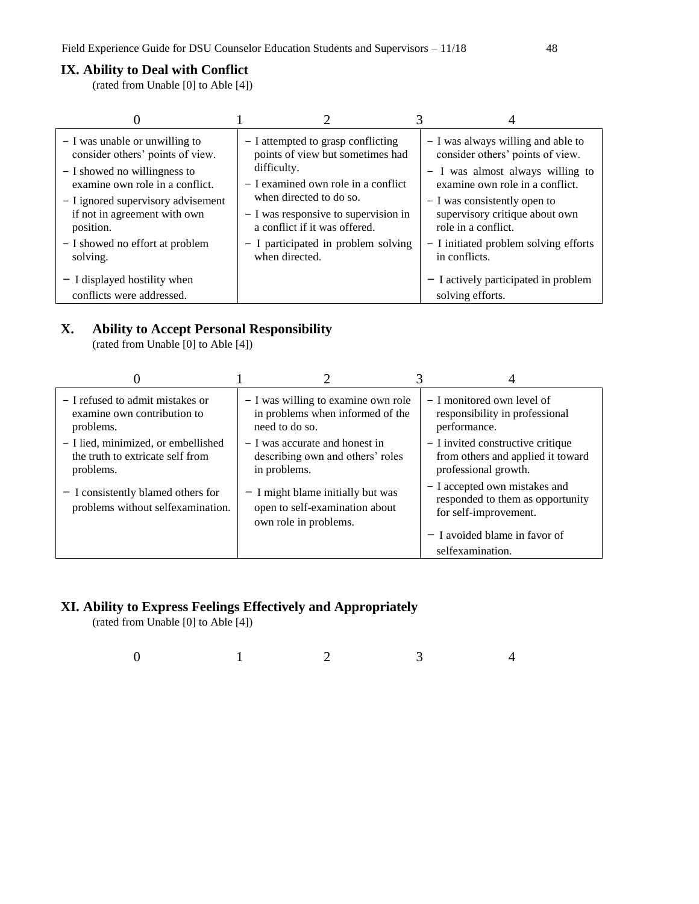## IX. Ability to Deal with Conflict

(rated from Unable [0] to Able [4])

| 0 | 1 | 2 | 3 | 4 |
|---|---|---|---|---|
| – I was unable or unwilling to consider others' points of view.<br>– I showed no willingness to examine own role in a conflict.<br>– I ignored supervisory advisement if not in agreement with own position.<br>– I showed no effort at problem solving.<br>– I displayed hostility when conflicts were addressed. | | – I attempted to grasp conflicting points of view but sometimes had difficulty.<br>– I examined own role in a conflict when directed to do so.<br>– I was responsive to supervision in a conflict if it was offered.<br>– I participated in problem solving when directed. | | – I was always willing and able to consider others' points of view.<br>– I was almost always willing to examine own role in a conflict.<br>– I was consistently open to supervisory critique about own role in a conflict.<br>– I initiated problem solving efforts in conflicts.<br>– I actively participated in problem solving efforts. |

## X. Ability to Accept Personal Responsibility

(rated from Unable [0] to Able [4])

| 0 | 1 | 2 | 3 | 4 |
|---|---|---|---|---|
| – I refused to admit mistakes or examine own contribution to problems.<br>– I lied, minimized, or embellished the truth to extricate self from problems.<br>– I consistently blamed others for problems without selfexamination. | | – I was willing to examine own role in problems when informed of the need to do so.<br>– I was accurate and honest in describing own and others' roles in problems.<br>– I might blame initially but was open to self-examination about own role in problems. | | – I monitored own level of responsibility in professional performance.<br>– I invited constructive critique from others and applied it toward professional growth.<br>– I accepted own mistakes and responded to them as opportunity for self-improvement.<br>– I avoided blame in favor of selfexamination. |

## XI. Ability to Express Feelings Effectively and Appropriately

(rated from Unable [0] to Able [4])

0 1 2 3 4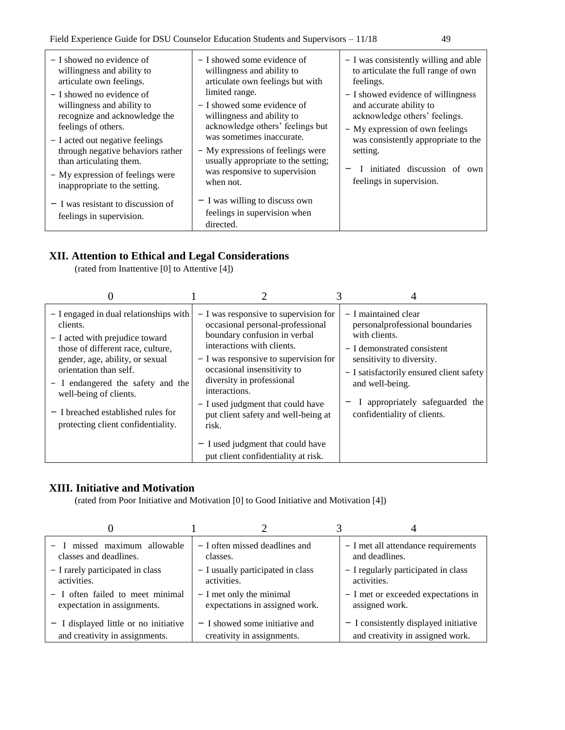| | | |
|---|---|---|
| − I showed no evidence of willingness and ability to articulate own feelings.<br>− I showed no evidence of willingness and ability to recognize and acknowledge the feelings of others.<br>− I acted out negative feelings through negative behaviors rather than articulating them.<br>− My expression of feelings were inappropriate to the setting.<br>− I was resistant to discussion of feelings in supervision. | − I showed some evidence of willingness and ability to articulate own feelings but with limited range.<br>− I showed some evidence of willingness and ability to acknowledge others' feelings but was sometimes inaccurate.<br>− My expressions of feelings were usually appropriate to the setting; was responsive to supervision when not.<br>− I was willing to discuss own feelings in supervision when directed. | − I was consistently willing and able to articulate the full range of own feelings.<br>− I showed evidence of willingness and accurate ability to acknowledge others' feelings.<br>− My expression of own feelings was consistently appropriate to the setting.<br>− I initiated discussion of own feelings in supervision. |

## XII. Attention to Ethical and Legal Considerations

(rated from Inattentive [0] to Attentive [4])

| 0 | 1 | 2 | 3 | 4 |
|---|---|---|---|---|
| − I engaged in dual relationships with clients.<br>− I acted with prejudice toward those of different race, culture, gender, age, ability, or sexual orientation than self.<br>− I endangered the safety and the well-being of clients.<br>− I breached established rules for protecting client confidentiality. | | − I was responsive to supervision for occasional personal-professional boundary confusion in verbal interactions with clients.<br>− I was responsive to supervision for occasional insensitivity to diversity in professional interactions.<br>− I used judgment that could have put client safety and well-being at risk.<br>− I used judgment that could have put client confidentiality at risk. | | − I maintained clear personalprofessional boundaries with clients.<br>− I demonstrated consistent sensitivity to diversity.<br>− I satisfactorily ensured client safety and well-being.<br>− I appropriately safeguarded the confidentiality of clients. |

## XIII. Initiative and Motivation

(rated from Poor Initiative and Motivation [0] to Good Initiative and Motivation [4])

| 0 | 1 | 2 | 3 | 4 |
|---|---|---|---|---|
| − I missed maximum allowable classes and deadlines.<br>− I rarely participated in class activities.<br>− I often failed to meet minimal expectation in assignments.<br>− I displayed little or no initiative and creativity in assignments. | | − I often missed deadlines and classes.<br>− I usually participated in class activities.<br>− I met only the minimal expectations in assigned work.<br>− I showed some initiative and creativity in assignments. | | − I met all attendance requirements and deadlines.<br>− I regularly participated in class activities.<br>− I met or exceeded expectations in assigned work.<br>− I consistently displayed initiative and creativity in assigned work. |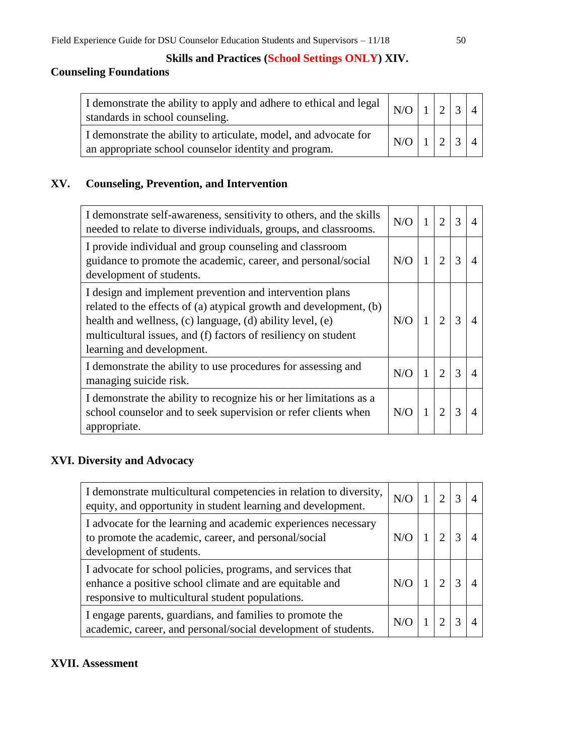**Skills and Practices (School Settings ONLY) XIV.**

**Counseling Foundations**

| | | | | | |
|---|---|---|---|---|---|
| I demonstrate the ability to apply and adhere to ethical and legal standards in school counseling. | N/O | 1 | 2 | 3 | 4 |
| I demonstrate the ability to articulate, model, and advocate for an appropriate school counselor identity and program. | N/O | 1 | 2 | 3 | 4 |

## XV. Counseling, Prevention, and Intervention

| | | | | | |
|---|---|---|---|---|---|
| I demonstrate self-awareness, sensitivity to others, and the skills needed to relate to diverse individuals, groups, and classrooms. | N/O | 1 | 2 | 3 | 4 |
| I provide individual and group counseling and classroom guidance to promote the academic, career, and personal/social development of students. | N/O | 1 | 2 | 3 | 4 |
| I design and implement prevention and intervention plans related to the effects of (a) atypical growth and development, (b) health and wellness, (c) language, (d) ability level, (e) multicultural issues, and (f) factors of resiliency on student learning and development. | N/O | 1 | 2 | 3 | 4 |
| I demonstrate the ability to use procedures for assessing and managing suicide risk. | N/O | 1 | 2 | 3 | 4 |
| I demonstrate the ability to recognize his or her limitations as a school counselor and to seek supervision or refer clients when appropriate. | N/O | 1 | 2 | 3 | 4 |

## XVI. Diversity and Advocacy

| | | | | | |
|---|---|---|---|---|---|
| I demonstrate multicultural competencies in relation to diversity, equity, and opportunity in student learning and development. | N/O | 1 | 2 | 3 | 4 |
| I advocate for the learning and academic experiences necessary to promote the academic, career, and personal/social development of students. | N/O | 1 | 2 | 3 | 4 |
| I advocate for school policies, programs, and services that enhance a positive school climate and are equitable and responsive to multicultural student populations. | N/O | 1 | 2 | 3 | 4 |
| I engage parents, guardians, and families to promote the academic, career, and personal/social development of students. | N/O | 1 | 2 | 3 | 4 |

## XVII. Assessment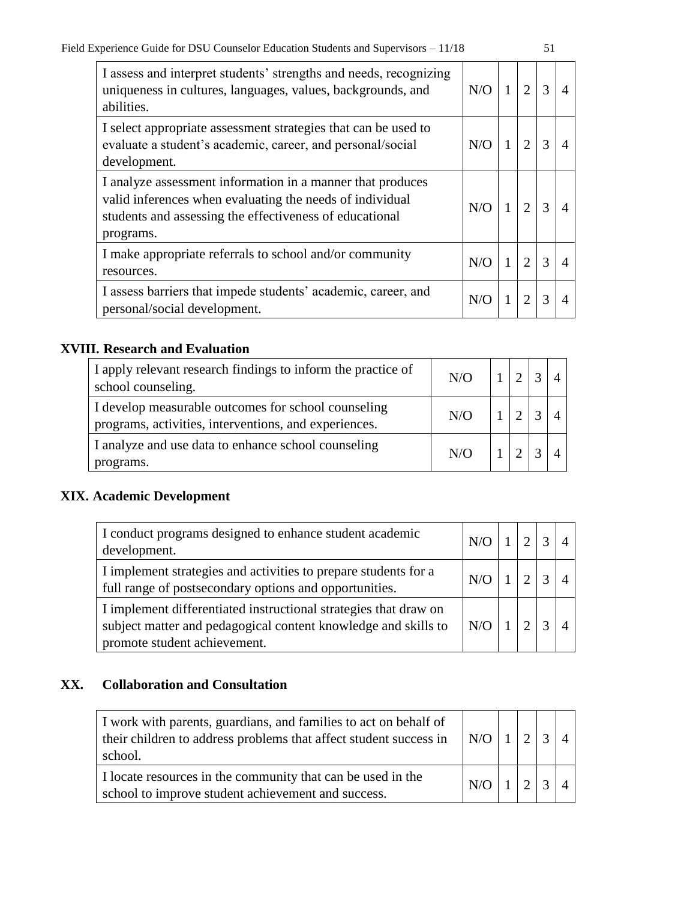| | | | | | |
|---|---|---|---|---|---|
| I assess and interpret students' strengths and needs, recognizing uniqueness in cultures, languages, values, backgrounds, and abilities. | N/O | 1 | 2 | 3 | 4 |
| I select appropriate assessment strategies that can be used to evaluate a student's academic, career, and personal/social development. | N/O | 1 | 2 | 3 | 4 |
| I analyze assessment information in a manner that produces valid inferences when evaluating the needs of individual students and assessing the effectiveness of educational programs. | N/O | 1 | 2 | 3 | 4 |
| I make appropriate referrals to school and/or community resources. | N/O | 1 | 2 | 3 | 4 |
| I assess barriers that impede students' academic, career, and personal/social development. | N/O | 1 | 2 | 3 | 4 |

## XVIII. Research and Evaluation

| | | | | | |
|---|---|---|---|---|---|
| I apply relevant research findings to inform the practice of school counseling. | N/O | 1 | 2 | 3 | 4 |
| I develop measurable outcomes for school counseling programs, activities, interventions, and experiences. | N/O | 1 | 2 | 3 | 4 |
| I analyze and use data to enhance school counseling programs. | N/O | 1 | 2 | 3 | 4 |

## XIX. Academic Development

| | | | | | |
|---|---|---|---|---|---|
| I conduct programs designed to enhance student academic development. | N/O | 1 | 2 | 3 | 4 |
| I implement strategies and activities to prepare students for a full range of postsecondary options and opportunities. | N/O | 1 | 2 | 3 | 4 |
| I implement differentiated instructional strategies that draw on subject matter and pedagogical content knowledge and skills to promote student achievement. | N/O | 1 | 2 | 3 | 4 |

## XX. Collaboration and Consultation

| | | | | | |
|---|---|---|---|---|---|
| I work with parents, guardians, and families to act on behalf of their children to address problems that affect student success in school. | N/O | 1 | 2 | 3 | 4 |
| I locate resources in the community that can be used in the school to improve student achievement and success. | N/O | 1 | 2 | 3 | 4 |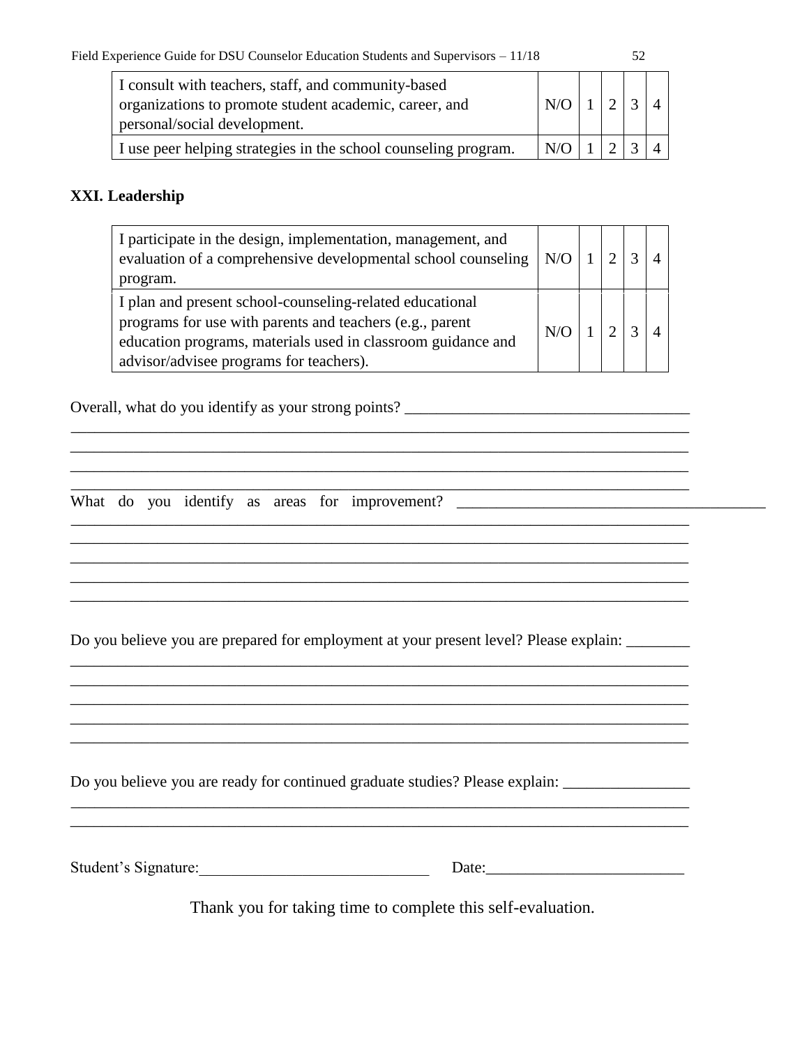| | | | | | |
|---|---|---|---|---|---|
| I consult with teachers, staff, and community-based organizations to promote student academic, career, and personal/social development. | N/O | 1 | 2 | 3 | 4 |
| I use peer helping strategies in the school counseling program. | N/O | 1 | 2 | 3 | 4 |

### XXI. Leadership

| | | | | | |
|---|---|---|---|---|---|
| I participate in the design, implementation, management, and evaluation of a comprehensive developmental school counseling program. | N/O | 1 | 2 | 3 | 4 |
| I plan and present school-counseling-related educational programs for use with parents and teachers (e.g., parent education programs, materials used in classroom guidance and advisor/advisee programs for teachers). | N/O | 1 | 2 | 3 | 4 |

Overall, what do you identify as your strong points? ___________________________________
_____________________________________________________________________________
_____________________________________________________________________________
_____________________________________________________________________________
_____________________________________________________________________________

What do you identify as areas for improvement? _______________________________________
_____________________________________________________________________________
_____________________________________________________________________________
_____________________________________________________________________________
_____________________________________________________________________________
_____________________________________________________________________________

Do you believe you are prepared for employment at your present level? Please explain: ________
_____________________________________________________________________________
_____________________________________________________________________________
_____________________________________________________________________________
_____________________________________________________________________________
_____________________________________________________________________________

Do you believe you are ready for continued graduate studies? Please explain: ________________
_____________________________________________________________________________
_____________________________________________________________________________

Student's Signature:_____________________________ Date:________________________

Thank you for taking time to complete this self-evaluation.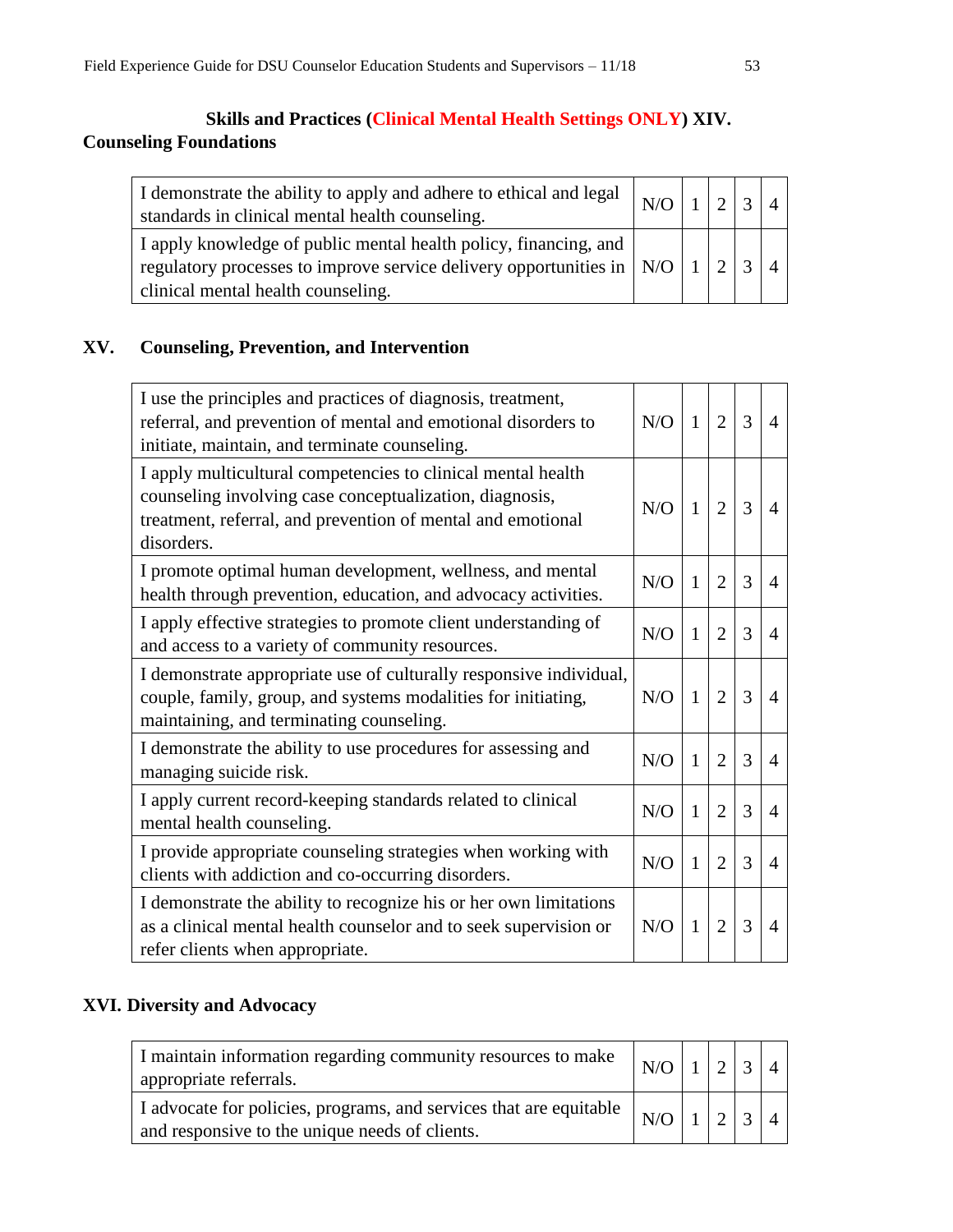## Skills and Practices (Clinical Mental Health Settings ONLY) XIV. Counseling Foundations

| | | | | | |
|---|---|---|---|---|---|
| I demonstrate the ability to apply and adhere to ethical and legal standards in clinical mental health counseling. | N/O | 1 | 2 | 3 | 4 |
| I apply knowledge of public mental health policy, financing, and regulatory processes to improve service delivery opportunities in clinical mental health counseling. | N/O | 1 | 2 | 3 | 4 |

## XV. Counseling, Prevention, and Intervention

| | | | | | |
|---|---|---|---|---|---|
| I use the principles and practices of diagnosis, treatment, referral, and prevention of mental and emotional disorders to initiate, maintain, and terminate counseling. | N/O | 1 | 2 | 3 | 4 |
| I apply multicultural competencies to clinical mental health counseling involving case conceptualization, diagnosis, treatment, referral, and prevention of mental and emotional disorders. | N/O | 1 | 2 | 3 | 4 |
| I promote optimal human development, wellness, and mental health through prevention, education, and advocacy activities. | N/O | 1 | 2 | 3 | 4 |
| I apply effective strategies to promote client understanding of and access to a variety of community resources. | N/O | 1 | 2 | 3 | 4 |
| I demonstrate appropriate use of culturally responsive individual, couple, family, group, and systems modalities for initiating, maintaining, and terminating counseling. | N/O | 1 | 2 | 3 | 4 |
| I demonstrate the ability to use procedures for assessing and managing suicide risk. | N/O | 1 | 2 | 3 | 4 |
| I apply current record-keeping standards related to clinical mental health counseling. | N/O | 1 | 2 | 3 | 4 |
| I provide appropriate counseling strategies when working with clients with addiction and co-occurring disorders. | N/O | 1 | 2 | 3 | 4 |
| I demonstrate the ability to recognize his or her own limitations as a clinical mental health counselor and to seek supervision or refer clients when appropriate. | N/O | 1 | 2 | 3 | 4 |

## XVI. Diversity and Advocacy

| | | | | | |
|---|---|---|---|---|---|
| I maintain information regarding community resources to make appropriate referrals. | N/O | 1 | 2 | 3 | 4 |
| I advocate for policies, programs, and services that are equitable and responsive to the unique needs of clients. | N/O | 1 | 2 | 3 | 4 |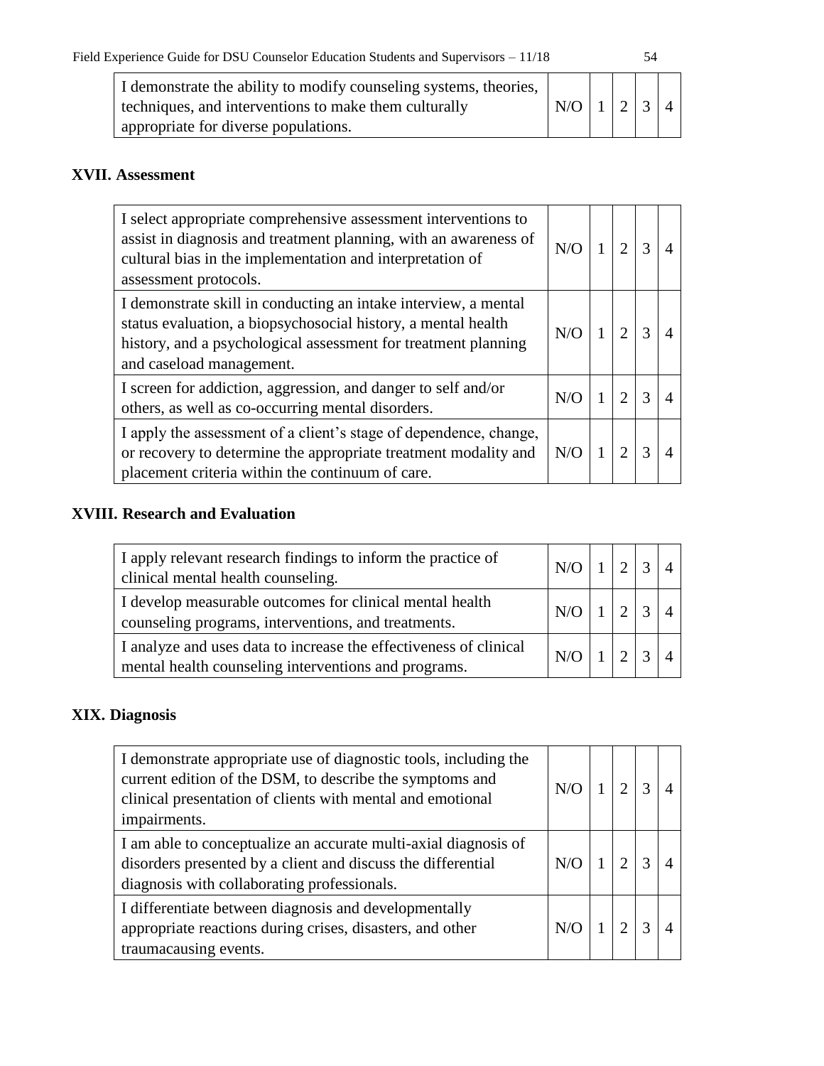| | | | | | |
|---|---|---|---|---|---|
| I demonstrate the ability to modify counseling systems, theories, techniques, and interventions to make them culturally appropriate for diverse populations. | N/O | 1 | 2 | 3 | 4 |

**XVII. Assessment**

| | | | | | |
|---|---|---|---|---|---|
| I select appropriate comprehensive assessment interventions to assist in diagnosis and treatment planning, with an awareness of cultural bias in the implementation and interpretation of assessment protocols. | N/O | 1 | 2 | 3 | 4 |
| I demonstrate skill in conducting an intake interview, a mental status evaluation, a biopsychosocial history, a mental health history, and a psychological assessment for treatment planning and caseload management. | N/O | 1 | 2 | 3 | 4 |
| I screen for addiction, aggression, and danger to self and/or others, as well as co-occurring mental disorders. | N/O | 1 | 2 | 3 | 4 |
| I apply the assessment of a client's stage of dependence, change, or recovery to determine the appropriate treatment modality and placement criteria within the continuum of care. | N/O | 1 | 2 | 3 | 4 |

**XVIII. Research and Evaluation**

| | | | | | |
|---|---|---|---|---|---|
| I apply relevant research findings to inform the practice of clinical mental health counseling. | N/O | 1 | 2 | 3 | 4 |
| I develop measurable outcomes for clinical mental health counseling programs, interventions, and treatments. | N/O | 1 | 2 | 3 | 4 |
| I analyze and uses data to increase the effectiveness of clinical mental health counseling interventions and programs. | N/O | 1 | 2 | 3 | 4 |

**XIX. Diagnosis**

| | | | | | |
|---|---|---|---|---|---|
| I demonstrate appropriate use of diagnostic tools, including the current edition of the DSM, to describe the symptoms and clinical presentation of clients with mental and emotional impairments. | N/O | 1 | 2 | 3 | 4 |
| I am able to conceptualize an accurate multi-axial diagnosis of disorders presented by a client and discuss the differential diagnosis with collaborating professionals. | N/O | 1 | 2 | 3 | 4 |
| I differentiate between diagnosis and developmentally appropriate reactions during crises, disasters, and other traumacausing events. | N/O | 1 | 2 | 3 | 4 |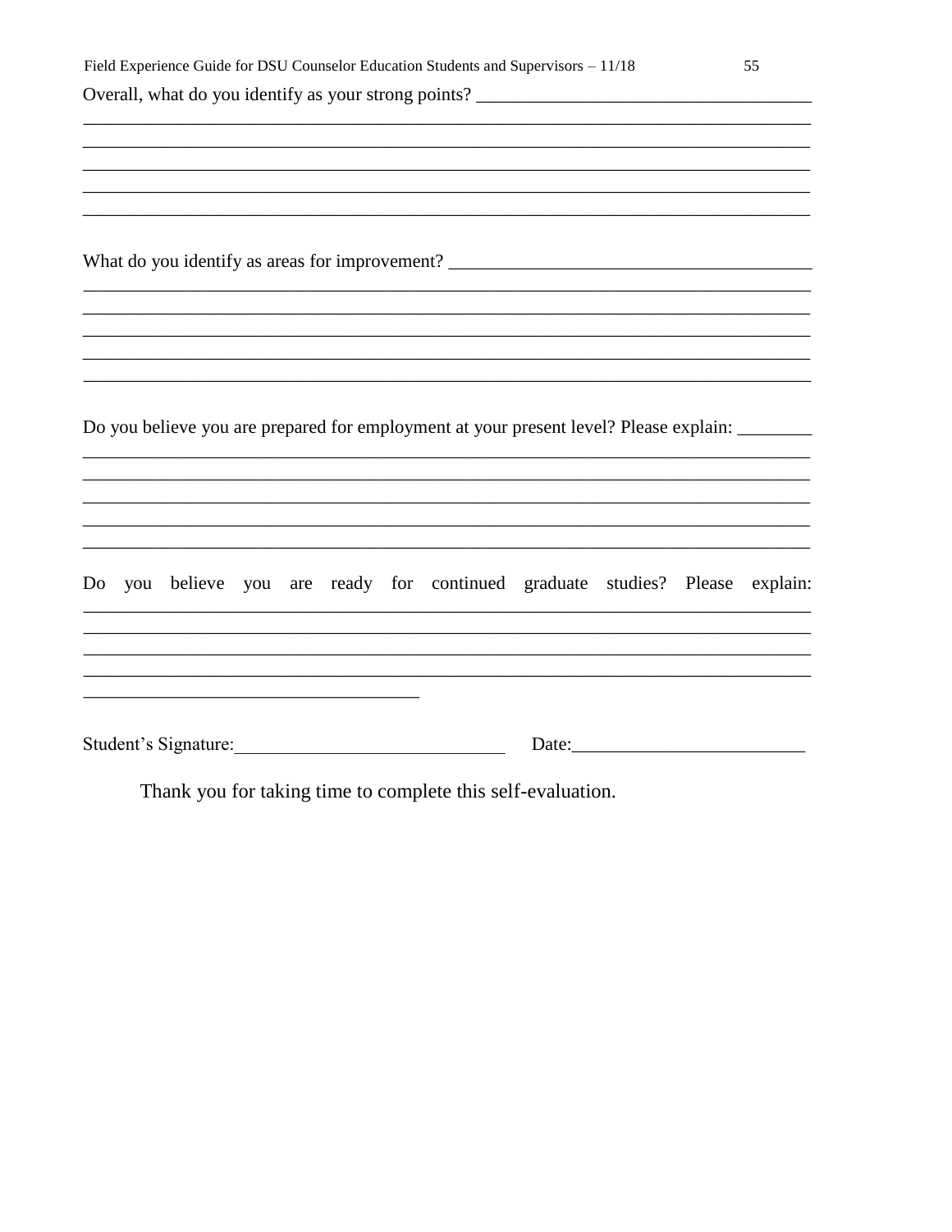Overall, what do you identify as your strong points? ___________________________________
________________________________________________________________________________
________________________________________________________________________________
________________________________________________________________________________
________________________________________________________________________________
________________________________________________________________________________

What do you identify as areas for improvement? ______________________________________
________________________________________________________________________________
________________________________________________________________________________
________________________________________________________________________________
________________________________________________________________________________
________________________________________________________________________________

Do you believe you are prepared for employment at your present level? Please explain: ________
________________________________________________________________________________
________________________________________________________________________________
________________________________________________________________________________
________________________________________________________________________________
________________________________________________________________________________

Do you believe you are ready for continued graduate studies? Please explain:
________________________________________________________________________________
________________________________________________________________________________
________________________________________________________________________________
________________________________________________________________________________
____________________________________

Student's Signature:_____________________________ Date:________________________

Thank you for taking time to complete this self-evaluation.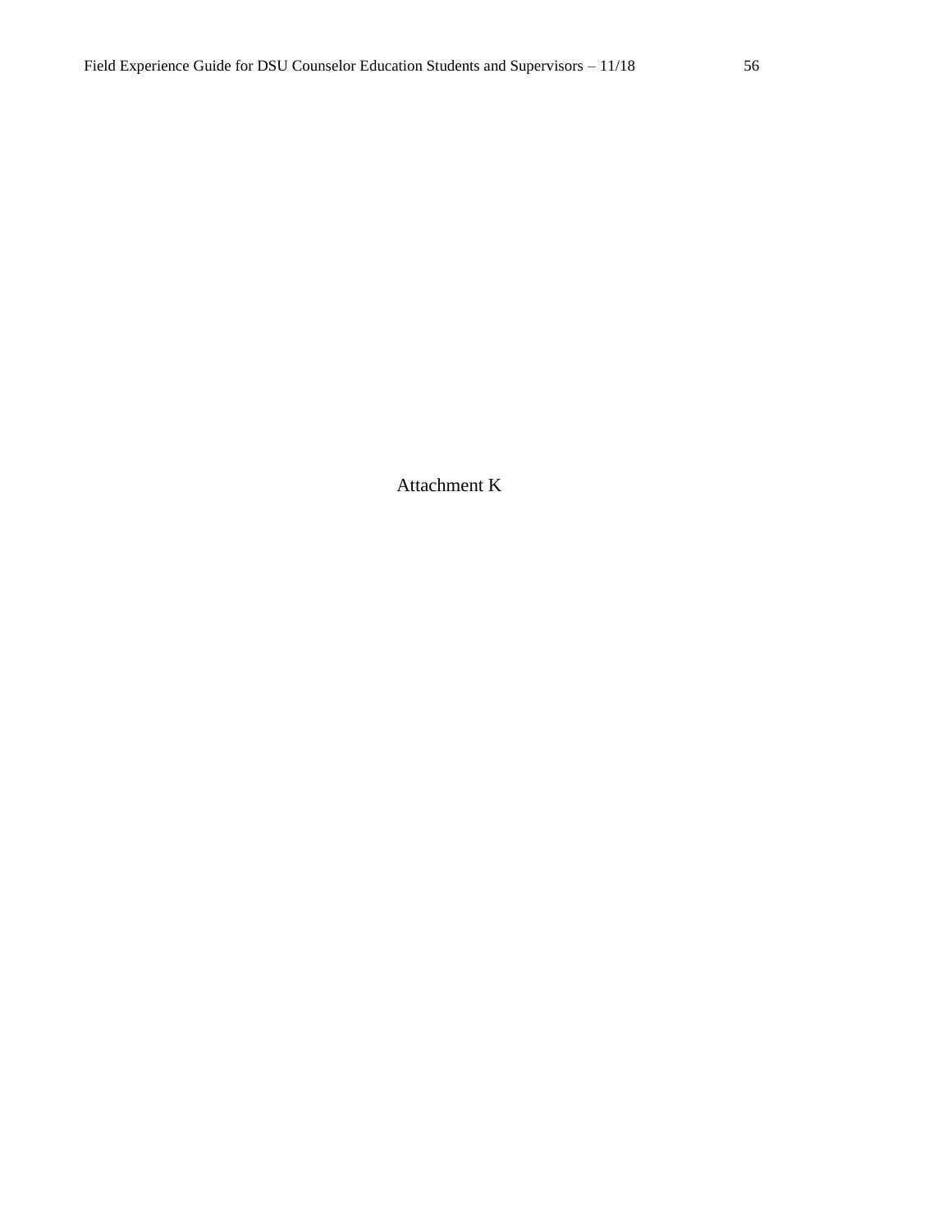# Attachment K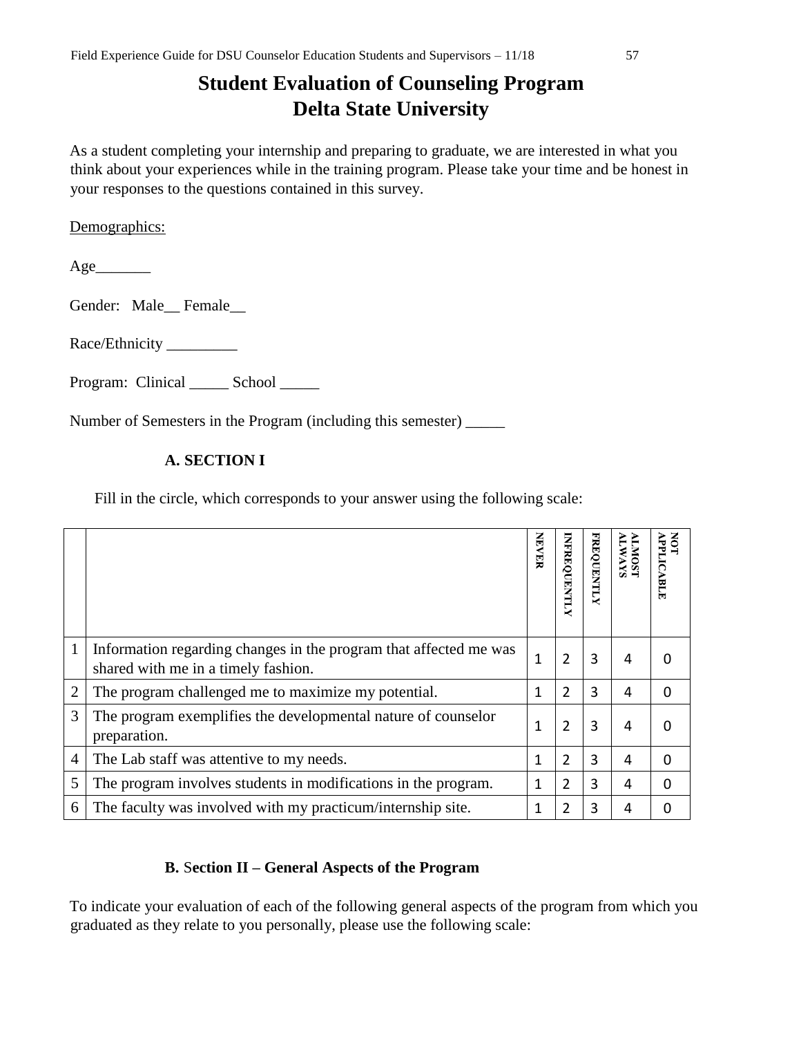# Student Evaluation of Counseling Program
# Delta State University

As a student completing your internship and preparing to graduate, we are interested in what you think about your experiences while in the training program. Please take your time and be honest in your responses to the questions contained in this survey.

Demographics:

Age_______

Gender: Male__ Female__

Race/Ethnicity _________

Program: Clinical _____ School _____

Number of Semesters in the Program (including this semester) _____

### A. SECTION I

Fill in the circle, which corresponds to your answer using the following scale:

| | | NEVER | INFREQUENTLY | FREQUENTLY | ALMOST ALWAYS | NOT APPLICABLE |
|---|---|---|---|---|---|---|
| 1 | Information regarding changes in the program that affected me was shared with me in a timely fashion. | 1 | 2 | 3 | 4 | 0 |
| 2 | The program challenged me to maximize my potential. | 1 | 2 | 3 | 4 | 0 |
| 3 | The program exemplifies the developmental nature of counselor preparation. | 1 | 2 | 3 | 4 | 0 |
| 4 | The Lab staff was attentive to my needs. | 1 | 2 | 3 | 4 | 0 |
| 5 | The program involves students in modifications in the program. | 1 | 2 | 3 | 4 | 0 |
| 6 | The faculty was involved with my practicum/internship site. | 1 | 2 | 3 | 4 | 0 |

### B. Section II – General Aspects of the Program

To indicate your evaluation of each of the following general aspects of the program from which you graduated as they relate to you personally, please use the following scale: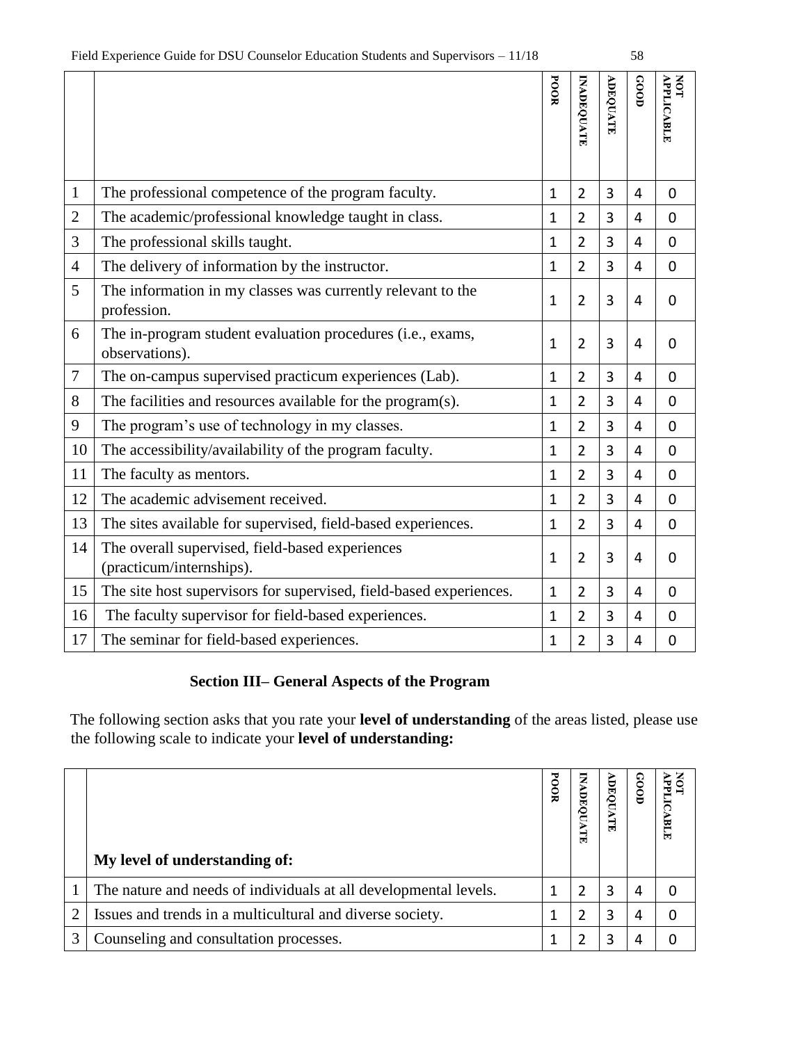| | | POOR | INADEQUATE | ADEQUATE | GOOD | NOT APPLICABLE |
|---|---|---|---|---|---|---|
| 1 | The professional competence of the program faculty. | 1 | 2 | 3 | 4 | 0 |
| 2 | The academic/professional knowledge taught in class. | 1 | 2 | 3 | 4 | 0 |
| 3 | The professional skills taught. | 1 | 2 | 3 | 4 | 0 |
| 4 | The delivery of information by the instructor. | 1 | 2 | 3 | 4 | 0 |
| 5 | The information in my classes was currently relevant to the profession. | 1 | 2 | 3 | 4 | 0 |
| 6 | The in-program student evaluation procedures (i.e., exams, observations). | 1 | 2 | 3 | 4 | 0 |
| 7 | The on-campus supervised practicum experiences (Lab). | 1 | 2 | 3 | 4 | 0 |
| 8 | The facilities and resources available for the program(s). | 1 | 2 | 3 | 4 | 0 |
| 9 | The program's use of technology in my classes. | 1 | 2 | 3 | 4 | 0 |
| 10 | The accessibility/availability of the program faculty. | 1 | 2 | 3 | 4 | 0 |
| 11 | The faculty as mentors. | 1 | 2 | 3 | 4 | 0 |
| 12 | The academic advisement received. | 1 | 2 | 3 | 4 | 0 |
| 13 | The sites available for supervised, field-based experiences. | 1 | 2 | 3 | 4 | 0 |
| 14 | The overall supervised, field-based experiences (practicum/internships). | 1 | 2 | 3 | 4 | 0 |
| 15 | The site host supervisors for supervised, field-based experiences. | 1 | 2 | 3 | 4 | 0 |
| 16 | The faculty supervisor for field-based experiences. | 1 | 2 | 3 | 4 | 0 |
| 17 | The seminar for field-based experiences. | 1 | 2 | 3 | 4 | 0 |

## Section III– General Aspects of the Program

The following section asks that you rate your **level of understanding** of the areas listed, please use the following scale to indicate your **level of understanding:**

| | **My level of understanding of:** | POOR | INADEQUATE | ADEQUATE | GOOD | NOT APPLICABLE |
|---|---|---|---|---|---|---|
| 1 | The nature and needs of individuals at all developmental levels. | 1 | 2 | 3 | 4 | 0 |
| 2 | Issues and trends in a multicultural and diverse society. | 1 | 2 | 3 | 4 | 0 |
| 3 | Counseling and consultation processes. | 1 | 2 | 3 | 4 | 0 |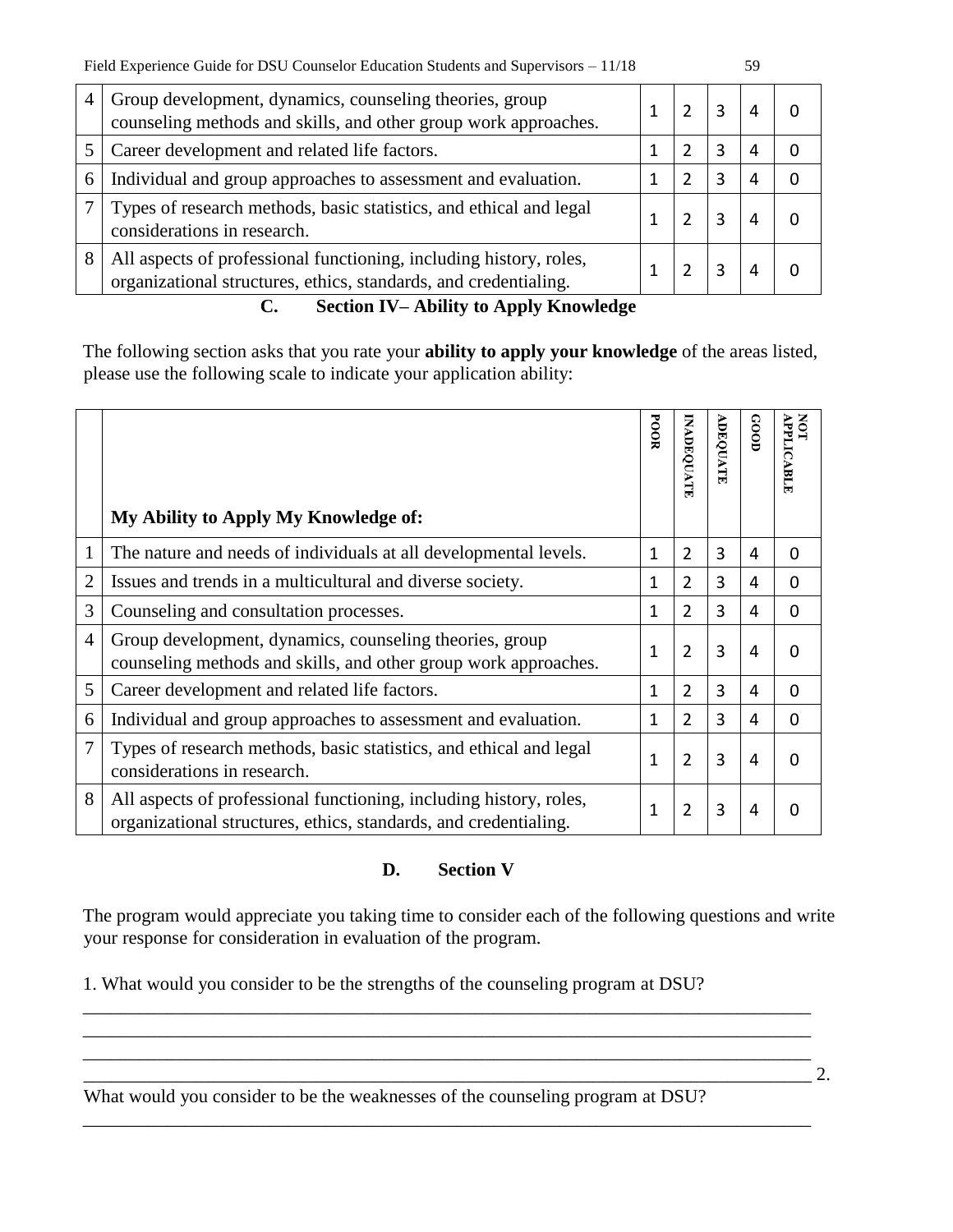| 4 | Group development, dynamics, counseling theories, group counseling methods and skills, and other group work approaches. | 1 | 2 | 3 | 4 | 0 |
|---|---|---|---|---|---|---|
| 5 | Career development and related life factors. | 1 | 2 | 3 | 4 | 0 |
| 6 | Individual and group approaches to assessment and evaluation. | 1 | 2 | 3 | 4 | 0 |
| 7 | Types of research methods, basic statistics, and ethical and legal considerations in research. | 1 | 2 | 3 | 4 | 0 |
| 8 | All aspects of professional functioning, including history, roles, organizational structures, ethics, standards, and credentialing. | 1 | 2 | 3 | 4 | 0 |

## C. Section IV– Ability to Apply Knowledge

The following section asks that you rate your **ability to apply your knowledge** of the areas listed, please use the following scale to indicate your application ability:

| | **My Ability to Apply My Knowledge of:** | **POOR** | **INADEQUATE** | **ADEQUATE** | **GOOD** | **NOT APPLICABLE** |
|---|---|---|---|---|---|---|
| 1 | The nature and needs of individuals at all developmental levels. | 1 | 2 | 3 | 4 | 0 |
| 2 | Issues and trends in a multicultural and diverse society. | 1 | 2 | 3 | 4 | 0 |
| 3 | Counseling and consultation processes. | 1 | 2 | 3 | 4 | 0 |
| 4 | Group development, dynamics, counseling theories, group counseling methods and skills, and other group work approaches. | 1 | 2 | 3 | 4 | 0 |
| 5 | Career development and related life factors. | 1 | 2 | 3 | 4 | 0 |
| 6 | Individual and group approaches to assessment and evaluation. | 1 | 2 | 3 | 4 | 0 |
| 7 | Types of research methods, basic statistics, and ethical and legal considerations in research. | 1 | 2 | 3 | 4 | 0 |
| 8 | All aspects of professional functioning, including history, roles, organizational structures, ethics, standards, and credentialing. | 1 | 2 | 3 | 4 | 0 |

## D. Section V

The program would appreciate you taking time to consider each of the following questions and write your response for consideration in evaluation of the program.

1. What would you consider to be the strengths of the counseling program at DSU?

___________________________________________________________________________
___________________________________________________________________________
___________________________________________________________________________
___________________________________________________________________________

2. What would you consider to be the weaknesses of the counseling program at DSU?

___________________________________________________________________________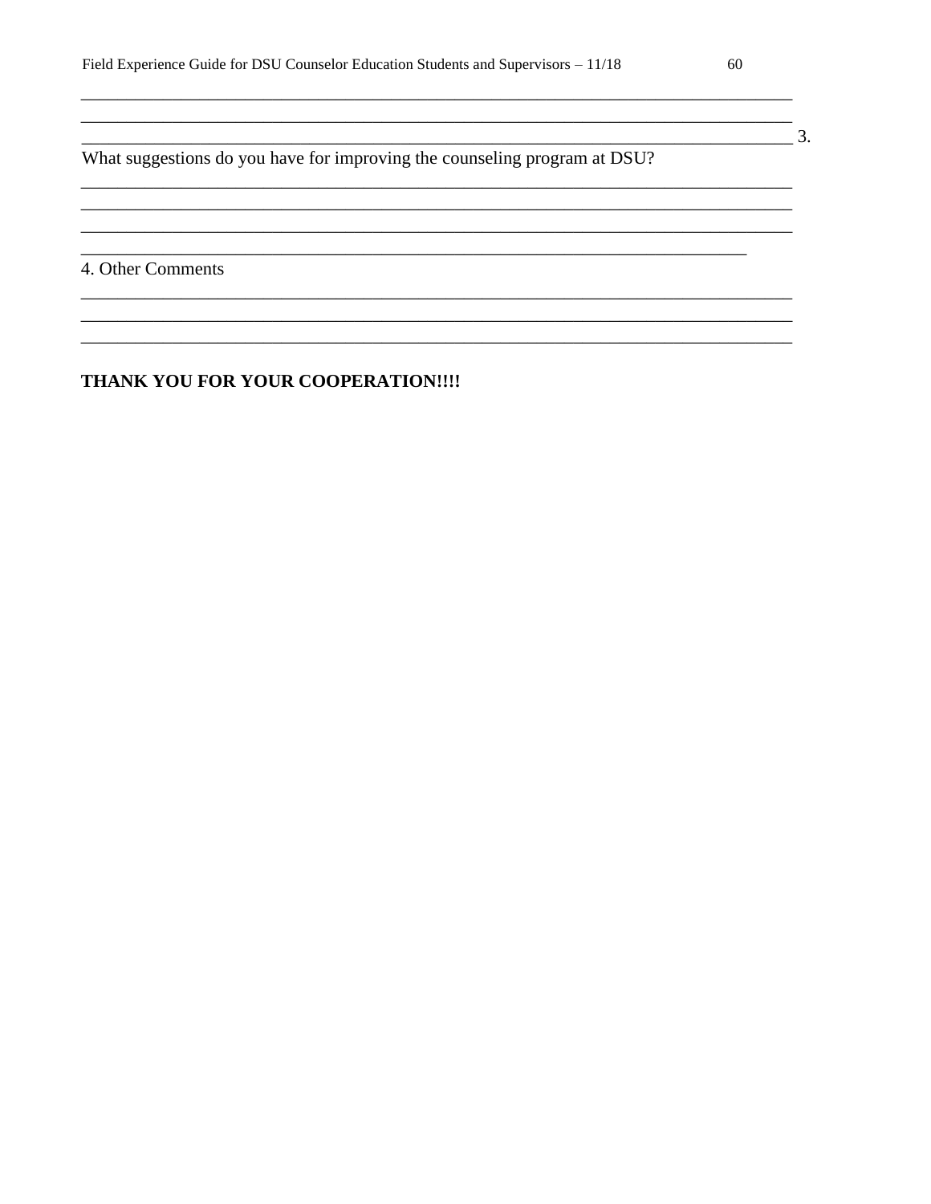________________________________________________________________________________

________________________________________________________________________________

________________________________________________________________________________ 3. What suggestions do you have for improving the counseling program at DSU?

________________________________________________________________________________

________________________________________________________________________________

________________________________________________________________________________

___________________________________________________________________________

4. Other Comments

________________________________________________________________________________

________________________________________________________________________________

________________________________________________________________________________

**THANK YOU FOR YOUR COOPERATION!!!!**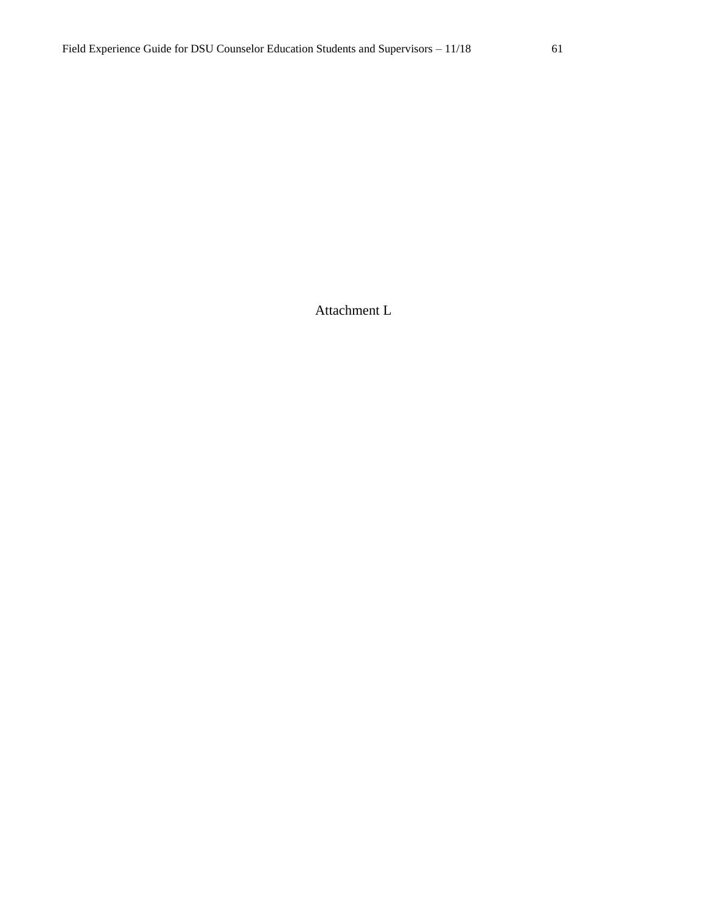Attachment L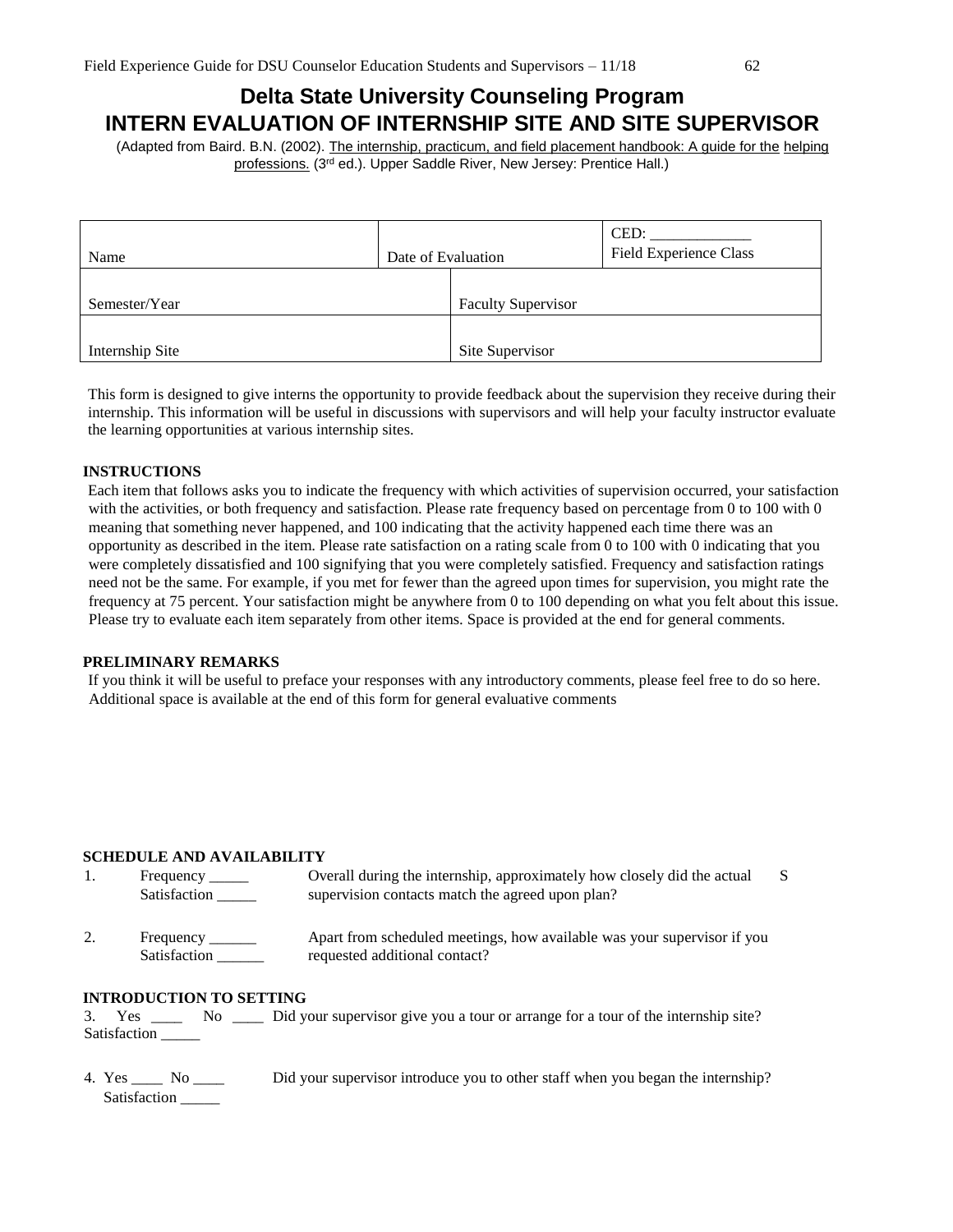# Delta State University Counseling Program
# INTERN EVALUATION OF INTERNSHIP SITE AND SITE SUPERVISOR

(Adapted from Baird. B.N. (2002). The internship, practicum, and field placement handbook: A guide for the helping professions. (3rd ed.). Upper Saddle River, New Jersey: Prentice Hall.)

| Name | Date of Evaluation | CED: _____________ Field Experience Class |
|---|---|---|
| Semester/Year | Faculty Supervisor | |
| Internship Site | Site Supervisor | |

This form is designed to give interns the opportunity to provide feedback about the supervision they receive during their internship. This information will be useful in discussions with supervisors and will help your faculty instructor evaluate the learning opportunities at various internship sites.

**INSTRUCTIONS**

Each item that follows asks you to indicate the frequency with which activities of supervision occurred, your satisfaction with the activities, or both frequency and satisfaction. Please rate frequency based on percentage from 0 to 100 with 0 meaning that something never happened, and 100 indicating that the activity happened each time there was an opportunity as described in the item. Please rate satisfaction on a rating scale from 0 to 100 with 0 indicating that you were completely dissatisfied and 100 signifying that you were completely satisfied. Frequency and satisfaction ratings need not be the same. For example, if you met for fewer than the agreed upon times for supervision, you might rate the frequency at 75 percent. Your satisfaction might be anywhere from 0 to 100 depending on what you felt about this issue. Please try to evaluate each item separately from other items. Space is provided at the end for general comments.

**PRELIMINARY REMARKS**

If you think it will be useful to preface your responses with any introductory comments, please feel free to do so here. Additional space is available at the end of this form for general evaluative comments

**SCHEDULE AND AVAILABILITY**

1. Frequency _____ Satisfaction _____ Overall during the internship, approximately how closely did the actual supervision contacts match the agreed upon plan? S

2. Frequency ______ Satisfaction ______ Apart from scheduled meetings, how available was your supervisor if you requested additional contact?

**INTRODUCTION TO SETTING**

3. Yes ____ No ____ Did your supervisor give you a tour or arrange for a tour of the internship site?
Satisfaction _____

4. Yes ____ No ____ Did your supervisor introduce you to other staff when you began the internship?
Satisfaction _____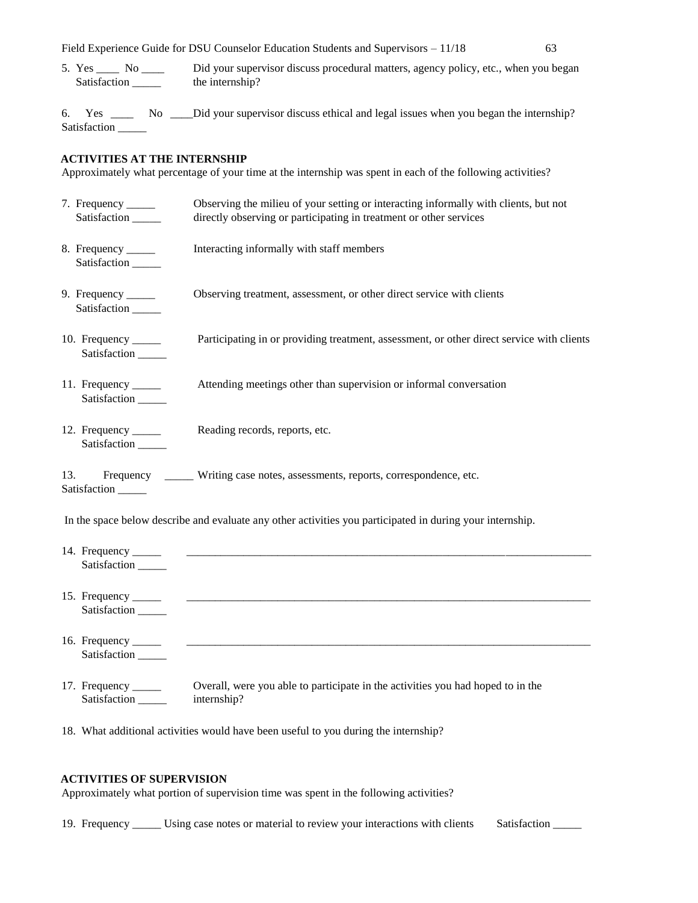5. Yes ____ No ____ Satisfaction _____ Did your supervisor discuss procedural matters, agency policy, etc., when you began the internship?

6. Yes ____ No ____ Did your supervisor discuss ethical and legal issues when you began the internship? Satisfaction _____

**ACTIVITIES AT THE INTERNSHIP**

Approximately what percentage of your time at the internship was spent in each of the following activities?

7. Frequency _____ Satisfaction _____ Observing the milieu of your setting or interacting informally with clients, but not directly observing or participating in treatment or other services

8. Frequency _____ Satisfaction _____ Interacting informally with staff members

9. Frequency _____ Satisfaction _____ Observing treatment, assessment, or other direct service with clients

10. Frequency _____ Satisfaction _____ Participating in or providing treatment, assessment, or other direct service with clients

11. Frequency _____ Satisfaction _____ Attending meetings other than supervision or informal conversation

12. Frequency _____ Satisfaction _____ Reading records, reports, etc.

13. Frequency _____ Writing case notes, assessments, reports, correspondence, etc. Satisfaction _____

In the space below describe and evaluate any other activities you participated in during your internship.

14. Frequency _____ Satisfaction _____ ____________________________________________________________

15. Frequency _____ Satisfaction _____ ____________________________________________________________

16. Frequency _____ Satisfaction _____ ____________________________________________________________

17. Frequency _____ Satisfaction _____ Overall, were you able to participate in the activities you had hoped to in the internship?

18. What additional activities would have been useful to you during the internship?

**ACTIVITIES OF SUPERVISION**

Approximately what portion of supervision time was spent in the following activities?

19. Frequency _____ Using case notes or material to review your interactions with clients Satisfaction _____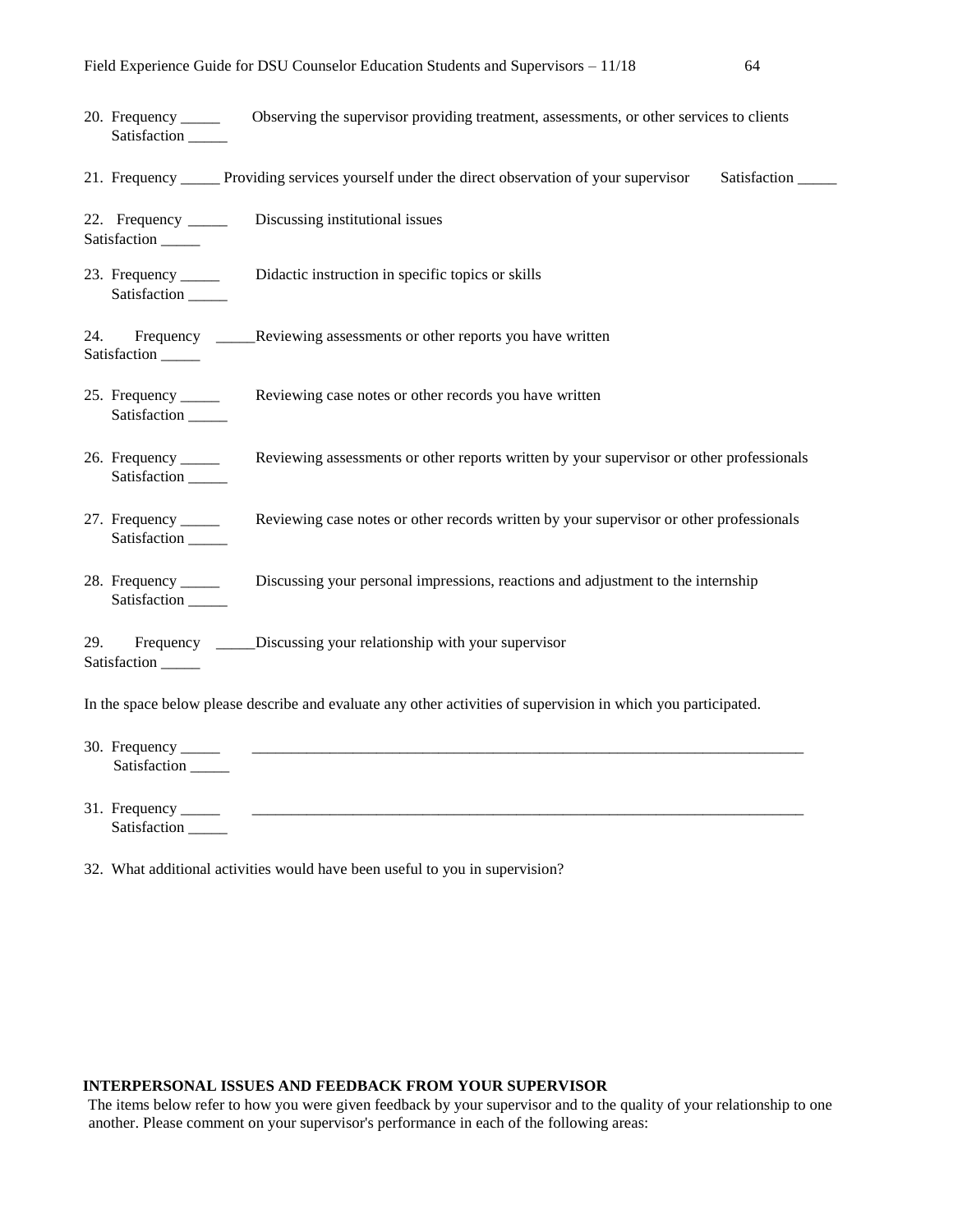20. Frequency _____ Observing the supervisor providing treatment, assessments, or other services to clients
    Satisfaction _____

21. Frequency _____ Providing services yourself under the direct observation of your supervisor Satisfaction _____

22. Frequency _____ Discussing institutional issues
    Satisfaction _____

23. Frequency _____ Didactic instruction in specific topics or skills
    Satisfaction _____

24. Frequency _____ Reviewing assessments or other reports you have written
    Satisfaction _____

25. Frequency _____ Reviewing case notes or other records you have written
    Satisfaction _____

26. Frequency _____ Reviewing assessments or other reports written by your supervisor or other professionals
    Satisfaction _____

27. Frequency _____ Reviewing case notes or other records written by your supervisor or other professionals
    Satisfaction _____

28. Frequency _____ Discussing your personal impressions, reactions and adjustment to the internship
    Satisfaction _____

29. Frequency _____ Discussing your relationship with your supervisor
    Satisfaction _____

In the space below please describe and evaluate any other activities of supervision in which you participated.

30. Frequency _____ ___________________________________________________________________________
    Satisfaction _____

31. Frequency _____ ___________________________________________________________________________
    Satisfaction _____

32. What additional activities would have been useful to you in supervision?

**INTERPERSONAL ISSUES AND FEEDBACK FROM YOUR SUPERVISOR**

The items below refer to how you were given feedback by your supervisor and to the quality of your relationship to one another. Please comment on your supervisor's performance in each of the following areas: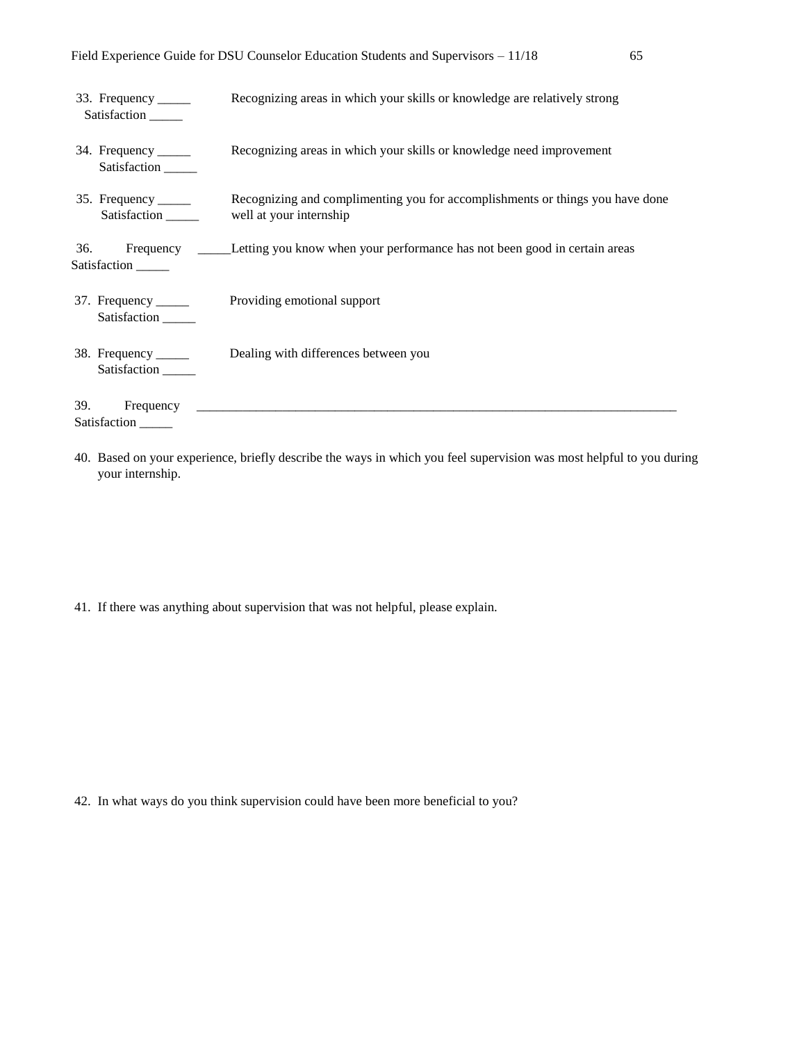33. Frequency _____ Satisfaction _____ Recognizing areas in which your skills or knowledge are relatively strong

34. Frequency _____ Satisfaction _____ Recognizing areas in which your skills or knowledge need improvement

35. Frequency _____ Satisfaction _____ Recognizing and complimenting you for accomplishments or things you have done well at your internship

36. Frequency _____ Satisfaction _____ Letting you know when your performance has not been good in certain areas

37. Frequency _____ Satisfaction _____ Providing emotional support

38. Frequency _____ Satisfaction _____ Dealing with differences between you

39. Frequency _____ Satisfaction _____ ______________________________________________________________________________

40. Based on your experience, briefly describe the ways in which you feel supervision was most helpful to you during your internship.

41. If there was anything about supervision that was not helpful, please explain.

42. In what ways do you think supervision could have been more beneficial to you?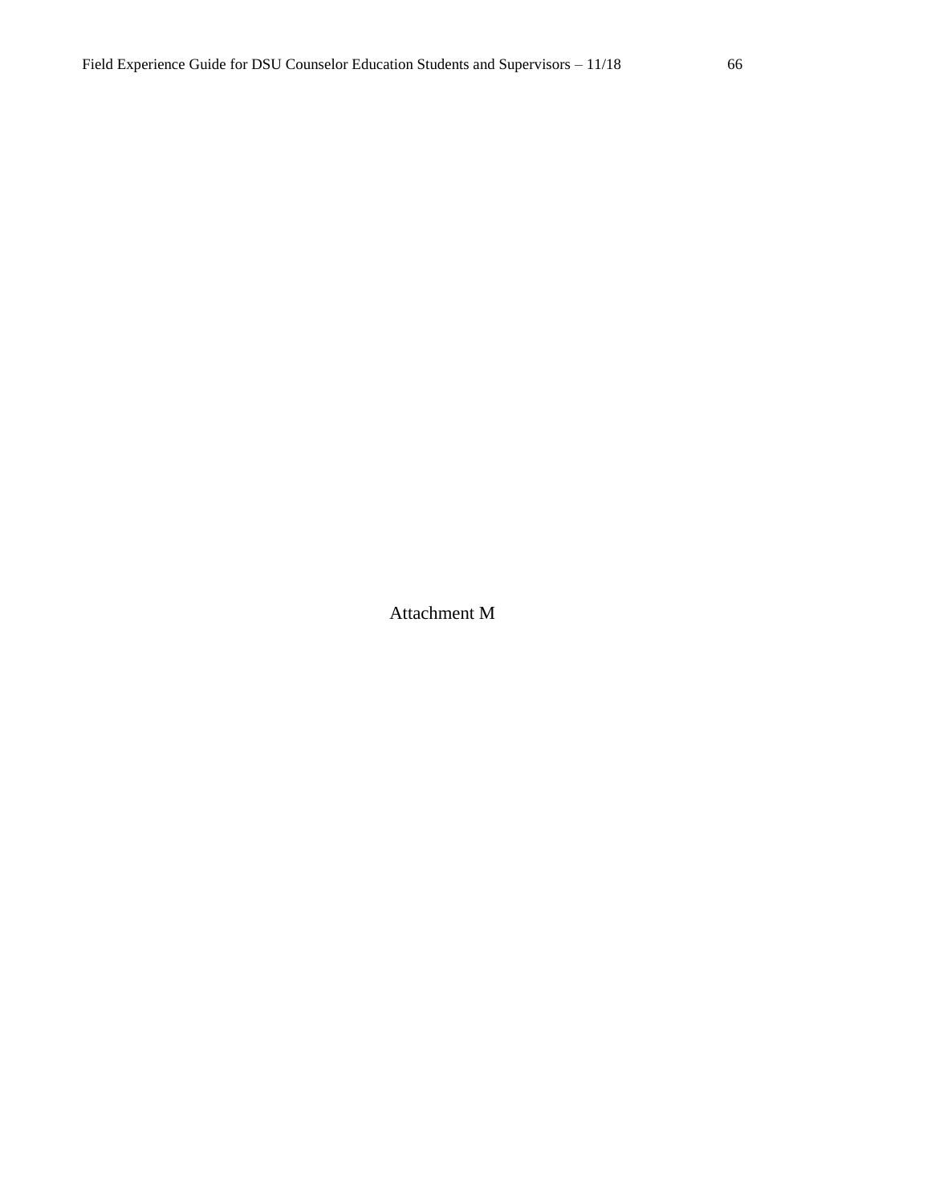Attachment M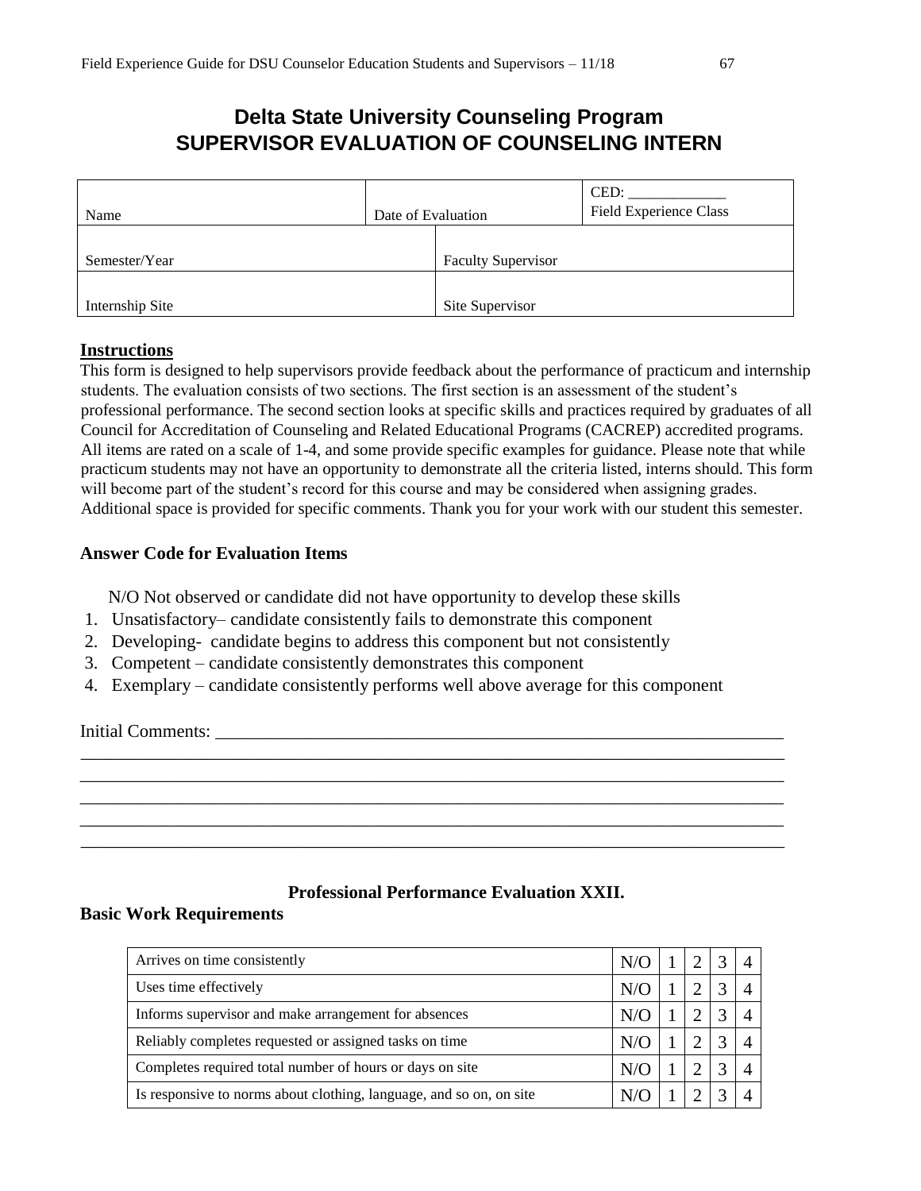# Delta State University Counseling Program
## SUPERVISOR EVALUATION OF COUNSELING INTERN

| Name | Date of Evaluation | CED: _____________<br>Field Experience Class |
|---|---|---|
| Semester/Year | Faculty Supervisor | |
| Internship Site | Site Supervisor | |

**Instructions**

This form is designed to help supervisors provide feedback about the performance of practicum and internship students. The evaluation consists of two sections. The first section is an assessment of the student's professional performance. The second section looks at specific skills and practices required by graduates of all Council for Accreditation of Counseling and Related Educational Programs (CACREP) accredited programs. All items are rated on a scale of 1-4, and some provide specific examples for guidance. Please note that while practicum students may not have an opportunity to demonstrate all the criteria listed, interns should. This form will become part of the student's record for this course and may be considered when assigning grades. Additional space is provided for specific comments. Thank you for your work with our student this semester.

### Answer Code for Evaluation Items

N/O Not observed or candidate did not have opportunity to develop these skills

1. Unsatisfactory– candidate consistently fails to demonstrate this component
2. Developing- candidate begins to address this component but not consistently
3. Competent – candidate consistently demonstrates this component
4. Exemplary – candidate consistently performs well above average for this component

Initial Comments: ___________________________________________________________________

_____________________________________________________________________________________

_____________________________________________________________________________________

_____________________________________________________________________________________

_____________________________________________________________________________________

_____________________________________________________________________________________

### Professional Performance Evaluation XXII.

**Basic Work Requirements**

| Item | | | | | |
|---|---|---|---|---|---|
| Arrives on time consistently | N/O | 1 | 2 | 3 | 4 |
| Uses time effectively | N/O | 1 | 2 | 3 | 4 |
| Informs supervisor and make arrangement for absences | N/O | 1 | 2 | 3 | 4 |
| Reliably completes requested or assigned tasks on time | N/O | 1 | 2 | 3 | 4 |
| Completes required total number of hours or days on site | N/O | 1 | 2 | 3 | 4 |
| Is responsive to norms about clothing, language, and so on, on site | N/O | 1 | 2 | 3 | 4 |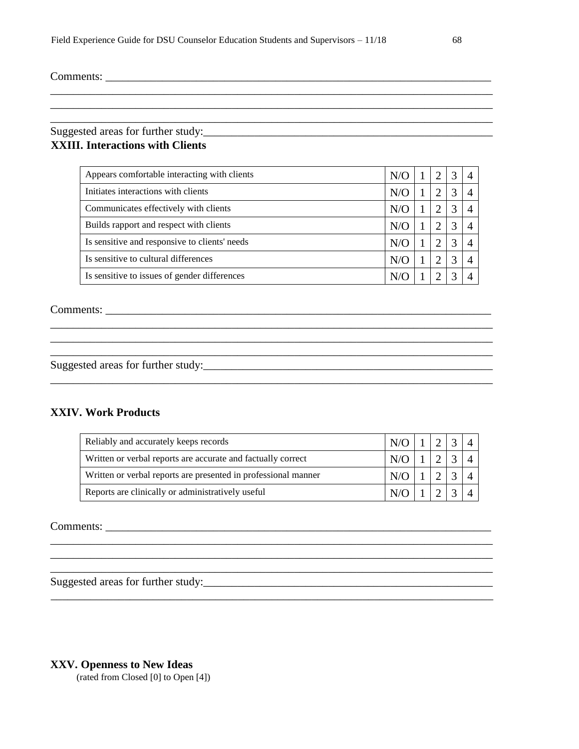Comments: ______________________________________________________________________
________________________________________________________________________________
________________________________________________________________________________
________________________________________________________________________________

Suggested areas for further study:_______________________________________________

**XXIII. Interactions with Clients**

| | | | | | |
|---|---|---|---|---|---|
| Appears comfortable interacting with clients | N/O | 1 | 2 | 3 | 4 |
| Initiates interactions with clients | N/O | 1 | 2 | 3 | 4 |
| Communicates effectively with clients | N/O | 1 | 2 | 3 | 4 |
| Builds rapport and respect with clients | N/O | 1 | 2 | 3 | 4 |
| Is sensitive and responsive to clients' needs | N/O | 1 | 2 | 3 | 4 |
| Is sensitive to cultural differences | N/O | 1 | 2 | 3 | 4 |
| Is sensitive to issues of gender differences | N/O | 1 | 2 | 3 | 4 |

Comments: ______________________________________________________________________
________________________________________________________________________________
________________________________________________________________________________
________________________________________________________________________________

Suggested areas for further study:_______________________________________________
________________________________________________________________________________

**XXIV. Work Products**

| | | | | | |
|---|---|---|---|---|---|
| Reliably and accurately keeps records | N/O | 1 | 2 | 3 | 4 |
| Written or verbal reports are accurate and factually correct | N/O | 1 | 2 | 3 | 4 |
| Written or verbal reports are presented in professional manner | N/O | 1 | 2 | 3 | 4 |
| Reports are clinically or administratively useful | N/O | 1 | 2 | 3 | 4 |

Comments: ______________________________________________________________________
________________________________________________________________________________
________________________________________________________________________________
________________________________________________________________________________

Suggested areas for further study:_______________________________________________
________________________________________________________________________________

**XXV. Openness to New Ideas**

(rated from Closed [0] to Open [4])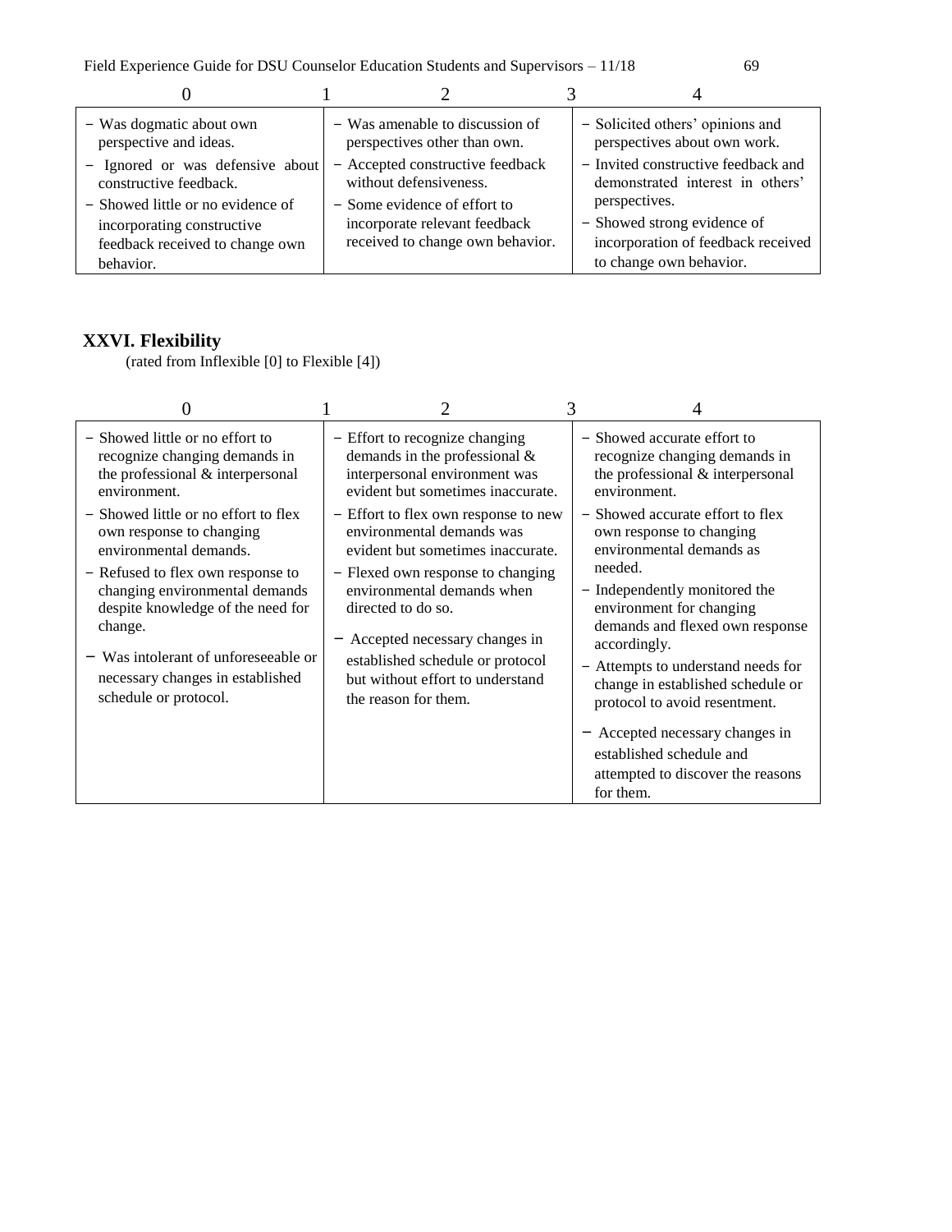| 0 | 1 | 2 | 3 | 4 |
|---|---|---|---|---|
| − Was dogmatic about own perspective and ideas.<br>− Ignored or was defensive about constructive feedback.<br>− Showed little or no evidence of incorporating constructive feedback received to change own behavior. | | − Was amenable to discussion of perspectives other than own.<br>− Accepted constructive feedback without defensiveness.<br>− Some evidence of effort to incorporate relevant feedback received to change own behavior. | | − Solicited others' opinions and perspectives about own work.<br>− Invited constructive feedback and demonstrated interest in others' perspectives.<br>− Showed strong evidence of incorporation of feedback received to change own behavior. |

## XXVI. Flexibility

(rated from Inflexible [0] to Flexible [4])

| 0 | 1 | 2 | 3 | 4 |
|---|---|---|---|---|
| − Showed little or no effort to recognize changing demands in the professional & interpersonal environment.<br>− Showed little or no effort to flex own response to changing environmental demands.<br>− Refused to flex own response to changing environmental demands despite knowledge of the need for change.<br>− Was intolerant of unforeseeable or necessary changes in established schedule or protocol. | | − Effort to recognize changing demands in the professional & interpersonal environment was evident but sometimes inaccurate.<br>− Effort to flex own response to new environmental demands was evident but sometimes inaccurate.<br>− Flexed own response to changing environmental demands when directed to do so.<br>− Accepted necessary changes in established schedule or protocol but without effort to understand the reason for them. | | − Showed accurate effort to recognize changing demands in the professional & interpersonal environment.<br>− Showed accurate effort to flex own response to changing environmental demands as needed.<br>− Independently monitored the environment for changing demands and flexed own response accordingly.<br>− Attempts to understand needs for change in established schedule or protocol to avoid resentment.<br>− Accepted necessary changes in established schedule and attempted to discover the reasons for them. |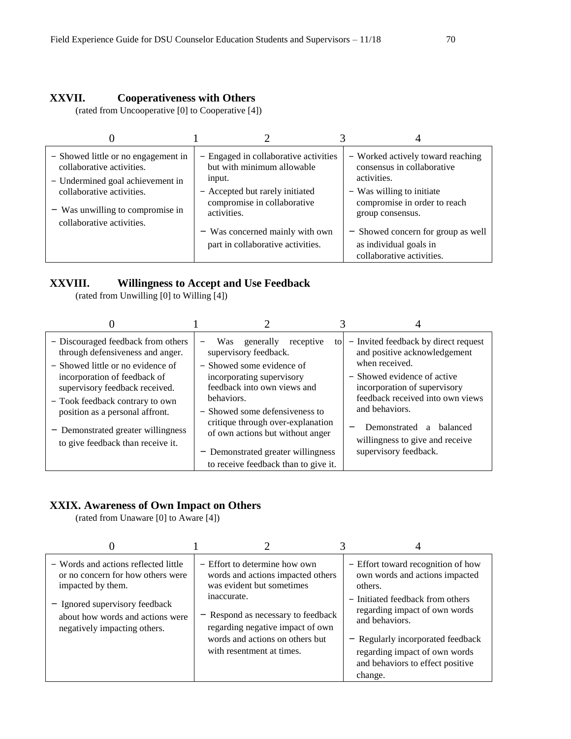## XXVII. Cooperativeness with Others

(rated from Uncooperative [0] to Cooperative [4])

| 0 | 1 | 2 | 3 | 4 |
|---|---|---|---|---|
| − Showed little or no engagement in collaborative activities.<br>− Undermined goal achievement in collaborative activities.<br>− Was unwilling to compromise in collaborative activities. | | − Engaged in collaborative activities but with minimum allowable input.<br>− Accepted but rarely initiated compromise in collaborative activities.<br>− Was concerned mainly with own part in collaborative activities. | | − Worked actively toward reaching consensus in collaborative activities.<br>− Was willing to initiate compromise in order to reach group consensus.<br>− Showed concern for group as well as individual goals in collaborative activities. |

## XXVIII. Willingness to Accept and Use Feedback

(rated from Unwilling [0] to Willing [4])

| 0 | 1 | 2 | 3 | 4 |
|---|---|---|---|---|
| − Discouraged feedback from others through defensiveness and anger.<br>− Showed little or no evidence of incorporation of feedback of supervisory feedback received.<br>− Took feedback contrary to own position as a personal affront.<br>− Demonstrated greater willingness to give feedback than receive it. | | − Was generally receptive to supervisory feedback.<br>− Showed some evidence of incorporating supervisory feedback into own views and behaviors.<br>− Showed some defensiveness to critique through over-explanation of own actions but without anger<br>− Demonstrated greater willingness to receive feedback than to give it. | | − Invited feedback by direct request and positive acknowledgement when received.<br>− Showed evidence of active incorporation of supervisory feedback received into own views and behaviors.<br>− Demonstrated a balanced willingness to give and receive supervisory feedback. |

## XXIX. Awareness of Own Impact on Others

(rated from Unaware [0] to Aware [4])

| 0 | 1 | 2 | 3 | 4 |
|---|---|---|---|---|
| − Words and actions reflected little or no concern for how others were impacted by them.<br>− Ignored supervisory feedback about how words and actions were negatively impacting others. | | − Effort to determine how own words and actions impacted others was evident but sometimes inaccurate.<br>− Respond as necessary to feedback regarding negative impact of own words and actions on others but with resentment at times. | | − Effort toward recognition of how own words and actions impacted others.<br>− Initiated feedback from others regarding impact of own words and behaviors.<br>− Regularly incorporated feedback regarding impact of own words and behaviors to effect positive change. |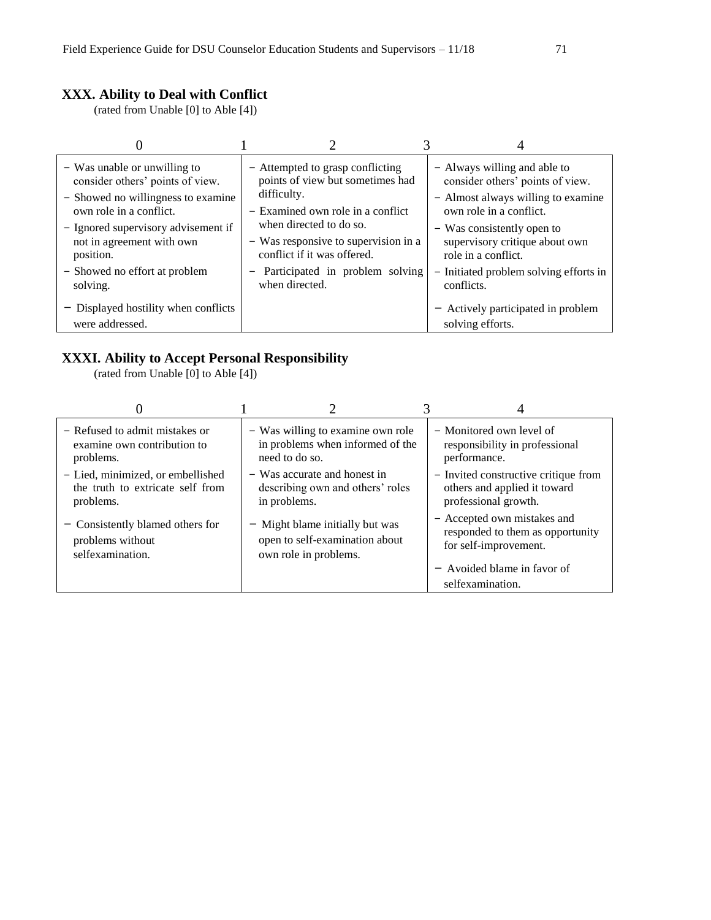## XXX. Ability to Deal with Conflict

(rated from Unable [0] to Able [4])

| 0 | 1 | 2 | 3 | 4 |
|---|---|---|---|---|
| − Was unable or unwilling to consider others' points of view.<br>− Showed no willingness to examine own role in a conflict.<br>− Ignored supervisory advisement if not in agreement with own position.<br>− Showed no effort at problem solving.<br>− Displayed hostility when conflicts were addressed. | | − Attempted to grasp conflicting points of view but sometimes had difficulty.<br>− Examined own role in a conflict when directed to do so.<br>− Was responsive to supervision in a conflict if it was offered.<br>− Participated in problem solving when directed. | | − Always willing and able to consider others' points of view.<br>− Almost always willing to examine own role in a conflict.<br>− Was consistently open to supervisory critique about own role in a conflict.<br>− Initiated problem solving efforts in conflicts.<br>− Actively participated in problem solving efforts. |

## XXXI. Ability to Accept Personal Responsibility

(rated from Unable [0] to Able [4])

| 0 | 1 | 2 | 3 | 4 |
|---|---|---|---|---|
| − Refused to admit mistakes or examine own contribution to problems.<br>− Lied, minimized, or embellished the truth to extricate self from problems.<br>− Consistently blamed others for problems without selfexamination. | | − Was willing to examine own role in problems when informed of the need to do so.<br>− Was accurate and honest in describing own and others' roles in problems.<br>− Might blame initially but was open to self-examination about own role in problems. | | − Monitored own level of responsibility in professional performance.<br>− Invited constructive critique from others and applied it toward professional growth.<br>− Accepted own mistakes and responded to them as opportunity for self-improvement.<br>− Avoided blame in favor of selfexamination. |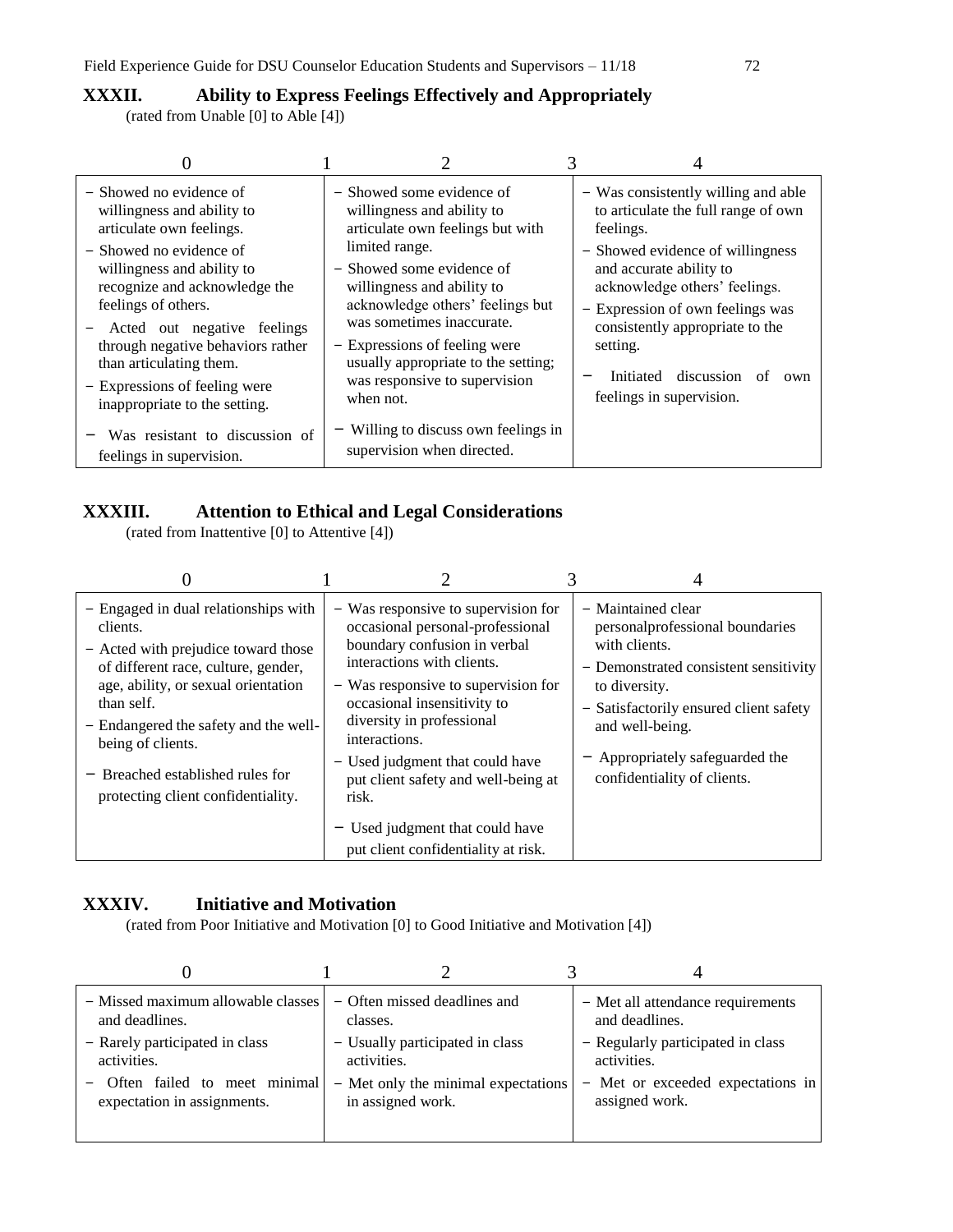## XXXII. Ability to Express Feelings Effectively and Appropriately

(rated from Unable [0] to Able [4])

| 0 | 1 | 2 | 3 | 4 |
|---|---|---|---|---|
| − Showed no evidence of willingness and ability to articulate own feelings.<br>− Showed no evidence of willingness and ability to recognize and acknowledge the feelings of others.<br>− Acted out negative feelings through negative behaviors rather than articulating them.<br>− Expressions of feeling were inappropriate to the setting.<br>− Was resistant to discussion of feelings in supervision. | | − Showed some evidence of willingness and ability to articulate own feelings but with limited range.<br>− Showed some evidence of willingness and ability to acknowledge others' feelings but was sometimes inaccurate.<br>− Expressions of feeling were usually appropriate to the setting; was responsive to supervision when not.<br>− Willing to discuss own feelings in supervision when directed. | | − Was consistently willing and able to articulate the full range of own feelings.<br>− Showed evidence of willingness and accurate ability to acknowledge others' feelings.<br>− Expression of own feelings was consistently appropriate to the setting.<br>− Initiated discussion of own feelings in supervision. |

## XXXIII. Attention to Ethical and Legal Considerations

(rated from Inattentive [0] to Attentive [4])

| 0 | 1 | 2 | 3 | 4 |
|---|---|---|---|---|
| − Engaged in dual relationships with clients.<br>− Acted with prejudice toward those of different race, culture, gender, age, ability, or sexual orientation than self.<br>− Endangered the safety and the well-being of clients.<br>− Breached established rules for protecting client confidentiality. | | − Was responsive to supervision for occasional personal-professional boundary confusion in verbal interactions with clients.<br>− Was responsive to supervision for occasional insensitivity to diversity in professional interactions.<br>− Used judgment that could have put client safety and well-being at risk.<br>− Used judgment that could have put client confidentiality at risk. | | − Maintained clear personalprofessional boundaries with clients.<br>− Demonstrated consistent sensitivity to diversity.<br>− Satisfactorily ensured client safety and well-being.<br>− Appropriately safeguarded the confidentiality of clients. |

## XXXIV. Initiative and Motivation

(rated from Poor Initiative and Motivation [0] to Good Initiative and Motivation [4])

| 0 | 1 | 2 | 3 | 4 |
|---|---|---|---|---|
| − Missed maximum allowable classes and deadlines.<br>− Rarely participated in class activities.<br>− Often failed to meet minimal expectation in assignments. | | − Often missed deadlines and classes.<br>− Usually participated in class activities.<br>− Met only the minimal expectations in assigned work. | | − Met all attendance requirements and deadlines.<br>− Regularly participated in class activities.<br>− Met or exceeded expectations in assigned work. |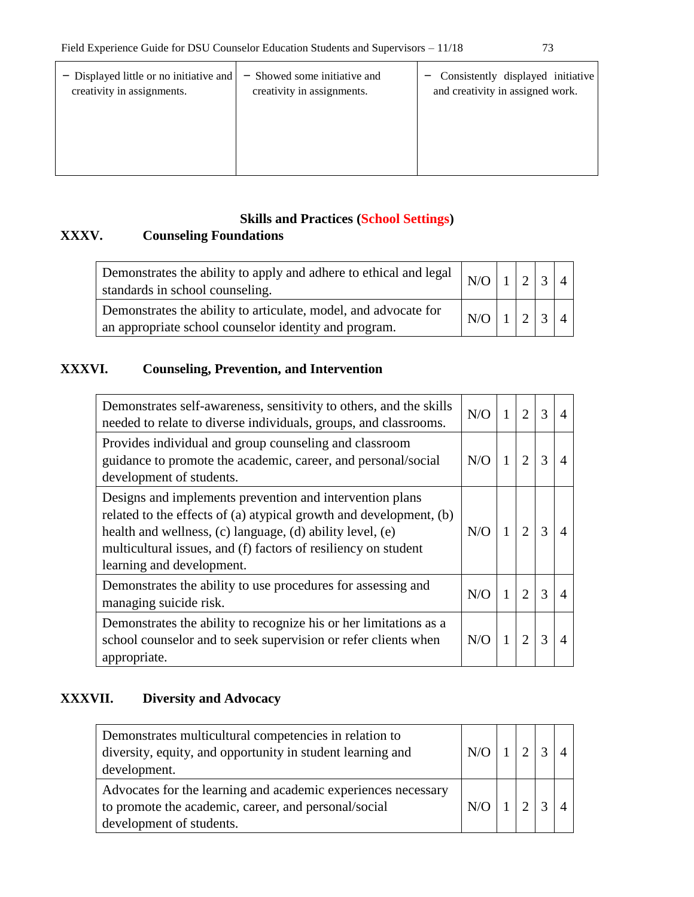| − Displayed little or no initiative and creativity in assignments. | − Showed some initiative and creativity in assignments. | − Consistently displayed initiative and creativity in assigned work. |
|---|---|---|

**Skills and Practices (School Settings)**

### XXXV. Counseling Foundations

| | | | | | |
|---|---|---|---|---|---|
| Demonstrates the ability to apply and adhere to ethical and legal standards in school counseling. | N/O | 1 | 2 | 3 | 4 |
| Demonstrates the ability to articulate, model, and advocate for an appropriate school counselor identity and program. | N/O | 1 | 2 | 3 | 4 |

### XXXVI. Counseling, Prevention, and Intervention

| | | | | | |
|---|---|---|---|---|---|
| Demonstrates self-awareness, sensitivity to others, and the skills needed to relate to diverse individuals, groups, and classrooms. | N/O | 1 | 2 | 3 | 4 |
| Provides individual and group counseling and classroom guidance to promote the academic, career, and personal/social development of students. | N/O | 1 | 2 | 3 | 4 |
| Designs and implements prevention and intervention plans related to the effects of (a) atypical growth and development, (b) health and wellness, (c) language, (d) ability level, (e) multicultural issues, and (f) factors of resiliency on student learning and development. | N/O | 1 | 2 | 3 | 4 |
| Demonstrates the ability to use procedures for assessing and managing suicide risk. | N/O | 1 | 2 | 3 | 4 |
| Demonstrates the ability to recognize his or her limitations as a school counselor and to seek supervision or refer clients when appropriate. | N/O | 1 | 2 | 3 | 4 |

### XXXVII. Diversity and Advocacy

| | | | | | |
|---|---|---|---|---|---|
| Demonstrates multicultural competencies in relation to diversity, equity, and opportunity in student learning and development. | N/O | 1 | 2 | 3 | 4 |
| Advocates for the learning and academic experiences necessary to promote the academic, career, and personal/social development of students. | N/O | 1 | 2 | 3 | 4 |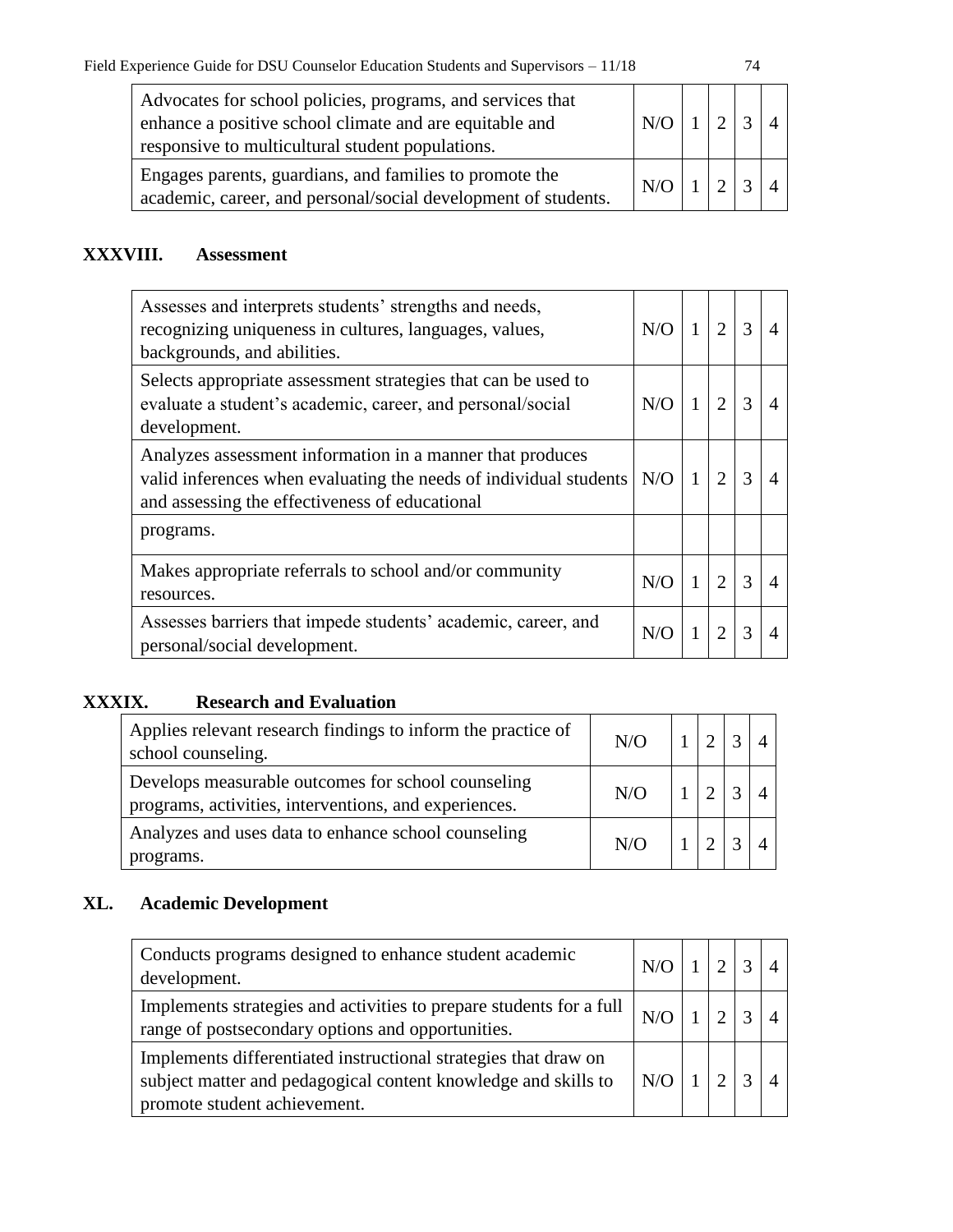| | | | | | |
|---|---|---|---|---|---|
| Advocates for school policies, programs, and services that enhance a positive school climate and are equitable and responsive to multicultural student populations. | N/O | 1 | 2 | 3 | 4 |
| Engages parents, guardians, and families to promote the academic, career, and personal/social development of students. | N/O | 1 | 2 | 3 | 4 |

## XXXVIII. Assessment

| | | | | | |
|---|---|---|---|---|---|
| Assesses and interprets students' strengths and needs, recognizing uniqueness in cultures, languages, values, backgrounds, and abilities. | N/O | 1 | 2 | 3 | 4 |
| Selects appropriate assessment strategies that can be used to evaluate a student's academic, career, and personal/social development. | N/O | 1 | 2 | 3 | 4 |
| Analyzes assessment information in a manner that produces valid inferences when evaluating the needs of individual students and assessing the effectiveness of educational | N/O | 1 | 2 | 3 | 4 |
| programs. | | | | | |
| Makes appropriate referrals to school and/or community resources. | N/O | 1 | 2 | 3 | 4 |
| Assesses barriers that impede students' academic, career, and personal/social development. | N/O | 1 | 2 | 3 | 4 |

## XXXIX. Research and Evaluation

| | | | | | |
|---|---|---|---|---|---|
| Applies relevant research findings to inform the practice of school counseling. | N/O | 1 | 2 | 3 | 4 |
| Develops measurable outcomes for school counseling programs, activities, interventions, and experiences. | N/O | 1 | 2 | 3 | 4 |
| Analyzes and uses data to enhance school counseling programs. | N/O | 1 | 2 | 3 | 4 |

## XL. Academic Development

| | | | | | |
|---|---|---|---|---|---|
| Conducts programs designed to enhance student academic development. | N/O | 1 | 2 | 3 | 4 |
| Implements strategies and activities to prepare students for a full range of postsecondary options and opportunities. | N/O | 1 | 2 | 3 | 4 |
| Implements differentiated instructional strategies that draw on subject matter and pedagogical content knowledge and skills to promote student achievement. | N/O | 1 | 2 | 3 | 4 |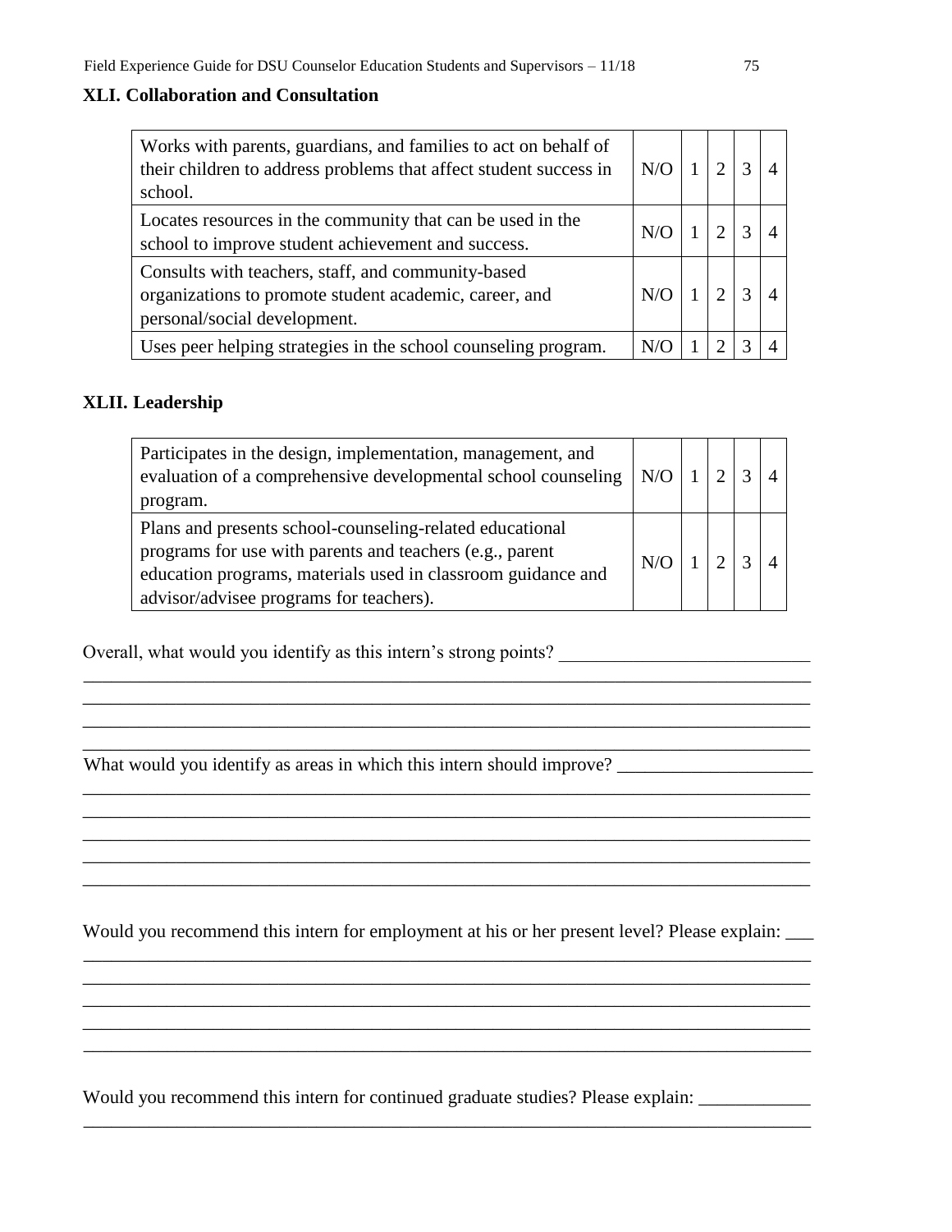### XLI. Collaboration and Consultation

| | | | | | |
|---|---|---|---|---|---|
| Works with parents, guardians, and families to act on behalf of their children to address problems that affect student success in school. | N/O | 1 | 2 | 3 | 4 |
| Locates resources in the community that can be used in the school to improve student achievement and success. | N/O | 1 | 2 | 3 | 4 |
| Consults with teachers, staff, and community-based organizations to promote student academic, career, and personal/social development. | N/O | 1 | 2 | 3 | 4 |
| Uses peer helping strategies in the school counseling program. | N/O | 1 | 2 | 3 | 4 |

### XLII. Leadership

| | | | | | |
|---|---|---|---|---|---|
| Participates in the design, implementation, management, and evaluation of a comprehensive developmental school counseling program. | N/O | 1 | 2 | 3 | 4 |
| Plans and presents school-counseling-related educational programs for use with parents and teachers (e.g., parent education programs, materials used in classroom guidance and advisor/advisee programs for teachers). | N/O | 1 | 2 | 3 | 4 |

Overall, what would you identify as this intern's strong points? ___________________________
_____________________________________________________________________________
_____________________________________________________________________________
_____________________________________________________________________________
_____________________________________________________________________________

What would you identify as areas in which this intern should improve? _____________________
_____________________________________________________________________________
_____________________________________________________________________________
_____________________________________________________________________________
_____________________________________________________________________________
_____________________________________________________________________________

Would you recommend this intern for employment at his or her present level? Please explain: ___
_____________________________________________________________________________
_____________________________________________________________________________
_____________________________________________________________________________
_____________________________________________________________________________
_____________________________________________________________________________

Would you recommend this intern for continued graduate studies? Please explain: ____________
_____________________________________________________________________________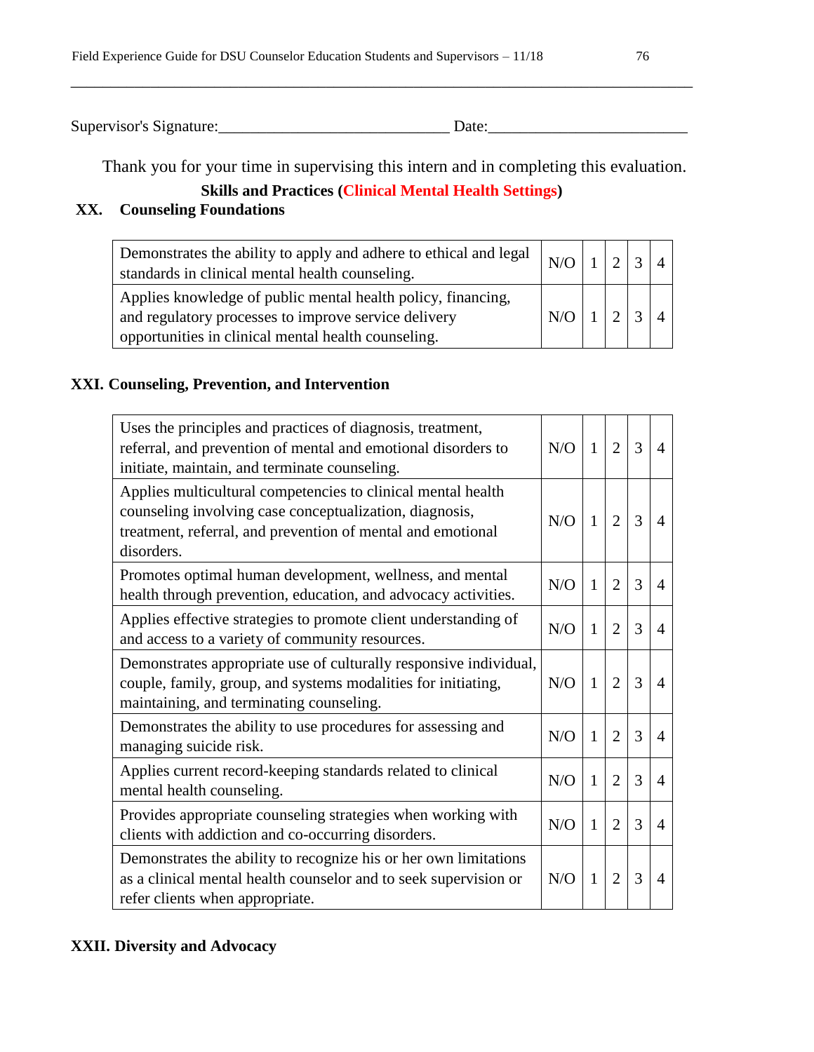Supervisor's Signature:_____________________________ Date:_________________________

Thank you for your time in supervising this intern and in completing this evaluation.

**Skills and Practices (Clinical Mental Health Settings)**

## XX. Counseling Foundations

| | | | | | |
|---|---|---|---|---|---|
| Demonstrates the ability to apply and adhere to ethical and legal standards in clinical mental health counseling. | N/O | 1 | 2 | 3 | 4 |
| Applies knowledge of public mental health policy, financing, and regulatory processes to improve service delivery opportunities in clinical mental health counseling. | N/O | 1 | 2 | 3 | 4 |

## XXI. Counseling, Prevention, and Intervention

| | | | | | |
|---|---|---|---|---|---|
| Uses the principles and practices of diagnosis, treatment, referral, and prevention of mental and emotional disorders to initiate, maintain, and terminate counseling. | N/O | 1 | 2 | 3 | 4 |
| Applies multicultural competencies to clinical mental health counseling involving case conceptualization, diagnosis, treatment, referral, and prevention of mental and emotional disorders. | N/O | 1 | 2 | 3 | 4 |
| Promotes optimal human development, wellness, and mental health through prevention, education, and advocacy activities. | N/O | 1 | 2 | 3 | 4 |
| Applies effective strategies to promote client understanding of and access to a variety of community resources. | N/O | 1 | 2 | 3 | 4 |
| Demonstrates appropriate use of culturally responsive individual, couple, family, group, and systems modalities for initiating, maintaining, and terminating counseling. | N/O | 1 | 2 | 3 | 4 |
| Demonstrates the ability to use procedures for assessing and managing suicide risk. | N/O | 1 | 2 | 3 | 4 |
| Applies current record-keeping standards related to clinical mental health counseling. | N/O | 1 | 2 | 3 | 4 |
| Provides appropriate counseling strategies when working with clients with addiction and co-occurring disorders. | N/O | 1 | 2 | 3 | 4 |
| Demonstrates the ability to recognize his or her own limitations as a clinical mental health counselor and to seek supervision or refer clients when appropriate. | N/O | 1 | 2 | 3 | 4 |

## XXII. Diversity and Advocacy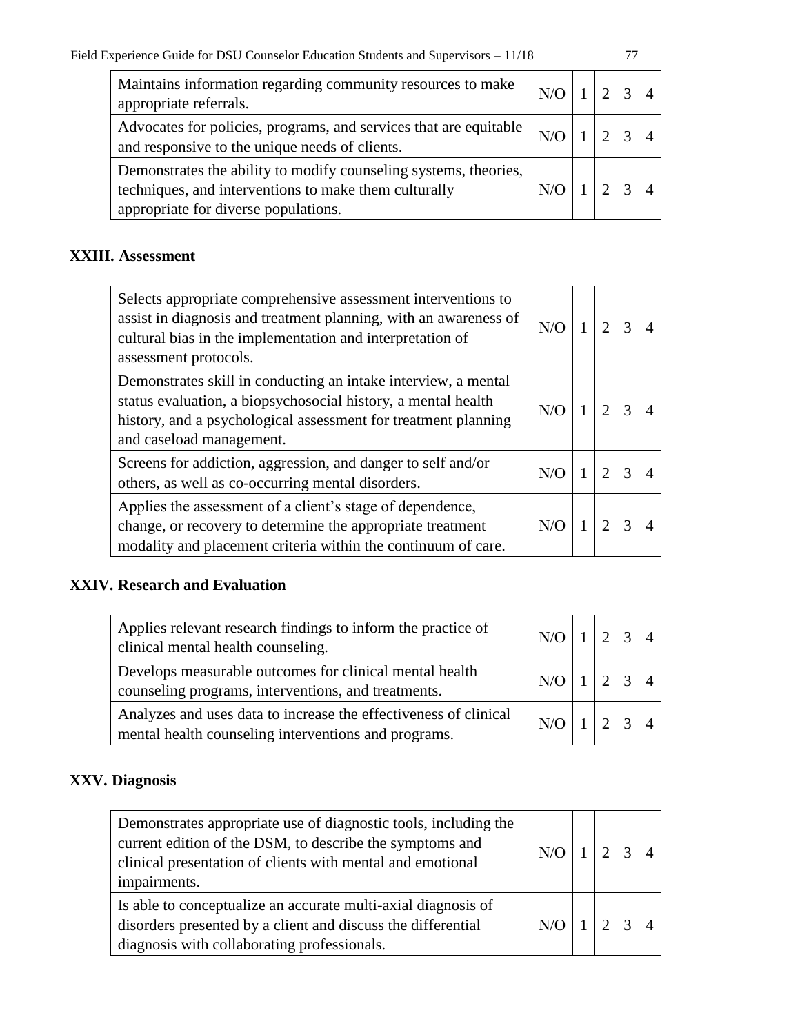| | | | | | |
|---|---|---|---|---|---|
| Maintains information regarding community resources to make appropriate referrals. | N/O | 1 | 2 | 3 | 4 |
| Advocates for policies, programs, and services that are equitable and responsive to the unique needs of clients. | N/O | 1 | 2 | 3 | 4 |
| Demonstrates the ability to modify counseling systems, theories, techniques, and interventions to make them culturally appropriate for diverse populations. | N/O | 1 | 2 | 3 | 4 |

## XXIII. Assessment

| | | | | | |
|---|---|---|---|---|---|
| Selects appropriate comprehensive assessment interventions to assist in diagnosis and treatment planning, with an awareness of cultural bias in the implementation and interpretation of assessment protocols. | N/O | 1 | 2 | 3 | 4 |
| Demonstrates skill in conducting an intake interview, a mental status evaluation, a biopsychosocial history, a mental health history, and a psychological assessment for treatment planning and caseload management. | N/O | 1 | 2 | 3 | 4 |
| Screens for addiction, aggression, and danger to self and/or others, as well as co-occurring mental disorders. | N/O | 1 | 2 | 3 | 4 |
| Applies the assessment of a client's stage of dependence, change, or recovery to determine the appropriate treatment modality and placement criteria within the continuum of care. | N/O | 1 | 2 | 3 | 4 |

## XXIV. Research and Evaluation

| | | | | | |
|---|---|---|---|---|---|
| Applies relevant research findings to inform the practice of clinical mental health counseling. | N/O | 1 | 2 | 3 | 4 |
| Develops measurable outcomes for clinical mental health counseling programs, interventions, and treatments. | N/O | 1 | 2 | 3 | 4 |
| Analyzes and uses data to increase the effectiveness of clinical mental health counseling interventions and programs. | N/O | 1 | 2 | 3 | 4 |

## XXV. Diagnosis

| | | | | | |
|---|---|---|---|---|---|
| Demonstrates appropriate use of diagnostic tools, including the current edition of the DSM, to describe the symptoms and clinical presentation of clients with mental and emotional impairments. | N/O | 1 | 2 | 3 | 4 |
| Is able to conceptualize an accurate multi-axial diagnosis of disorders presented by a client and discuss the differential diagnosis with collaborating professionals. | N/O | 1 | 2 | 3 | 4 |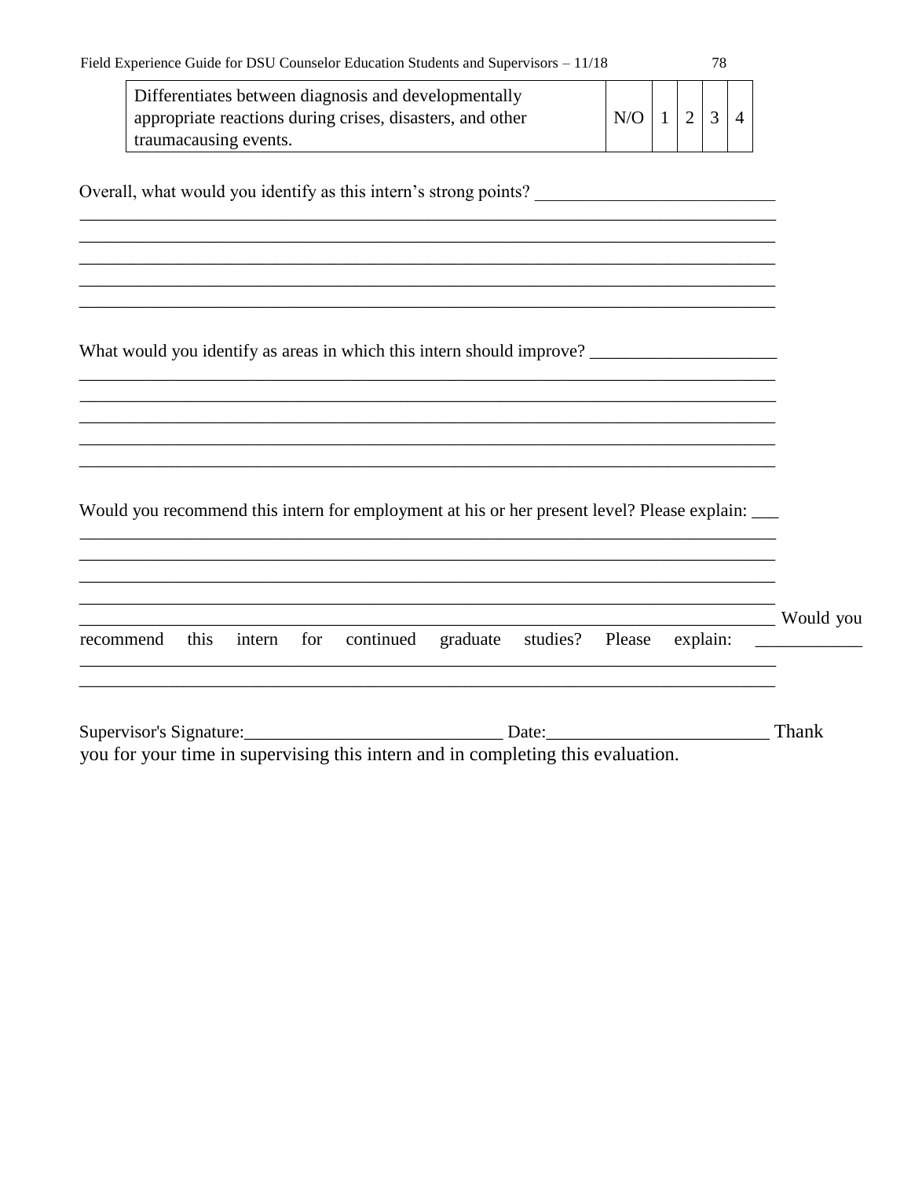| Differentiates between diagnosis and developmentally appropriate reactions during crises, disasters, and other traumacausing events. | N/O | 1 | 2 | 3 | 4 |
|---|---|---|---|---|---|

Overall, what would you identify as this intern's strong points? ___________________________
________________________________________________________________________________
________________________________________________________________________________
________________________________________________________________________________
________________________________________________________________________________
________________________________________________________________________________

What would you identify as areas in which this intern should improve? _____________________
________________________________________________________________________________
________________________________________________________________________________
________________________________________________________________________________
________________________________________________________________________________
________________________________________________________________________________

Would you recommend this intern for employment at his or her present level? Please explain: ___
________________________________________________________________________________
________________________________________________________________________________
________________________________________________________________________________
________________________________________________________________________________
________________________________________________________________________________

Would you recommend this intern for continued graduate studies? Please explain: ___________
________________________________________________________________________________
________________________________________________________________________________

Supervisor's Signature:_____________________________ Date:_________________________

Thank you for your time in supervising this intern and in completing this evaluation.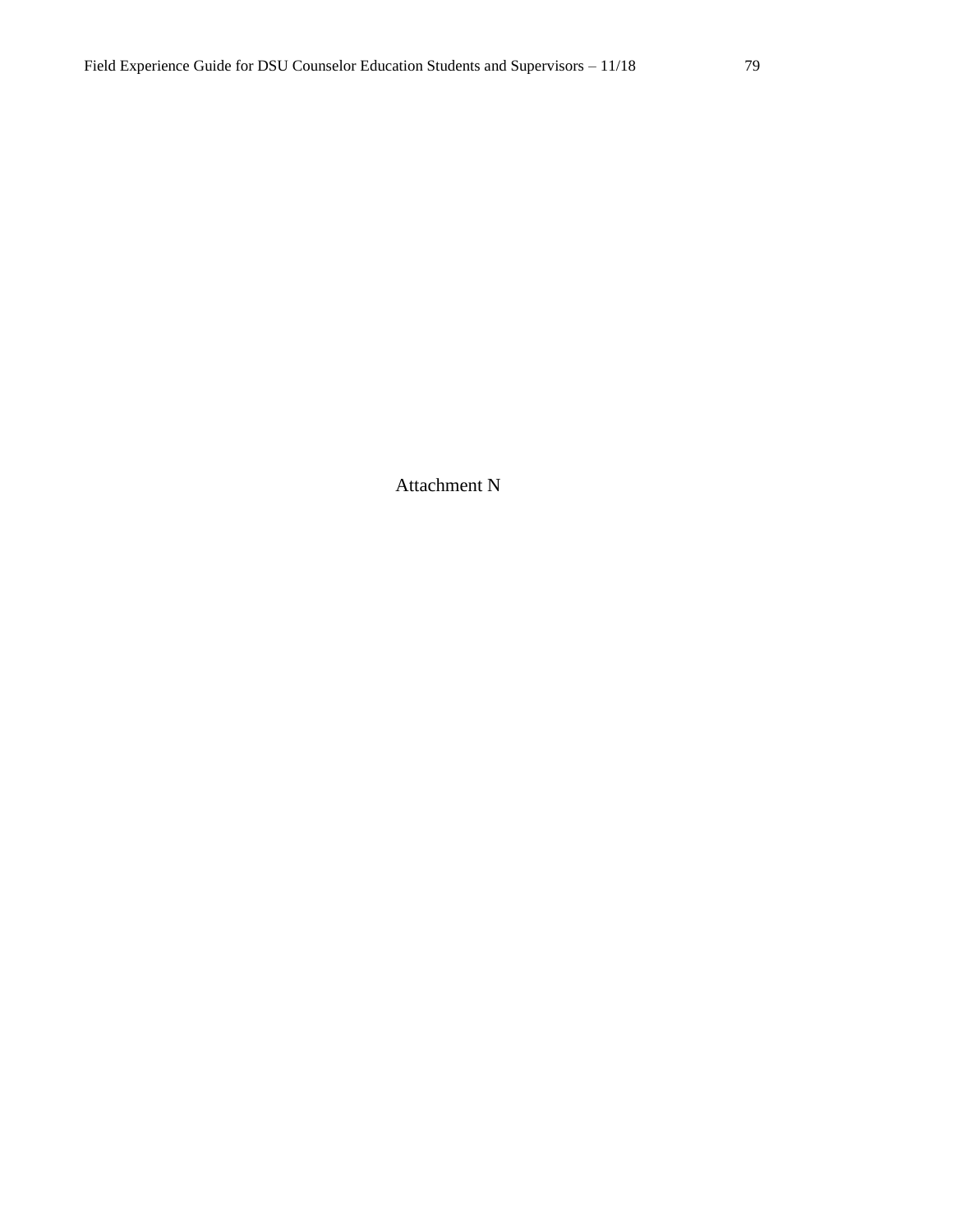Attachment N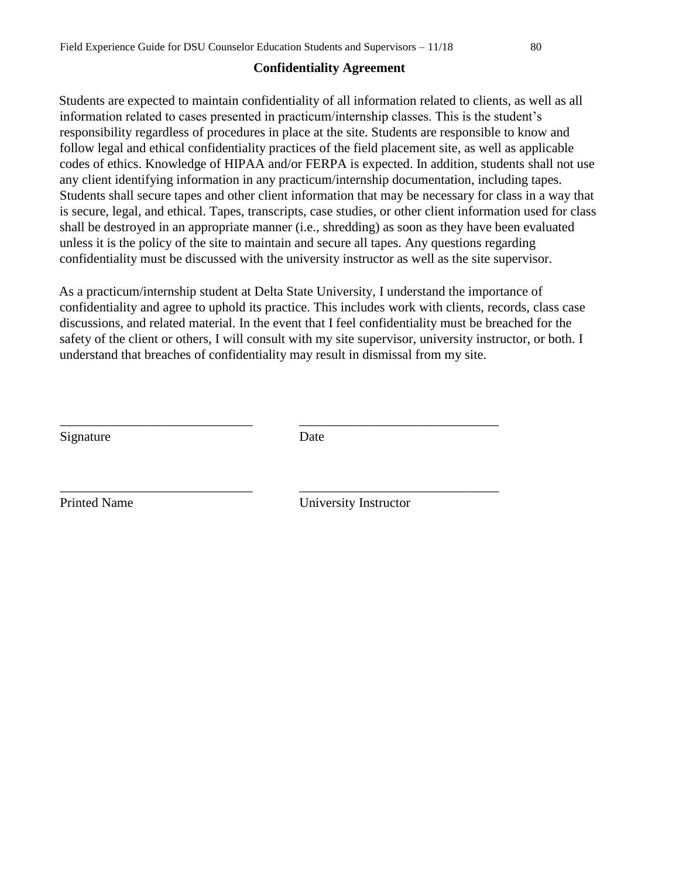## Confidentiality Agreement

Students are expected to maintain confidentiality of all information related to clients, as well as all information related to cases presented in practicum/internship classes. This is the student's responsibility regardless of procedures in place at the site. Students are responsible to know and follow legal and ethical confidentiality practices of the field placement site, as well as applicable codes of ethics. Knowledge of HIPAA and/or FERPA is expected. In addition, students shall not use any client identifying information in any practicum/internship documentation, including tapes. Students shall secure tapes and other client information that may be necessary for class in a way that is secure, legal, and ethical. Tapes, transcripts, case studies, or other client information used for class shall be destroyed in an appropriate manner (i.e., shredding) as soon as they have been evaluated unless it is the policy of the site to maintain and secure all tapes. Any questions regarding confidentiality must be discussed with the university instructor as well as the site supervisor.

As a practicum/internship student at Delta State University, I understand the importance of confidentiality and agree to uphold its practice. This includes work with clients, records, class case discussions, and related material. In the event that I feel confidentiality must be breached for the safety of the client or others, I will consult with my site supervisor, university instructor, or both. I understand that breaches of confidentiality may result in dismissal from my site.

\_\_\_\_\_\_\_\_\_\_\_\_\_\_\_\_\_\_\_\_\_\_\_\_\_\_\_\_\_ \_\_\_\_\_\_\_\_\_\_\_\_\_\_\_\_\_\_\_\_\_\_\_\_\_\_\_\_\_\_

Signature Date

\_\_\_\_\_\_\_\_\_\_\_\_\_\_\_\_\_\_\_\_\_\_\_\_\_\_\_\_\_ \_\_\_\_\_\_\_\_\_\_\_\_\_\_\_\_\_\_\_\_\_\_\_\_\_\_\_\_\_\_

Printed Name University Instructor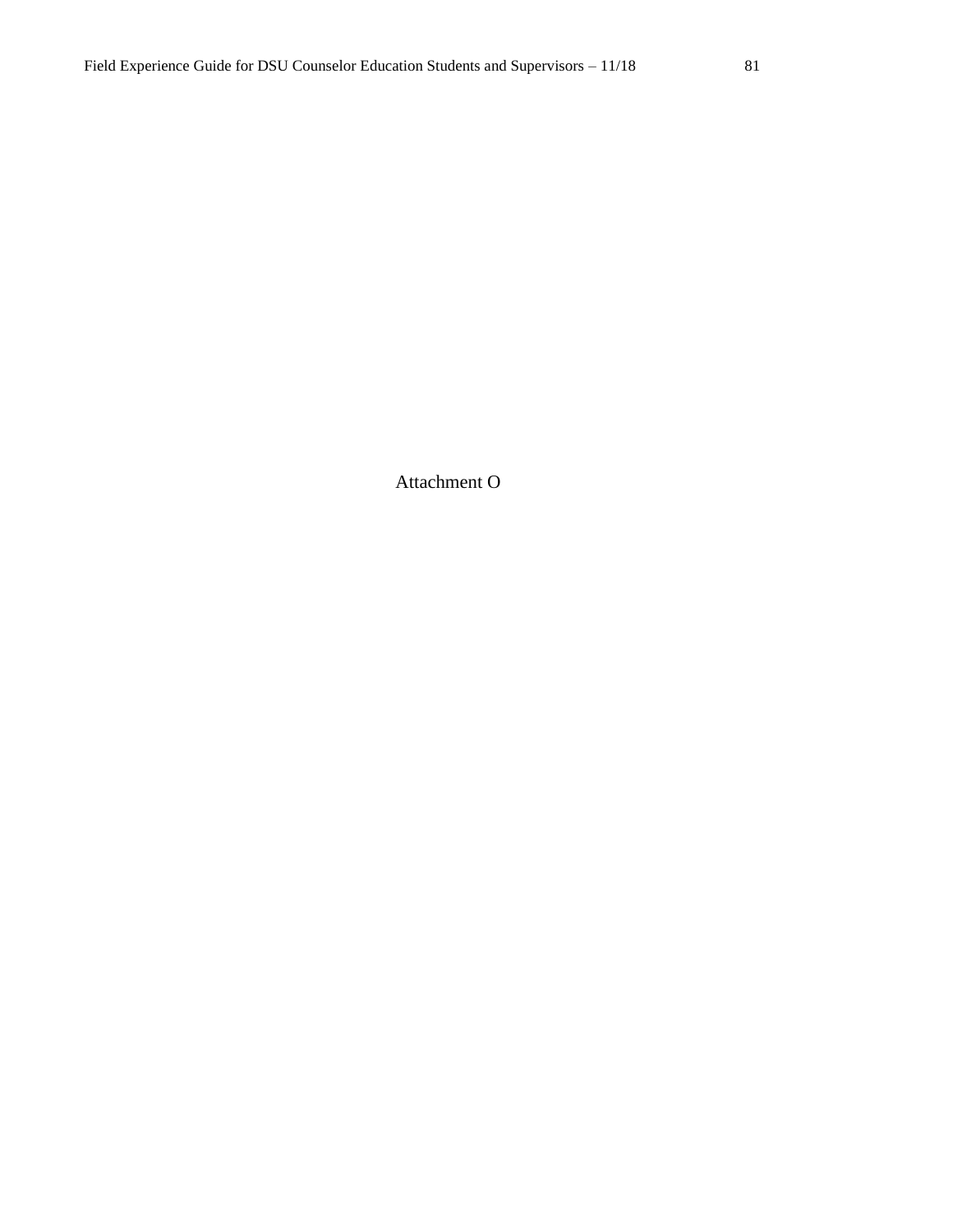Attachment O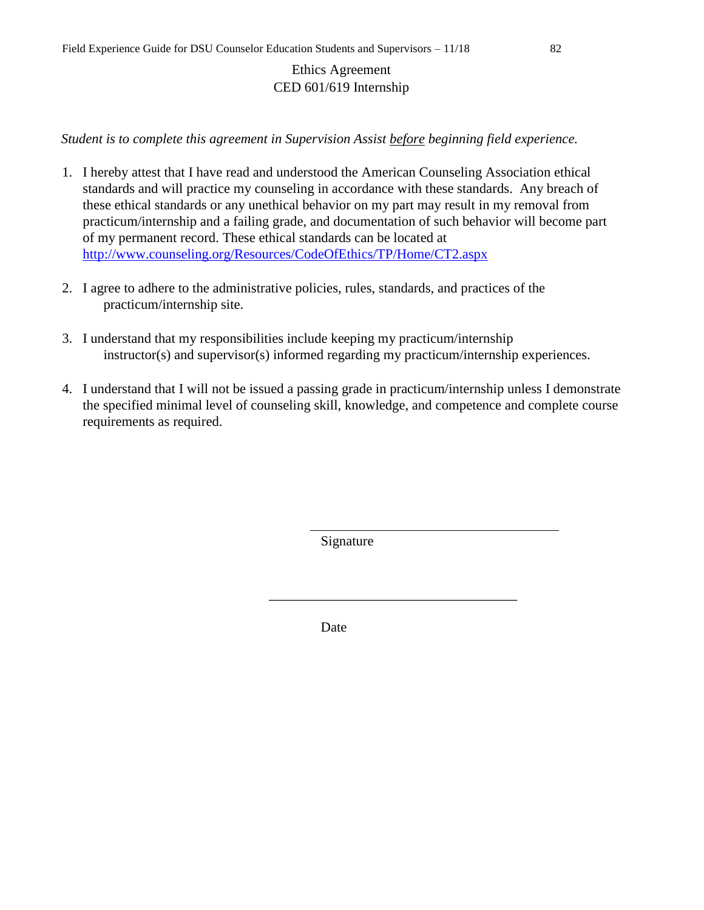# Ethics Agreement
## CED 601/619 Internship

*Student is to complete this agreement in Supervision Assist before beginning field experience.*

1. I hereby attest that I have read and understood the American Counseling Association ethical standards and will practice my counseling in accordance with these standards. Any breach of these ethical standards or any unethical behavior on my part may result in my removal from practicum/internship and a failing grade, and documentation of such behavior will become part of my permanent record. These ethical standards can be located at http://www.counseling.org/Resources/CodeOfEthics/TP/Home/CT2.aspx

2. I agree to adhere to the administrative policies, rules, standards, and practices of the practicum/internship site.

3. I understand that my responsibilities include keeping my practicum/internship instructor(s) and supervisor(s) informed regarding my practicum/internship experiences.

4. I understand that I will not be issued a passing grade in practicum/internship unless I demonstrate the specified minimal level of counseling skill, knowledge, and competence and complete course requirements as required.

\_\_\_\_\_\_\_\_\_\_\_\_\_\_\_\_\_\_\_\_\_\_\_\_\_\_\_\_\_\_\_\_\_\_\_\_
Signature

\_\_\_\_\_\_\_\_\_\_\_\_\_\_\_\_\_\_\_\_\_\_\_\_\_\_\_\_\_\_\_\_\_\_\_\_
Date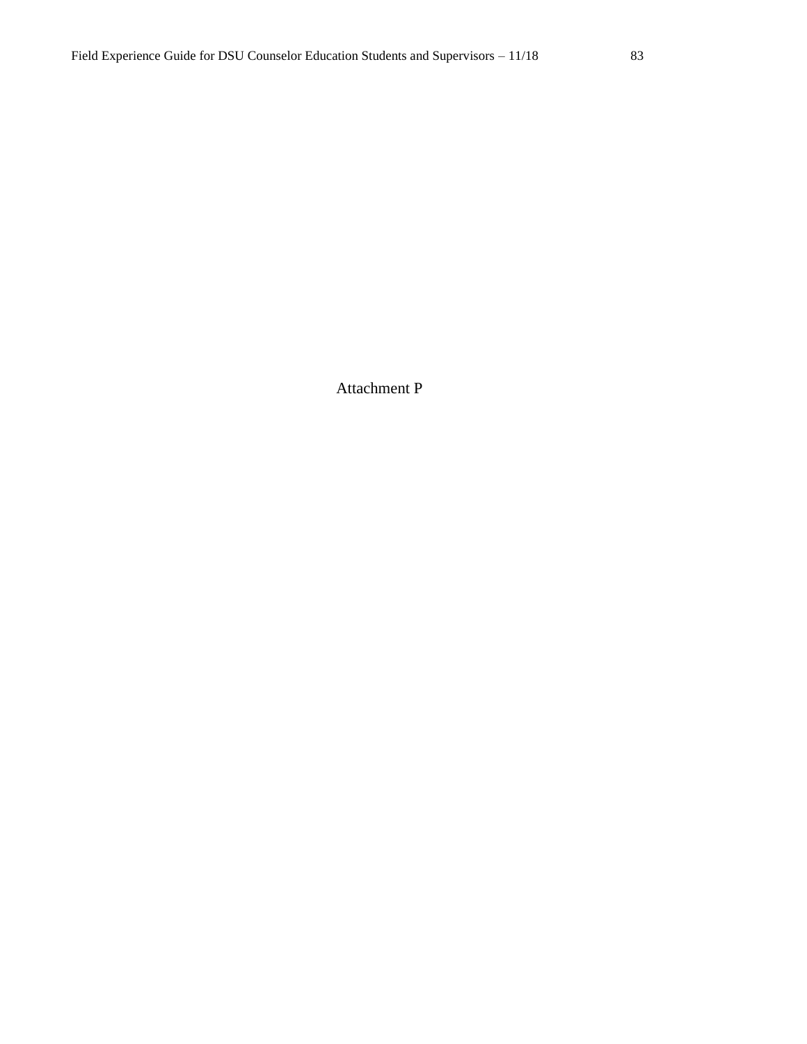# Attachment P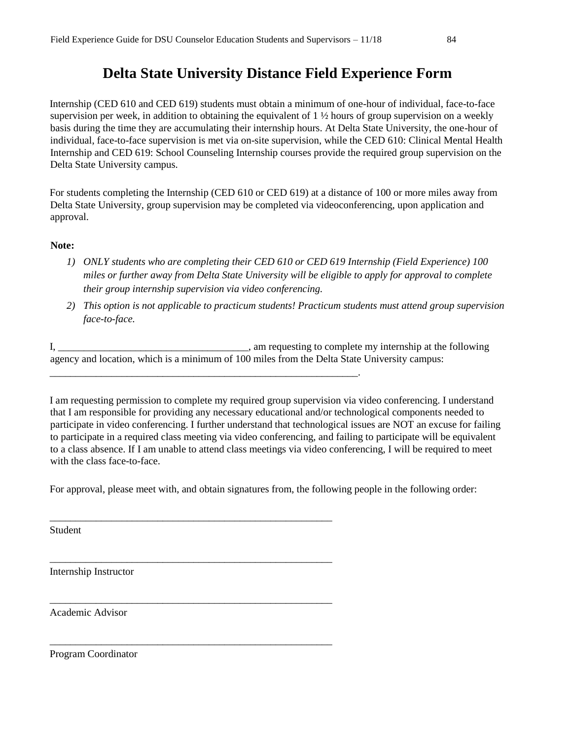# Delta State University Distance Field Experience Form

Internship (CED 610 and CED 619) students must obtain a minimum of one-hour of individual, face-to-face supervision per week, in addition to obtaining the equivalent of 1 ½ hours of group supervision on a weekly basis during the time they are accumulating their internship hours. At Delta State University, the one-hour of individual, face-to-face supervision is met via on-site supervision, while the CED 610: Clinical Mental Health Internship and CED 619: School Counseling Internship courses provide the required group supervision on the Delta State University campus.

For students completing the Internship (CED 610 or CED 619) at a distance of 100 or more miles away from Delta State University, group supervision may be completed via videoconferencing, upon application and approval.

**Note:**

1) *ONLY students who are completing their CED 610 or CED 619 Internship (Field Experience) 100 miles or further away from Delta State University will be eligible to apply for approval to complete their group internship supervision via video conferencing.*
2) *This option is not applicable to practicum students! Practicum students must attend group supervision face-to-face.*

I, ____________________________________, am requesting to complete my internship at the following agency and location, which is a minimum of 100 miles from the Delta State University campus: ______________________________________________________________.

I am requesting permission to complete my required group supervision via video conferencing. I understand that I am responsible for providing any necessary educational and/or technological components needed to participate in video conferencing. I further understand that technological issues are NOT an excuse for failing to participate in a required class meeting via video conferencing, and failing to participate will be equivalent to a class absence. If I am unable to attend class meetings via video conferencing, I will be required to meet with the class face-to-face.

For approval, please meet with, and obtain signatures from, the following people in the following order:

_________________________________________________________
Student

_________________________________________________________
Internship Instructor

_________________________________________________________
Academic Advisor

_________________________________________________________
Program Coordinator